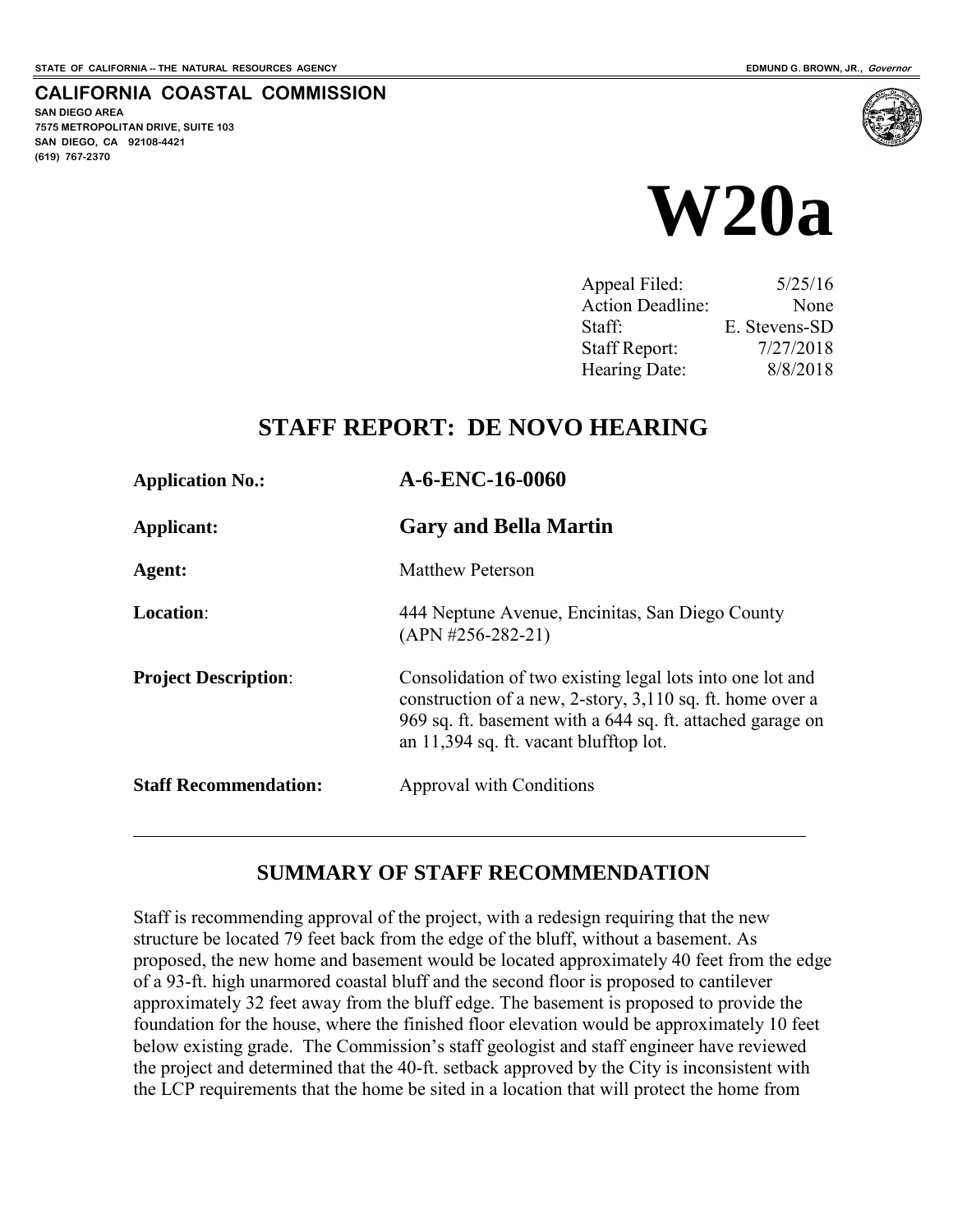STATE OF CALIFORNIA -- THE NATURAL RESOURCES AGENCY EDMUND G. BROWN, JR., *Governor*

**CALIFORNIA COASTAL COMMISSION**
**SAN DIEGO AREA**
**7575 METROPOLITAN DRIVE, SUITE 103**
**SAN DIEGO, CA 92108-4421**
**(619) 767-2370**

# W20a

| | |
|---|---|
| Appeal Filed: | 5/25/16 |
| Action Deadline: | None |
| Staff: | E. Stevens-SD |
| Staff Report: | 7/27/2018 |
| Hearing Date: | 8/8/2018 |

## STAFF REPORT: DE NOVO HEARING

| | |
|---|---|
| **Application No.:** | **A-6-ENC-16-0060** |
| **Applicant:** | **Gary and Bella Martin** |
| **Agent:** | Matthew Peterson |
| **Location**: | 444 Neptune Avenue, Encinitas, San Diego County (APN #256-282-21) |
| **Project Description**: | Consolidation of two existing legal lots into one lot and construction of a new, 2-story, 3,110 sq. ft. home over a 969 sq. ft. basement with a 644 sq. ft. attached garage on an 11,394 sq. ft. vacant blufftop lot. |
| **Staff Recommendation:** | Approval with Conditions |

---

## SUMMARY OF STAFF RECOMMENDATION

Staff is recommending approval of the project, with a redesign requiring that the new structure be located 79 feet back from the edge of the bluff, without a basement. As proposed, the new home and basement would be located approximately 40 feet from the edge of a 93-ft. high unarmored coastal bluff and the second floor is proposed to cantilever approximately 32 feet away from the bluff edge. The basement is proposed to provide the foundation for the house, where the finished floor elevation would be approximately 10 feet below existing grade. The Commission's staff geologist and staff engineer have reviewed the project and determined that the 40-ft. setback approved by the City is inconsistent with the LCP requirements that the home be sited in a location that will protect the home from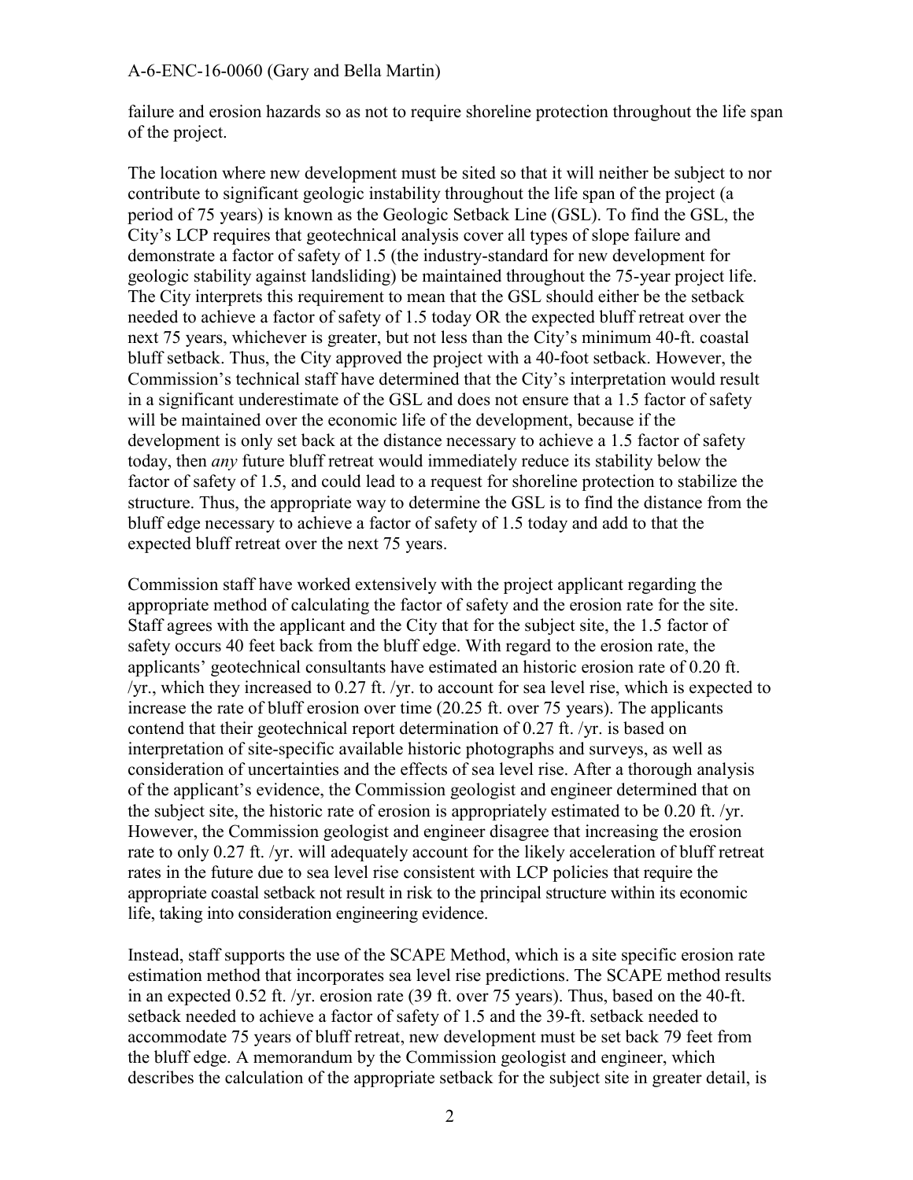failure and erosion hazards so as not to require shoreline protection throughout the life span of the project.

The location where new development must be sited so that it will neither be subject to nor contribute to significant geologic instability throughout the life span of the project (a period of 75 years) is known as the Geologic Setback Line (GSL). To find the GSL, the City's LCP requires that geotechnical analysis cover all types of slope failure and demonstrate a factor of safety of 1.5 (the industry-standard for new development for geologic stability against landsliding) be maintained throughout the 75-year project life. The City interprets this requirement to mean that the GSL should either be the setback needed to achieve a factor of safety of 1.5 today OR the expected bluff retreat over the next 75 years, whichever is greater, but not less than the City's minimum 40-ft. coastal bluff setback. Thus, the City approved the project with a 40-foot setback. However, the Commission's technical staff have determined that the City's interpretation would result in a significant underestimate of the GSL and does not ensure that a 1.5 factor of safety will be maintained over the economic life of the development, because if the development is only set back at the distance necessary to achieve a 1.5 factor of safety today, then *any* future bluff retreat would immediately reduce its stability below the factor of safety of 1.5, and could lead to a request for shoreline protection to stabilize the structure. Thus, the appropriate way to determine the GSL is to find the distance from the bluff edge necessary to achieve a factor of safety of 1.5 today and add to that the expected bluff retreat over the next 75 years.

Commission staff have worked extensively with the project applicant regarding the appropriate method of calculating the factor of safety and the erosion rate for the site. Staff agrees with the applicant and the City that for the subject site, the 1.5 factor of safety occurs 40 feet back from the bluff edge. With regard to the erosion rate, the applicants' geotechnical consultants have estimated an historic erosion rate of 0.20 ft. /yr., which they increased to 0.27 ft. /yr. to account for sea level rise, which is expected to increase the rate of bluff erosion over time (20.25 ft. over 75 years). The applicants contend that their geotechnical report determination of 0.27 ft. /yr. is based on interpretation of site-specific available historic photographs and surveys, as well as consideration of uncertainties and the effects of sea level rise. After a thorough analysis of the applicant's evidence, the Commission geologist and engineer determined that on the subject site, the historic rate of erosion is appropriately estimated to be 0.20 ft. /yr. However, the Commission geologist and engineer disagree that increasing the erosion rate to only 0.27 ft. /yr. will adequately account for the likely acceleration of bluff retreat rates in the future due to sea level rise consistent with LCP policies that require the appropriate coastal setback not result in risk to the principal structure within its economic life, taking into consideration engineering evidence.

Instead, staff supports the use of the SCAPE Method, which is a site specific erosion rate estimation method that incorporates sea level rise predictions. The SCAPE method results in an expected 0.52 ft. /yr. erosion rate (39 ft. over 75 years). Thus, based on the 40-ft. setback needed to achieve a factor of safety of 1.5 and the 39-ft. setback needed to accommodate 75 years of bluff retreat, new development must be set back 79 feet from the bluff edge. A memorandum by the Commission geologist and engineer, which describes the calculation of the appropriate setback for the subject site in greater detail, is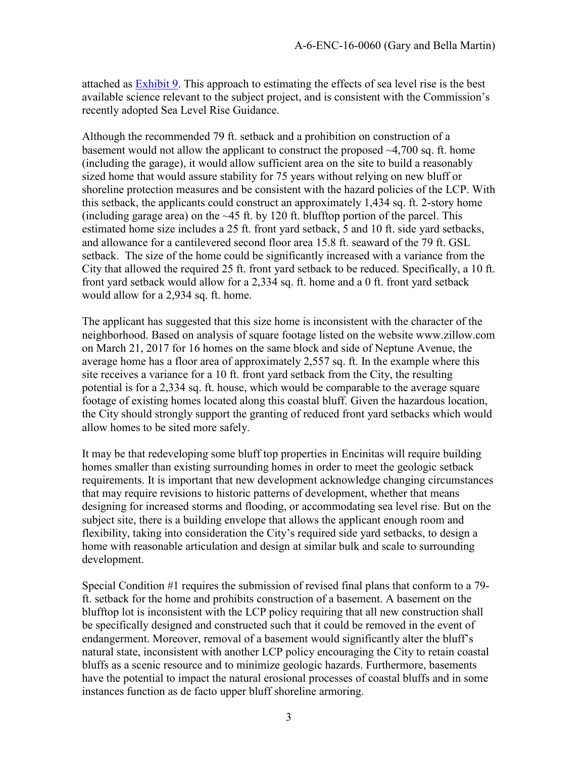attached as Exhibit 9. This approach to estimating the effects of sea level rise is the best available science relevant to the subject project, and is consistent with the Commission's recently adopted Sea Level Rise Guidance.

Although the recommended 79 ft. setback and a prohibition on construction of a basement would not allow the applicant to construct the proposed ~4,700 sq. ft. home (including the garage), it would allow sufficient area on the site to build a reasonably sized home that would assure stability for 75 years without relying on new bluff or shoreline protection measures and be consistent with the hazard policies of the LCP. With this setback, the applicants could construct an approximately 1,434 sq. ft. 2-story home (including garage area) on the ~45 ft. by 120 ft. blufftop portion of the parcel. This estimated home size includes a 25 ft. front yard setback, 5 and 10 ft. side yard setbacks, and allowance for a cantilevered second floor area 15.8 ft. seaward of the 79 ft. GSL setback. The size of the home could be significantly increased with a variance from the City that allowed the required 25 ft. front yard setback to be reduced. Specifically, a 10 ft. front yard setback would allow for a 2,334 sq. ft. home and a 0 ft. front yard setback would allow for a 2,934 sq. ft. home.

The applicant has suggested that this size home is inconsistent with the character of the neighborhood. Based on analysis of square footage listed on the website www.zillow.com on March 21, 2017 for 16 homes on the same block and side of Neptune Avenue, the average home has a floor area of approximately 2,557 sq. ft. In the example where this site receives a variance for a 10 ft. front yard setback from the City, the resulting potential is for a 2,334 sq. ft. house, which would be comparable to the average square footage of existing homes located along this coastal bluff. Given the hazardous location, the City should strongly support the granting of reduced front yard setbacks which would allow homes to be sited more safely.

It may be that redeveloping some bluff top properties in Encinitas will require building homes smaller than existing surrounding homes in order to meet the geologic setback requirements. It is important that new development acknowledge changing circumstances that may require revisions to historic patterns of development, whether that means designing for increased storms and flooding, or accommodating sea level rise. But on the subject site, there is a building envelope that allows the applicant enough room and flexibility, taking into consideration the City's required side yard setbacks, to design a home with reasonable articulation and design at similar bulk and scale to surrounding development.

Special Condition #1 requires the submission of revised final plans that conform to a 79-ft. setback for the home and prohibits construction of a basement. A basement on the blufftop lot is inconsistent with the LCP policy requiring that all new construction shall be specifically designed and constructed such that it could be removed in the event of endangerment. Moreover, removal of a basement would significantly alter the bluff's natural state, inconsistent with another LCP policy encouraging the City to retain coastal bluffs as a scenic resource and to minimize geologic hazards. Furthermore, basements have the potential to impact the natural erosional processes of coastal bluffs and in some instances function as de facto upper bluff shoreline armoring.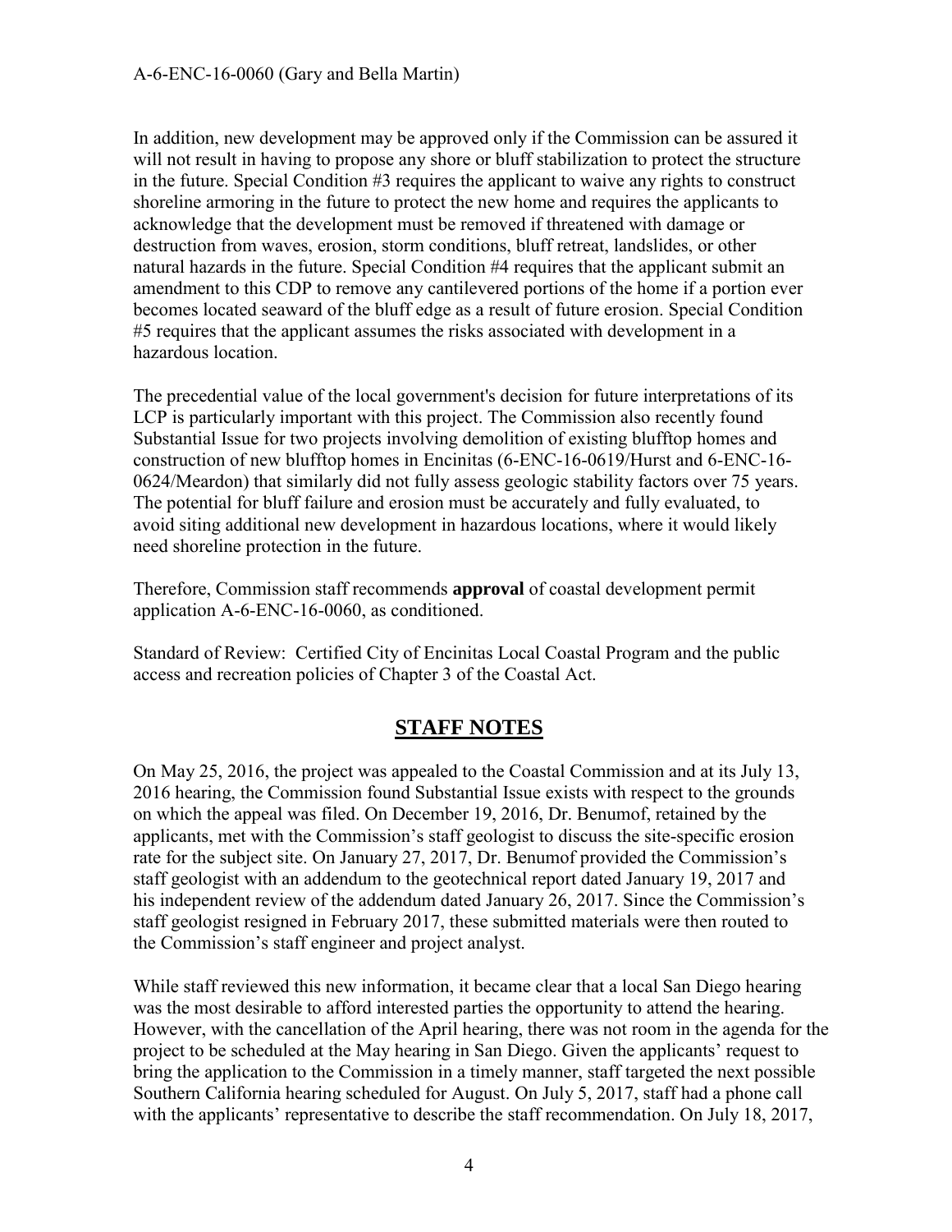In addition, new development may be approved only if the Commission can be assured it will not result in having to propose any shore or bluff stabilization to protect the structure in the future. Special Condition #3 requires the applicant to waive any rights to construct shoreline armoring in the future to protect the new home and requires the applicants to acknowledge that the development must be removed if threatened with damage or destruction from waves, erosion, storm conditions, bluff retreat, landslides, or other natural hazards in the future. Special Condition #4 requires that the applicant submit an amendment to this CDP to remove any cantilevered portions of the home if a portion ever becomes located seaward of the bluff edge as a result of future erosion. Special Condition #5 requires that the applicant assumes the risks associated with development in a hazardous location.

The precedential value of the local government's decision for future interpretations of its LCP is particularly important with this project. The Commission also recently found Substantial Issue for two projects involving demolition of existing blufftop homes and construction of new blufftop homes in Encinitas (6-ENC-16-0619/Hurst and 6-ENC-16-0624/Meardon) that similarly did not fully assess geologic stability factors over 75 years. The potential for bluff failure and erosion must be accurately and fully evaluated, to avoid siting additional new development in hazardous locations, where it would likely need shoreline protection in the future.

Therefore, Commission staff recommends **approval** of coastal development permit application A-6-ENC-16-0060, as conditioned.

Standard of Review: Certified City of Encinitas Local Coastal Program and the public access and recreation policies of Chapter 3 of the Coastal Act.

## STAFF NOTES

On May 25, 2016, the project was appealed to the Coastal Commission and at its July 13, 2016 hearing, the Commission found Substantial Issue exists with respect to the grounds on which the appeal was filed. On December 19, 2016, Dr. Benumof, retained by the applicants, met with the Commission's staff geologist to discuss the site-specific erosion rate for the subject site. On January 27, 2017, Dr. Benumof provided the Commission's staff geologist with an addendum to the geotechnical report dated January 19, 2017 and his independent review of the addendum dated January 26, 2017. Since the Commission's staff geologist resigned in February 2017, these submitted materials were then routed to the Commission's staff engineer and project analyst.

While staff reviewed this new information, it became clear that a local San Diego hearing was the most desirable to afford interested parties the opportunity to attend the hearing. However, with the cancellation of the April hearing, there was not room in the agenda for the project to be scheduled at the May hearing in San Diego. Given the applicants' request to bring the application to the Commission in a timely manner, staff targeted the next possible Southern California hearing scheduled for August. On July 5, 2017, staff had a phone call with the applicants' representative to describe the staff recommendation. On July 18, 2017,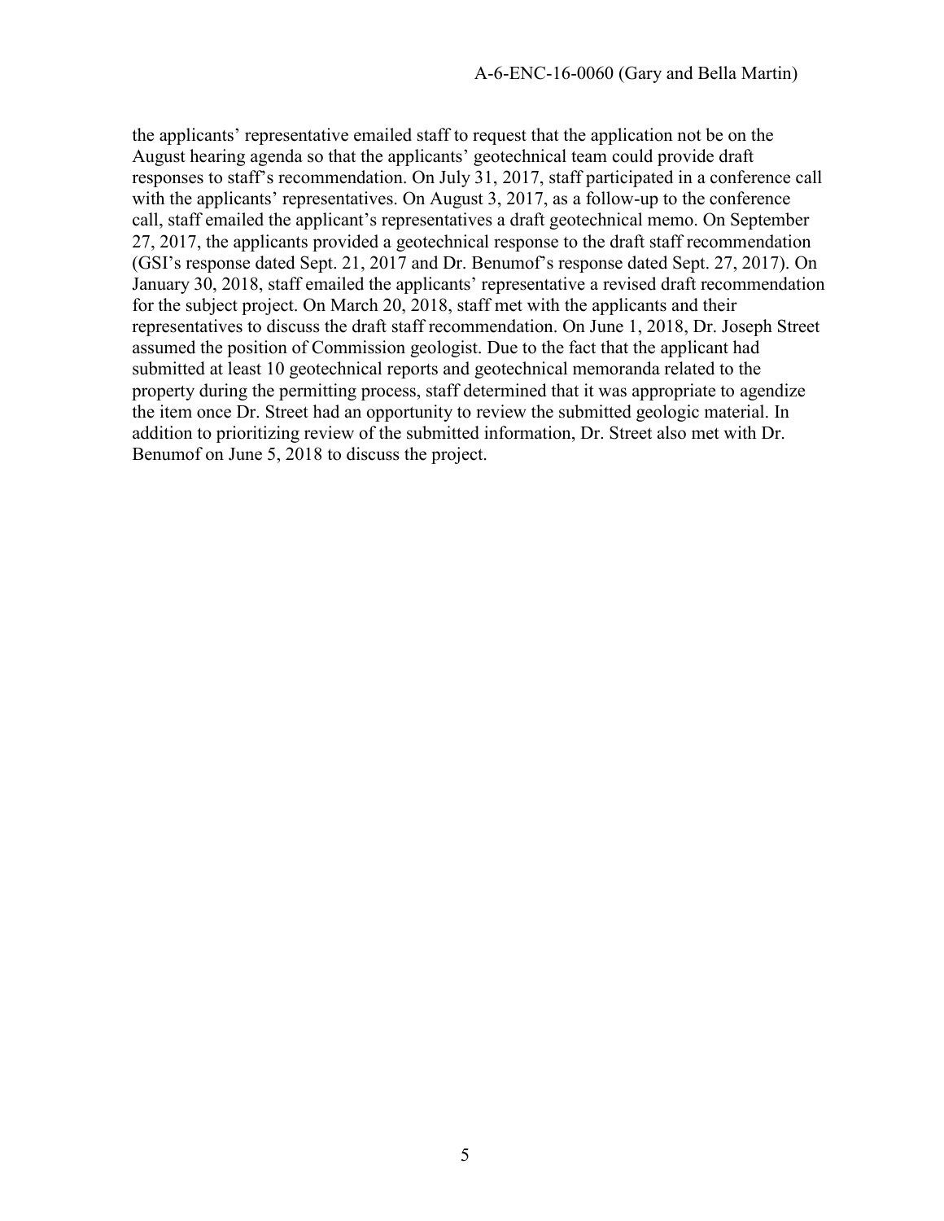the applicants' representative emailed staff to request that the application not be on the August hearing agenda so that the applicants' geotechnical team could provide draft responses to staff's recommendation. On July 31, 2017, staff participated in a conference call with the applicants' representatives. On August 3, 2017, as a follow-up to the conference call, staff emailed the applicant's representatives a draft geotechnical memo. On September 27, 2017, the applicants provided a geotechnical response to the draft staff recommendation (GSI's response dated Sept. 21, 2017 and Dr. Benumof's response dated Sept. 27, 2017). On January 30, 2018, staff emailed the applicants' representative a revised draft recommendation for the subject project. On March 20, 2018, staff met with the applicants and their representatives to discuss the draft staff recommendation. On June 1, 2018, Dr. Joseph Street assumed the position of Commission geologist. Due to the fact that the applicant had submitted at least 10 geotechnical reports and geotechnical memoranda related to the property during the permitting process, staff determined that it was appropriate to agendize the item once Dr. Street had an opportunity to review the submitted geologic material. In addition to prioritizing review of the submitted information, Dr. Street also met with Dr. Benumof on June 5, 2018 to discuss the project.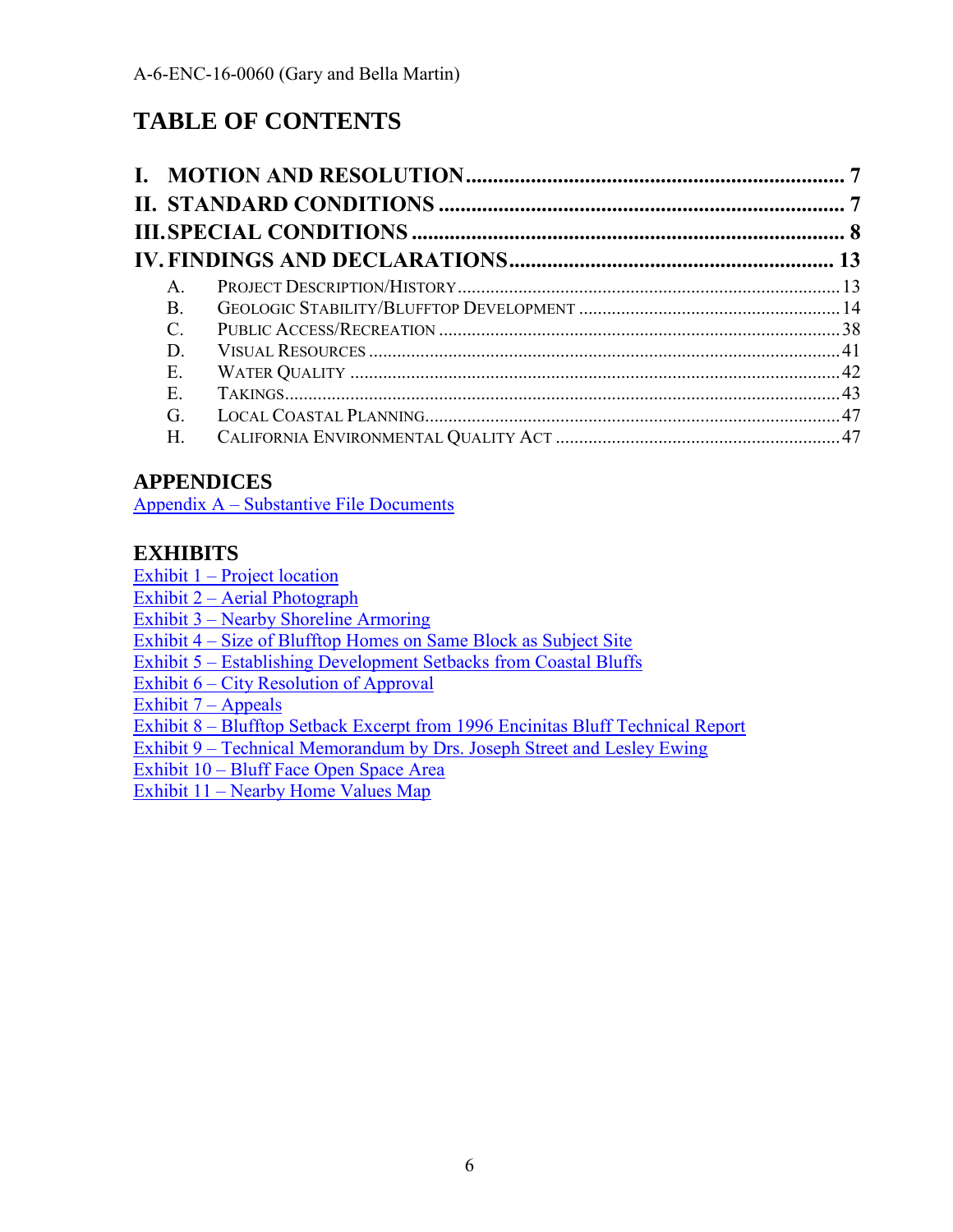# TABLE OF CONTENTS

**I. MOTION AND RESOLUTION ........................................................................ 7**

**II. STANDARD CONDITIONS ........................................................................ 7**

**III. SPECIAL CONDITIONS ........................................................................ 8**

**IV. FINDINGS AND DECLARATIONS ............................................................ 13**

A. PROJECT DESCRIPTION/HISTORY ........................................................................ 13

B. GEOLOGIC STABILITY/BLUFFTOP DEVELOPMENT ...................................................... 14

C. PUBLIC ACCESS/RECREATION ........................................................................ 38

D. VISUAL RESOURCES ........................................................................ 41

E. WATER QUALITY ........................................................................ 42

E. TAKINGS ........................................................................ 43

G. LOCAL COASTAL PLANNING ........................................................................ 47

H. CALIFORNIA ENVIRONMENTAL QUALITY ACT ............................................................ 47

## APPENDICES

Appendix A – Substantive File Documents

## EXHIBITS

Exhibit 1 – Project location
Exhibit 2 – Aerial Photograph
Exhibit 3 – Nearby Shoreline Armoring
Exhibit 4 – Size of Blufftop Homes on Same Block as Subject Site
Exhibit 5 – Establishing Development Setbacks from Coastal Bluffs
Exhibit 6 – City Resolution of Approval
Exhibit 7 – Appeals
Exhibit 8 – Blufftop Setback Excerpt from 1996 Encinitas Bluff Technical Report
Exhibit 9 – Technical Memorandum by Drs. Joseph Street and Lesley Ewing
Exhibit 10 – Bluff Face Open Space Area
Exhibit 11 – Nearby Home Values Map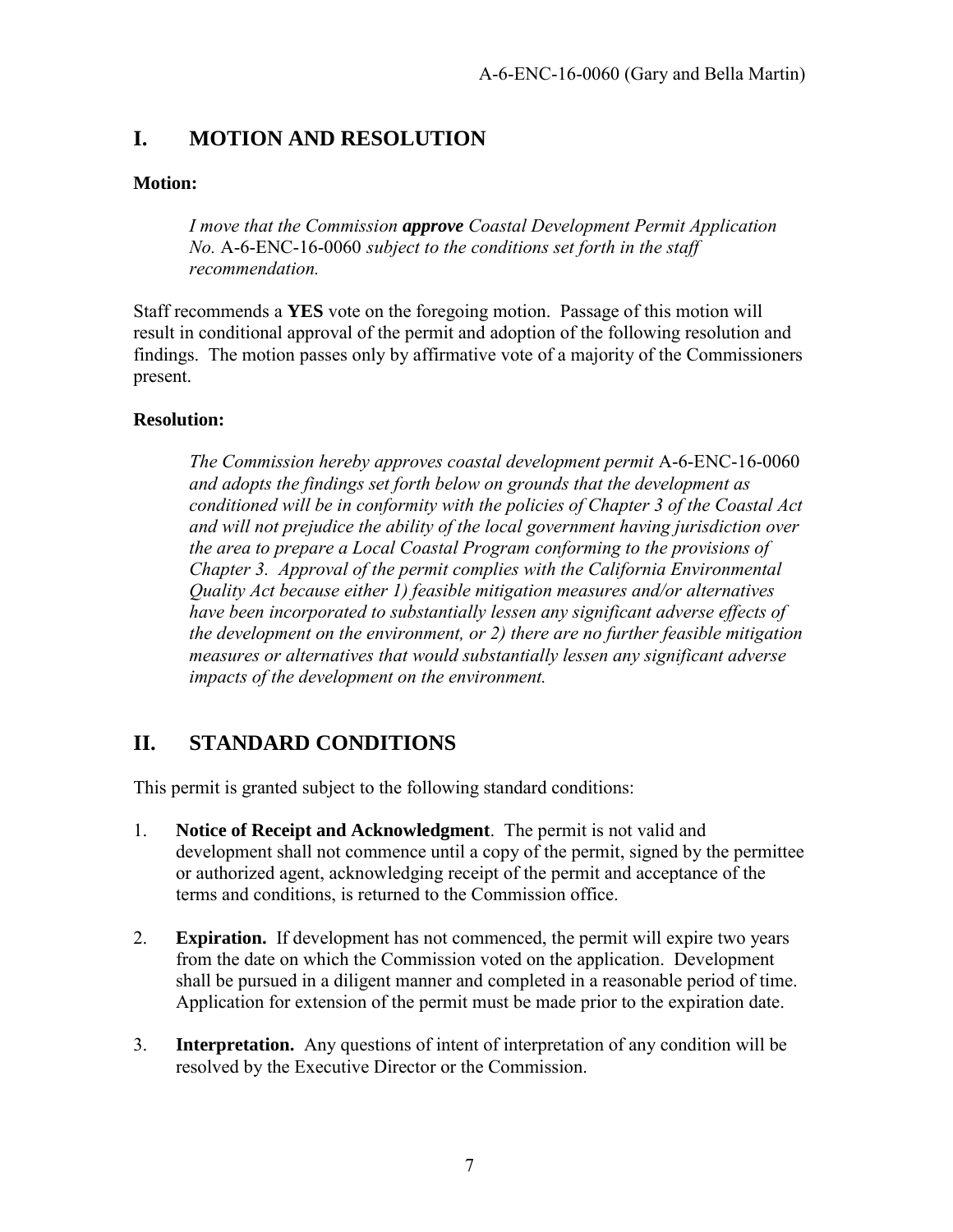## I. MOTION AND RESOLUTION

**Motion:**

> *I move that the Commission **approve** Coastal Development Permit Application No.* A-6-ENC-16-0060 *subject to the conditions set forth in the staff recommendation.*

Staff recommends a **YES** vote on the foregoing motion. Passage of this motion will result in conditional approval of the permit and adoption of the following resolution and findings. The motion passes only by affirmative vote of a majority of the Commissioners present.

**Resolution:**

> *The Commission hereby approves coastal development permit* A-6-ENC-16-0060 *and adopts the findings set forth below on grounds that the development as conditioned will be in conformity with the policies of Chapter 3 of the Coastal Act and will not prejudice the ability of the local government having jurisdiction over the area to prepare a Local Coastal Program conforming to the provisions of Chapter 3. Approval of the permit complies with the California Environmental Quality Act because either 1) feasible mitigation measures and/or alternatives have been incorporated to substantially lessen any significant adverse effects of the development on the environment, or 2) there are no further feasible mitigation measures or alternatives that would substantially lessen any significant adverse impacts of the development on the environment.*

## II. STANDARD CONDITIONS

This permit is granted subject to the following standard conditions:

1. **Notice of Receipt and Acknowledgment**. The permit is not valid and development shall not commence until a copy of the permit, signed by the permittee or authorized agent, acknowledging receipt of the permit and acceptance of the terms and conditions, is returned to the Commission office.

2. **Expiration.** If development has not commenced, the permit will expire two years from the date on which the Commission voted on the application. Development shall be pursued in a diligent manner and completed in a reasonable period of time. Application for extension of the permit must be made prior to the expiration date.

3. **Interpretation.** Any questions of intent of interpretation of any condition will be resolved by the Executive Director or the Commission.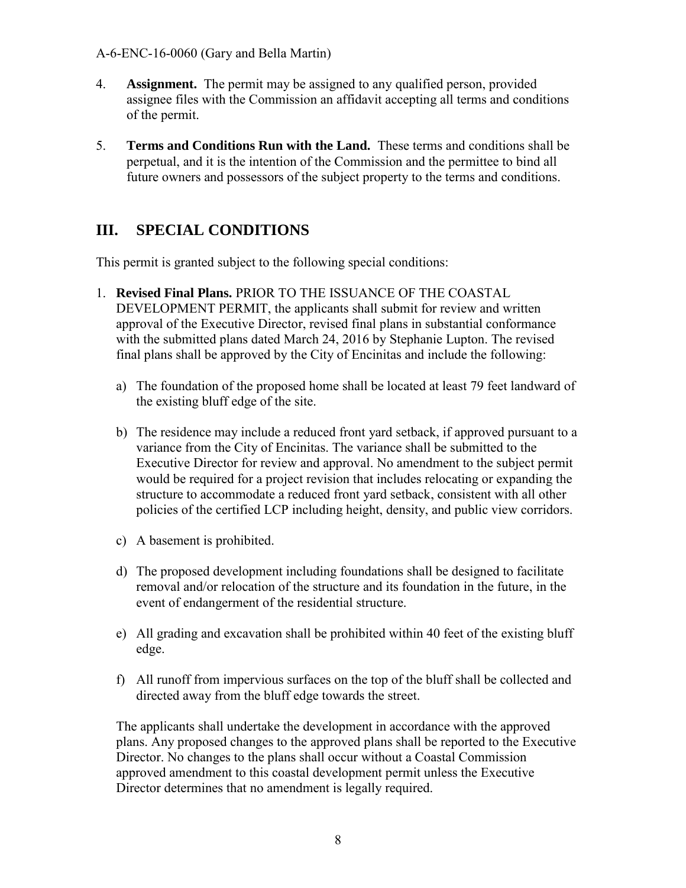4. **Assignment.** The permit may be assigned to any qualified person, provided assignee files with the Commission an affidavit accepting all terms and conditions of the permit.

5. **Terms and Conditions Run with the Land.** These terms and conditions shall be perpetual, and it is the intention of the Commission and the permittee to bind all future owners and possessors of the subject property to the terms and conditions.

## III. SPECIAL CONDITIONS

This permit is granted subject to the following special conditions:

1. **Revised Final Plans.** PRIOR TO THE ISSUANCE OF THE COASTAL DEVELOPMENT PERMIT, the applicants shall submit for review and written approval of the Executive Director, revised final plans in substantial conformance with the submitted plans dated March 24, 2016 by Stephanie Lupton. The revised final plans shall be approved by the City of Encinitas and include the following:

   a) The foundation of the proposed home shall be located at least 79 feet landward of the existing bluff edge of the site.

   b) The residence may include a reduced front yard setback, if approved pursuant to a variance from the City of Encinitas. The variance shall be submitted to the Executive Director for review and approval. No amendment to the subject permit would be required for a project revision that includes relocating or expanding the structure to accommodate a reduced front yard setback, consistent with all other policies of the certified LCP including height, density, and public view corridors.

   c) A basement is prohibited.

   d) The proposed development including foundations shall be designed to facilitate removal and/or relocation of the structure and its foundation in the future, in the event of endangerment of the residential structure.

   e) All grading and excavation shall be prohibited within 40 feet of the existing bluff edge.

   f) All runoff from impervious surfaces on the top of the bluff shall be collected and directed away from the bluff edge towards the street.

   The applicants shall undertake the development in accordance with the approved plans. Any proposed changes to the approved plans shall be reported to the Executive Director. No changes to the plans shall occur without a Coastal Commission approved amendment to this coastal development permit unless the Executive Director determines that no amendment is legally required.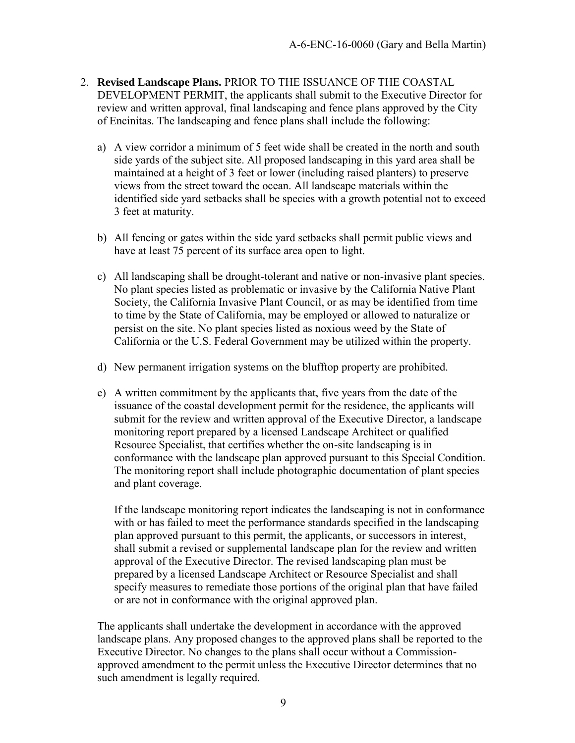2. **Revised Landscape Plans.** PRIOR TO THE ISSUANCE OF THE COASTAL DEVELOPMENT PERMIT, the applicants shall submit to the Executive Director for review and written approval, final landscaping and fence plans approved by the City of Encinitas. The landscaping and fence plans shall include the following:

   a) A view corridor a minimum of 5 feet wide shall be created in the north and south side yards of the subject site. All proposed landscaping in this yard area shall be maintained at a height of 3 feet or lower (including raised planters) to preserve views from the street toward the ocean. All landscape materials within the identified side yard setbacks shall be species with a growth potential not to exceed 3 feet at maturity.

   b) All fencing or gates within the side yard setbacks shall permit public views and have at least 75 percent of its surface area open to light.

   c) All landscaping shall be drought-tolerant and native or non-invasive plant species. No plant species listed as problematic or invasive by the California Native Plant Society, the California Invasive Plant Council, or as may be identified from time to time by the State of California, may be employed or allowed to naturalize or persist on the site. No plant species listed as noxious weed by the State of California or the U.S. Federal Government may be utilized within the property.

   d) New permanent irrigation systems on the blufftop property are prohibited.

   e) A written commitment by the applicants that, five years from the date of the issuance of the coastal development permit for the residence, the applicants will submit for the review and written approval of the Executive Director, a landscape monitoring report prepared by a licensed Landscape Architect or qualified Resource Specialist, that certifies whether the on-site landscaping is in conformance with the landscape plan approved pursuant to this Special Condition. The monitoring report shall include photographic documentation of plant species and plant coverage.

      If the landscape monitoring report indicates the landscaping is not in conformance with or has failed to meet the performance standards specified in the landscaping plan approved pursuant to this permit, the applicants, or successors in interest, shall submit a revised or supplemental landscape plan for the review and written approval of the Executive Director. The revised landscaping plan must be prepared by a licensed Landscape Architect or Resource Specialist and shall specify measures to remediate those portions of the original plan that have failed or are not in conformance with the original approved plan.

   The applicants shall undertake the development in accordance with the approved landscape plans. Any proposed changes to the approved plans shall be reported to the Executive Director. No changes to the plans shall occur without a Commission-approved amendment to the permit unless the Executive Director determines that no such amendment is legally required.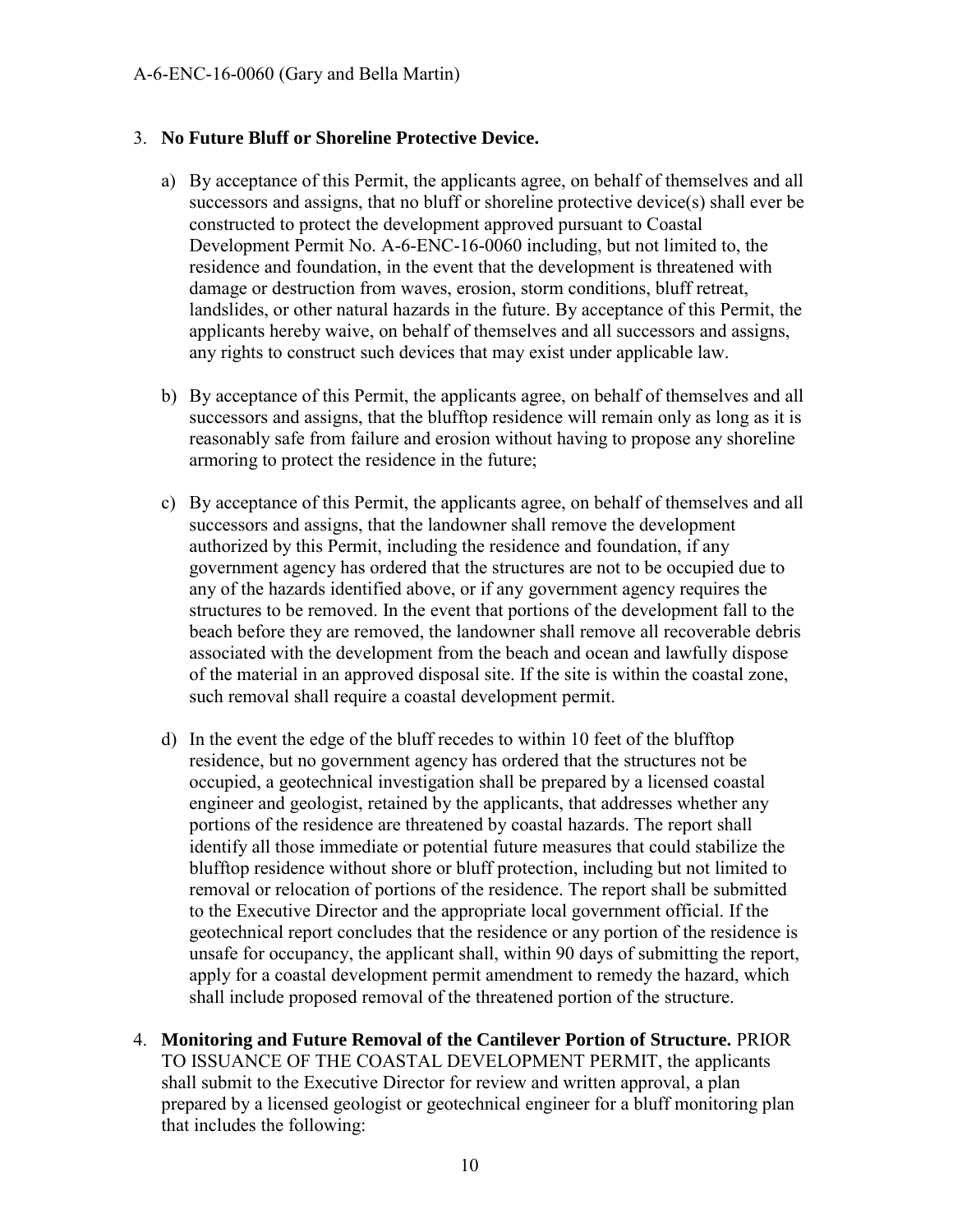3. **No Future Bluff or Shoreline Protective Device.**

   a) By acceptance of this Permit, the applicants agree, on behalf of themselves and all successors and assigns, that no bluff or shoreline protective device(s) shall ever be constructed to protect the development approved pursuant to Coastal Development Permit No. A-6-ENC-16-0060 including, but not limited to, the residence and foundation, in the event that the development is threatened with damage or destruction from waves, erosion, storm conditions, bluff retreat, landslides, or other natural hazards in the future. By acceptance of this Permit, the applicants hereby waive, on behalf of themselves and all successors and assigns, any rights to construct such devices that may exist under applicable law.

   b) By acceptance of this Permit, the applicants agree, on behalf of themselves and all successors and assigns, that the blufftop residence will remain only as long as it is reasonably safe from failure and erosion without having to propose any shoreline armoring to protect the residence in the future;

   c) By acceptance of this Permit, the applicants agree, on behalf of themselves and all successors and assigns, that the landowner shall remove the development authorized by this Permit, including the residence and foundation, if any government agency has ordered that the structures are not to be occupied due to any of the hazards identified above, or if any government agency requires the structures to be removed. In the event that portions of the development fall to the beach before they are removed, the landowner shall remove all recoverable debris associated with the development from the beach and ocean and lawfully dispose of the material in an approved disposal site. If the site is within the coastal zone, such removal shall require a coastal development permit.

   d) In the event the edge of the bluff recedes to within 10 feet of the blufftop residence, but no government agency has ordered that the structures not be occupied, a geotechnical investigation shall be prepared by a licensed coastal engineer and geologist, retained by the applicants, that addresses whether any portions of the residence are threatened by coastal hazards. The report shall identify all those immediate or potential future measures that could stabilize the blufftop residence without shore or bluff protection, including but not limited to removal or relocation of portions of the residence. The report shall be submitted to the Executive Director and the appropriate local government official. If the geotechnical report concludes that the residence or any portion of the residence is unsafe for occupancy, the applicant shall, within 90 days of submitting the report, apply for a coastal development permit amendment to remedy the hazard, which shall include proposed removal of the threatened portion of the structure.

4. **Monitoring and Future Removal of the Cantilever Portion of Structure.** PRIOR TO ISSUANCE OF THE COASTAL DEVELOPMENT PERMIT, the applicants shall submit to the Executive Director for review and written approval, a plan prepared by a licensed geologist or geotechnical engineer for a bluff monitoring plan that includes the following: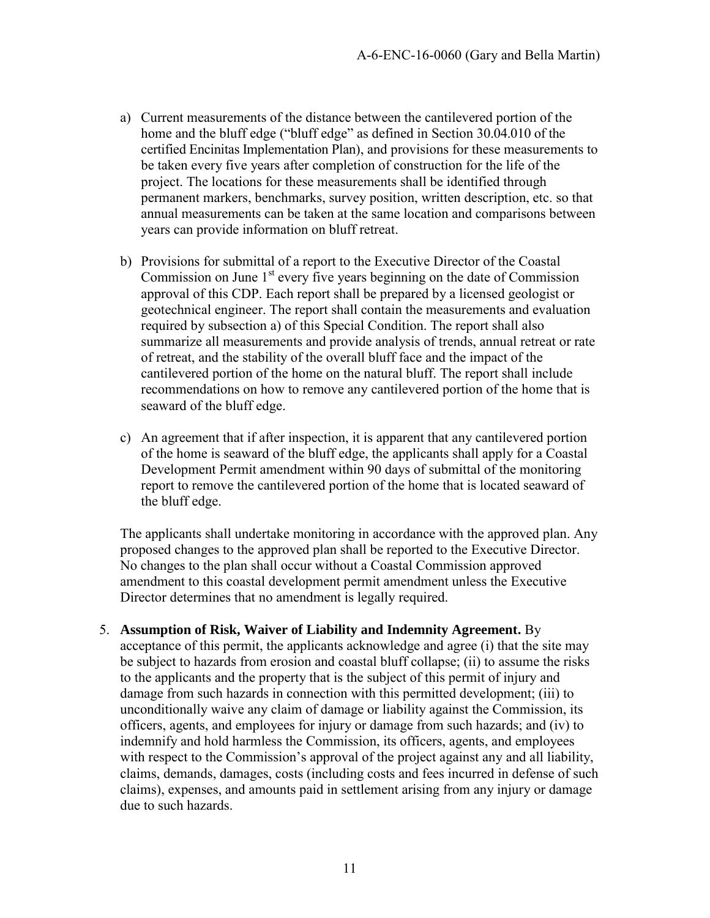a) Current measurements of the distance between the cantilevered portion of the home and the bluff edge ("bluff edge" as defined in Section 30.04.010 of the certified Encinitas Implementation Plan), and provisions for these measurements to be taken every five years after completion of construction for the life of the project. The locations for these measurements shall be identified through permanent markers, benchmarks, survey position, written description, etc. so that annual measurements can be taken at the same location and comparisons between years can provide information on bluff retreat.

b) Provisions for submittal of a report to the Executive Director of the Coastal Commission on June 1st every five years beginning on the date of Commission approval of this CDP. Each report shall be prepared by a licensed geologist or geotechnical engineer. The report shall contain the measurements and evaluation required by subsection a) of this Special Condition. The report shall also summarize all measurements and provide analysis of trends, annual retreat or rate of retreat, and the stability of the overall bluff face and the impact of the cantilevered portion of the home on the natural bluff. The report shall include recommendations on how to remove any cantilevered portion of the home that is seaward of the bluff edge.

c) An agreement that if after inspection, it is apparent that any cantilevered portion of the home is seaward of the bluff edge, the applicants shall apply for a Coastal Development Permit amendment within 90 days of submittal of the monitoring report to remove the cantilevered portion of the home that is located seaward of the bluff edge.

The applicants shall undertake monitoring in accordance with the approved plan. Any proposed changes to the approved plan shall be reported to the Executive Director. No changes to the plan shall occur without a Coastal Commission approved amendment to this coastal development permit amendment unless the Executive Director determines that no amendment is legally required.

5. **Assumption of Risk, Waiver of Liability and Indemnity Agreement.** By acceptance of this permit, the applicants acknowledge and agree (i) that the site may be subject to hazards from erosion and coastal bluff collapse; (ii) to assume the risks to the applicants and the property that is the subject of this permit of injury and damage from such hazards in connection with this permitted development; (iii) to unconditionally waive any claim of damage or liability against the Commission, its officers, agents, and employees for injury or damage from such hazards; and (iv) to indemnify and hold harmless the Commission, its officers, agents, and employees with respect to the Commission's approval of the project against any and all liability, claims, demands, damages, costs (including costs and fees incurred in defense of such claims), expenses, and amounts paid in settlement arising from any injury or damage due to such hazards.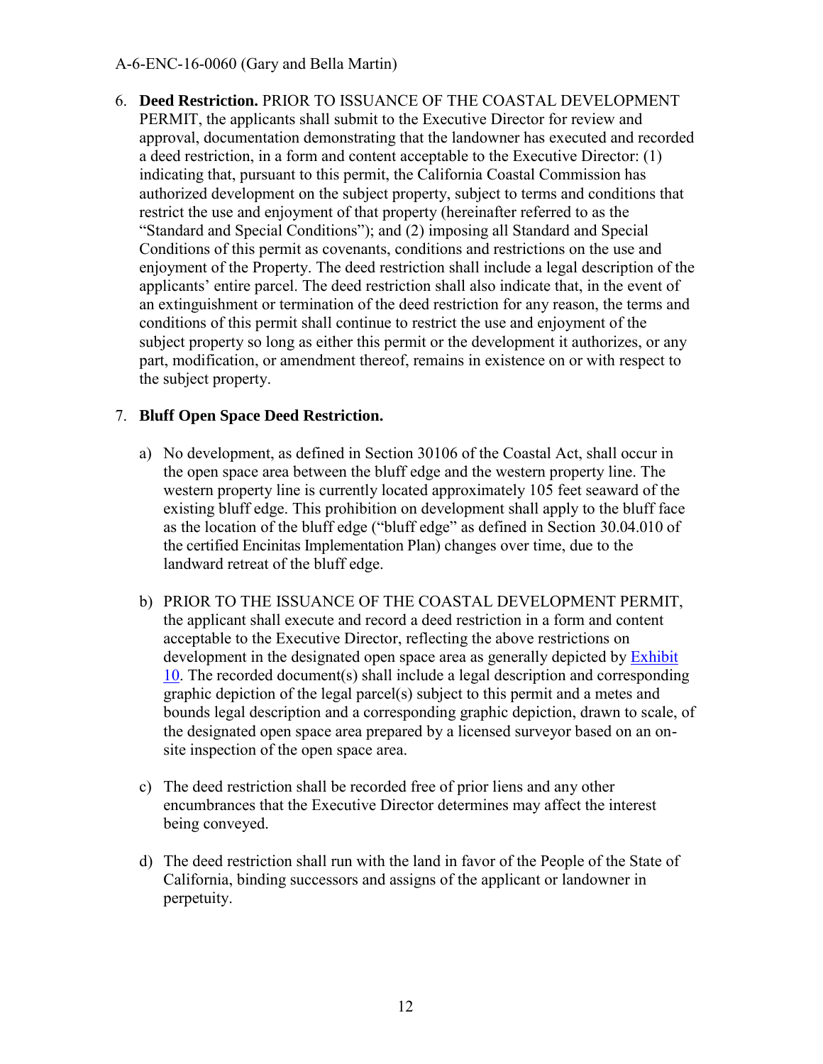6. **Deed Restriction.** PRIOR TO ISSUANCE OF THE COASTAL DEVELOPMENT PERMIT, the applicants shall submit to the Executive Director for review and approval, documentation demonstrating that the landowner has executed and recorded a deed restriction, in a form and content acceptable to the Executive Director: (1) indicating that, pursuant to this permit, the California Coastal Commission has authorized development on the subject property, subject to terms and conditions that restrict the use and enjoyment of that property (hereinafter referred to as the "Standard and Special Conditions"); and (2) imposing all Standard and Special Conditions of this permit as covenants, conditions and restrictions on the use and enjoyment of the Property. The deed restriction shall include a legal description of the applicants' entire parcel. The deed restriction shall also indicate that, in the event of an extinguishment or termination of the deed restriction for any reason, the terms and conditions of this permit shall continue to restrict the use and enjoyment of the subject property so long as either this permit or the development it authorizes, or any part, modification, or amendment thereof, remains in existence on or with respect to the subject property.

7. **Bluff Open Space Deed Restriction.**

   a) No development, as defined in Section 30106 of the Coastal Act, shall occur in the open space area between the bluff edge and the western property line. The western property line is currently located approximately 105 feet seaward of the existing bluff edge. This prohibition on development shall apply to the bluff face as the location of the bluff edge ("bluff edge" as defined in Section 30.04.010 of the certified Encinitas Implementation Plan) changes over time, due to the landward retreat of the bluff edge.

   b) PRIOR TO THE ISSUANCE OF THE COASTAL DEVELOPMENT PERMIT, the applicant shall execute and record a deed restriction in a form and content acceptable to the Executive Director, reflecting the above restrictions on development in the designated open space area as generally depicted by Exhibit 10. The recorded document(s) shall include a legal description and corresponding graphic depiction of the legal parcel(s) subject to this permit and a metes and bounds legal description and a corresponding graphic depiction, drawn to scale, of the designated open space area prepared by a licensed surveyor based on an on-site inspection of the open space area.

   c) The deed restriction shall be recorded free of prior liens and any other encumbrances that the Executive Director determines may affect the interest being conveyed.

   d) The deed restriction shall run with the land in favor of the People of the State of California, binding successors and assigns of the applicant or landowner in perpetuity.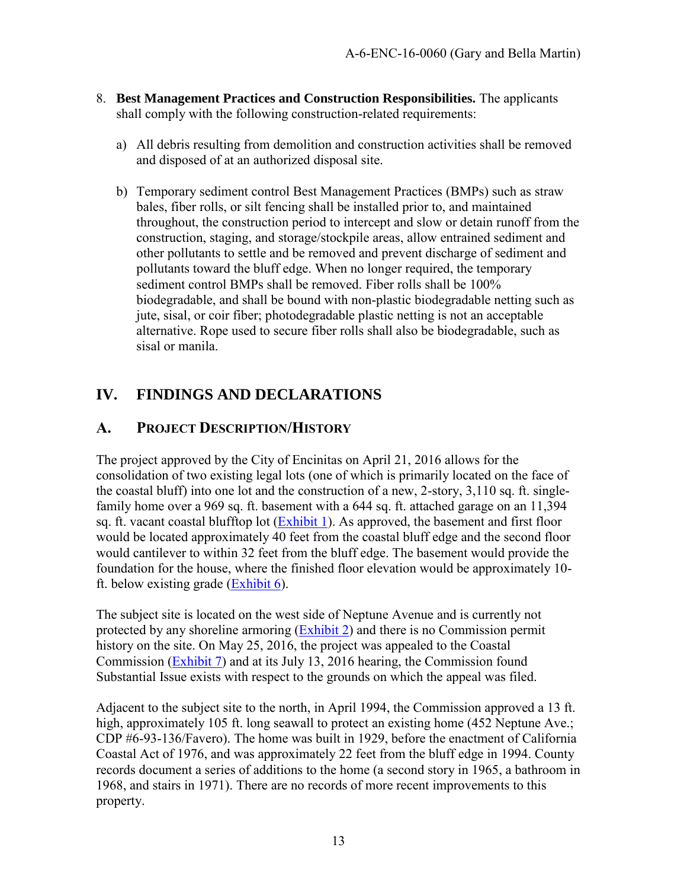8. **Best Management Practices and Construction Responsibilities.** The applicants shall comply with the following construction-related requirements:

   a) All debris resulting from demolition and construction activities shall be removed and disposed of at an authorized disposal site.

   b) Temporary sediment control Best Management Practices (BMPs) such as straw bales, fiber rolls, or silt fencing shall be installed prior to, and maintained throughout, the construction period to intercept and slow or detain runoff from the construction, staging, and storage/stockpile areas, allow entrained sediment and other pollutants to settle and be removed and prevent discharge of sediment and pollutants toward the bluff edge. When no longer required, the temporary sediment control BMPs shall be removed. Fiber rolls shall be 100% biodegradable, and shall be bound with non-plastic biodegradable netting such as jute, sisal, or coir fiber; photodegradable plastic netting is not an acceptable alternative. Rope used to secure fiber rolls shall also be biodegradable, such as sisal or manila.

## IV. FINDINGS AND DECLARATIONS

### A. PROJECT DESCRIPTION/HISTORY

The project approved by the City of Encinitas on April 21, 2016 allows for the consolidation of two existing legal lots (one of which is primarily located on the face of the coastal bluff) into one lot and the construction of a new, 2-story, 3,110 sq. ft. single-family home over a 969 sq. ft. basement with a 644 sq. ft. attached garage on an 11,394 sq. ft. vacant coastal blufftop lot (Exhibit 1). As approved, the basement and first floor would be located approximately 40 feet from the coastal bluff edge and the second floor would cantilever to within 32 feet from the bluff edge. The basement would provide the foundation for the house, where the finished floor elevation would be approximately 10-ft. below existing grade (Exhibit 6).

The subject site is located on the west side of Neptune Avenue and is currently not protected by any shoreline armoring (Exhibit 2) and there is no Commission permit history on the site. On May 25, 2016, the project was appealed to the Coastal Commission (Exhibit 7) and at its July 13, 2016 hearing, the Commission found Substantial Issue exists with respect to the grounds on which the appeal was filed.

Adjacent to the subject site to the north, in April 1994, the Commission approved a 13 ft. high, approximately 105 ft. long seawall to protect an existing home (452 Neptune Ave.; CDP #6-93-136/Favero). The home was built in 1929, before the enactment of California Coastal Act of 1976, and was approximately 22 feet from the bluff edge in 1994. County records document a series of additions to the home (a second story in 1965, a bathroom in 1968, and stairs in 1971). There are no records of more recent improvements to this property.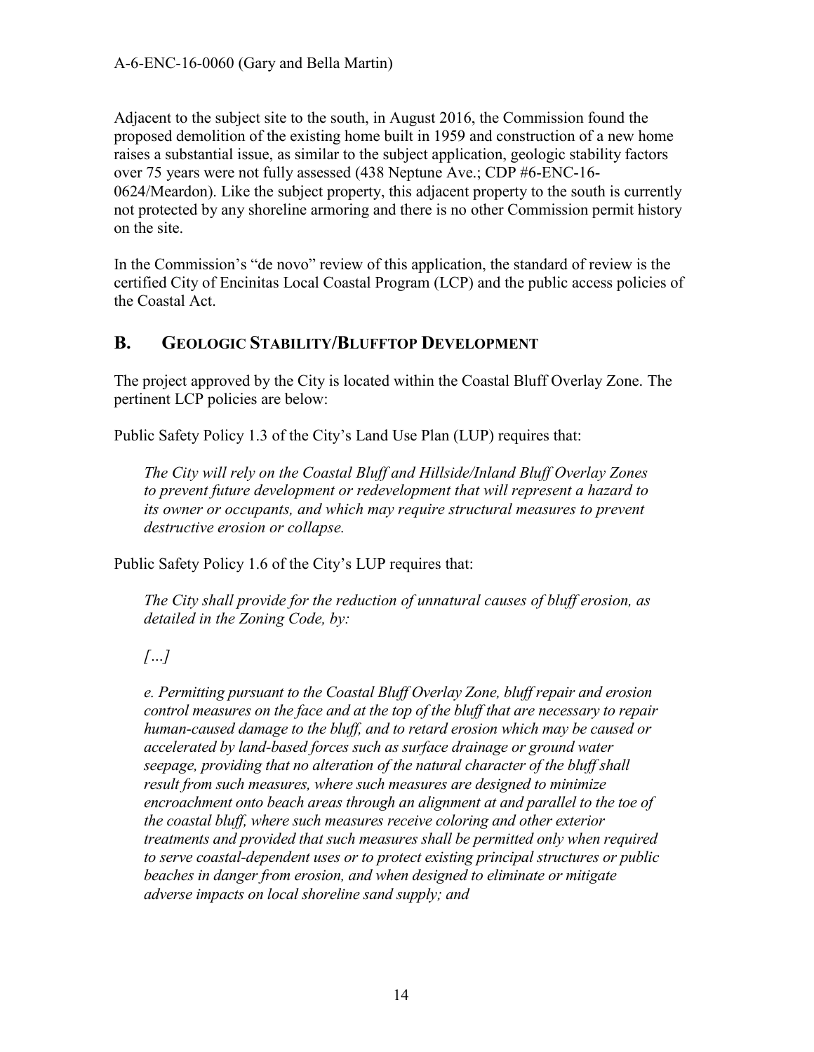Adjacent to the subject site to the south, in August 2016, the Commission found the proposed demolition of the existing home built in 1959 and construction of a new home raises a substantial issue, as similar to the subject application, geologic stability factors over 75 years were not fully assessed (438 Neptune Ave.; CDP #6-ENC-16-0624/Meardon). Like the subject property, this adjacent property to the south is currently not protected by any shoreline armoring and there is no other Commission permit history on the site.

In the Commission's "de novo" review of this application, the standard of review is the certified City of Encinitas Local Coastal Program (LCP) and the public access policies of the Coastal Act.

## B. GEOLOGIC STABILITY/BLUFFTOP DEVELOPMENT

The project approved by the City is located within the Coastal Bluff Overlay Zone. The pertinent LCP policies are below:

Public Safety Policy 1.3 of the City's Land Use Plan (LUP) requires that:

> *The City will rely on the Coastal Bluff and Hillside/Inland Bluff Overlay Zones to prevent future development or redevelopment that will represent a hazard to its owner or occupants, and which may require structural measures to prevent destructive erosion or collapse.*

Public Safety Policy 1.6 of the City's LUP requires that:

> *The City shall provide for the reduction of unnatural causes of bluff erosion, as detailed in the Zoning Code, by:*
>
> *[…]*
>
> *e. Permitting pursuant to the Coastal Bluff Overlay Zone, bluff repair and erosion control measures on the face and at the top of the bluff that are necessary to repair human-caused damage to the bluff, and to retard erosion which may be caused or accelerated by land-based forces such as surface drainage or ground water seepage, providing that no alteration of the natural character of the bluff shall result from such measures, where such measures are designed to minimize encroachment onto beach areas through an alignment at and parallel to the toe of the coastal bluff, where such measures receive coloring and other exterior treatments and provided that such measures shall be permitted only when required to serve coastal-dependent uses or to protect existing principal structures or public beaches in danger from erosion, and when designed to eliminate or mitigate adverse impacts on local shoreline sand supply; and*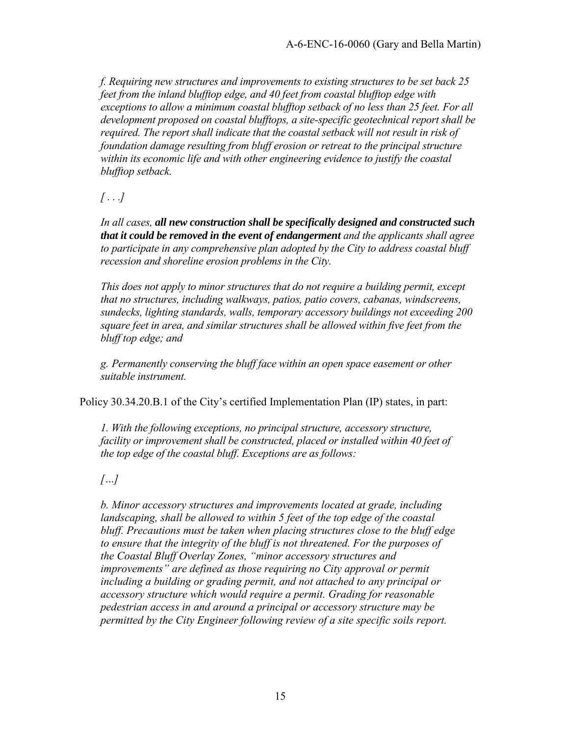*f. Requiring new structures and improvements to existing structures to be set back 25 feet from the inland blufftop edge, and 40 feet from coastal blufftop edge with exceptions to allow a minimum coastal blufftop setback of no less than 25 feet. For all development proposed on coastal blufftops, a site-specific geotechnical report shall be required. The report shall indicate that the coastal setback will not result in risk of foundation damage resulting from bluff erosion or retreat to the principal structure within its economic life and with other engineering evidence to justify the coastal blufftop setback.*

*[ . . .]*

*In all cases,* ***all new construction shall be specifically designed and constructed such that it could be removed in the event of endangerment*** *and the applicants shall agree to participate in any comprehensive plan adopted by the City to address coastal bluff recession and shoreline erosion problems in the City.*

*This does not apply to minor structures that do not require a building permit, except that no structures, including walkways, patios, patio covers, cabanas, windscreens, sundecks, lighting standards, walls, temporary accessory buildings not exceeding 200 square feet in area, and similar structures shall be allowed within five feet from the bluff top edge; and*

*g. Permanently conserving the bluff face within an open space easement or other suitable instrument.*

Policy 30.34.20.B.1 of the City's certified Implementation Plan (IP) states, in part:

*1. With the following exceptions, no principal structure, accessory structure, facility or improvement shall be constructed, placed or installed within 40 feet of the top edge of the coastal bluff. Exceptions are as follows:*

*[…]*

*b. Minor accessory structures and improvements located at grade, including landscaping, shall be allowed to within 5 feet of the top edge of the coastal bluff. Precautions must be taken when placing structures close to the bluff edge to ensure that the integrity of the bluff is not threatened. For the purposes of the Coastal Bluff Overlay Zones, "minor accessory structures and improvements" are defined as those requiring no City approval or permit including a building or grading permit, and not attached to any principal or accessory structure which would require a permit. Grading for reasonable pedestrian access in and around a principal or accessory structure may be permitted by the City Engineer following review of a site specific soils report.*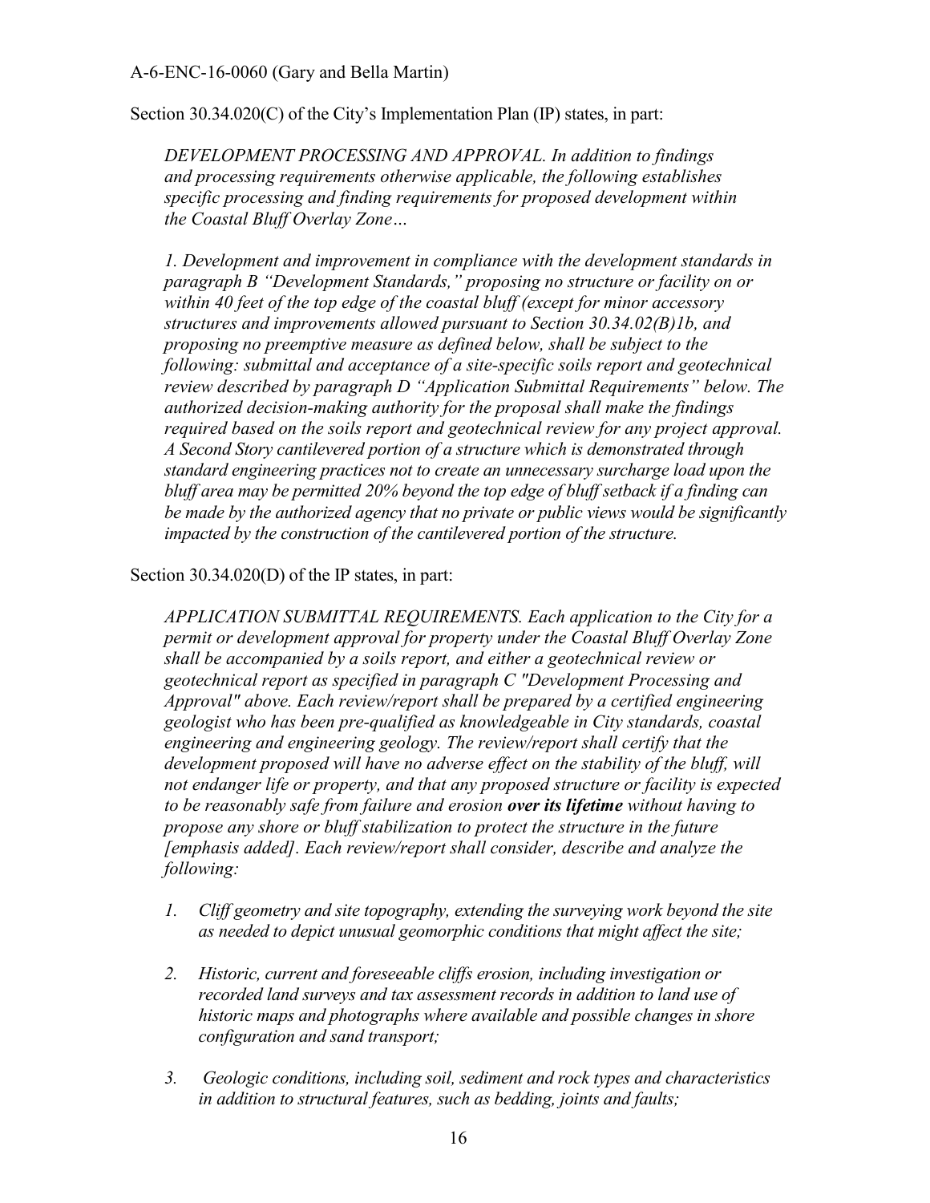Section 30.34.020(C) of the City's Implementation Plan (IP) states, in part:

> *DEVELOPMENT PROCESSING AND APPROVAL. In addition to findings and processing requirements otherwise applicable, the following establishes specific processing and finding requirements for proposed development within the Coastal Bluff Overlay Zone…*
>
> *1. Development and improvement in compliance with the development standards in paragraph B "Development Standards," proposing no structure or facility on or within 40 feet of the top edge of the coastal bluff (except for minor accessory structures and improvements allowed pursuant to Section 30.34.02(B)1b, and proposing no preemptive measure as defined below, shall be subject to the following: submittal and acceptance of a site-specific soils report and geotechnical review described by paragraph D "Application Submittal Requirements" below. The authorized decision-making authority for the proposal shall make the findings required based on the soils report and geotechnical review for any project approval. A Second Story cantilevered portion of a structure which is demonstrated through standard engineering practices not to create an unnecessary surcharge load upon the bluff area may be permitted 20% beyond the top edge of bluff setback if a finding can be made by the authorized agency that no private or public views would be significantly impacted by the construction of the cantilevered portion of the structure.*

Section 30.34.020(D) of the IP states, in part:

> *APPLICATION SUBMITTAL REQUIREMENTS. Each application to the City for a permit or development approval for property under the Coastal Bluff Overlay Zone shall be accompanied by a soils report, and either a geotechnical review or geotechnical report as specified in paragraph C "Development Processing and Approval" above. Each review/report shall be prepared by a certified engineering geologist who has been pre-qualified as knowledgeable in City standards, coastal engineering and engineering geology. The review/report shall certify that the development proposed will have no adverse effect on the stability of the bluff, will not endanger life or property, and that any proposed structure or facility is expected to be reasonably safe from failure and erosion* ***over its lifetime*** *without having to propose any shore or bluff stabilization to protect the structure in the future [emphasis added]. Each review/report shall consider, describe and analyze the following:*
>
> 1. *Cliff geometry and site topography, extending the surveying work beyond the site as needed to depict unusual geomorphic conditions that might affect the site;*
> 2. *Historic, current and foreseeable cliffs erosion, including investigation or recorded land surveys and tax assessment records in addition to land use of historic maps and photographs where available and possible changes in shore configuration and sand transport;*
> 3. *Geologic conditions, including soil, sediment and rock types and characteristics in addition to structural features, such as bedding, joints and faults;*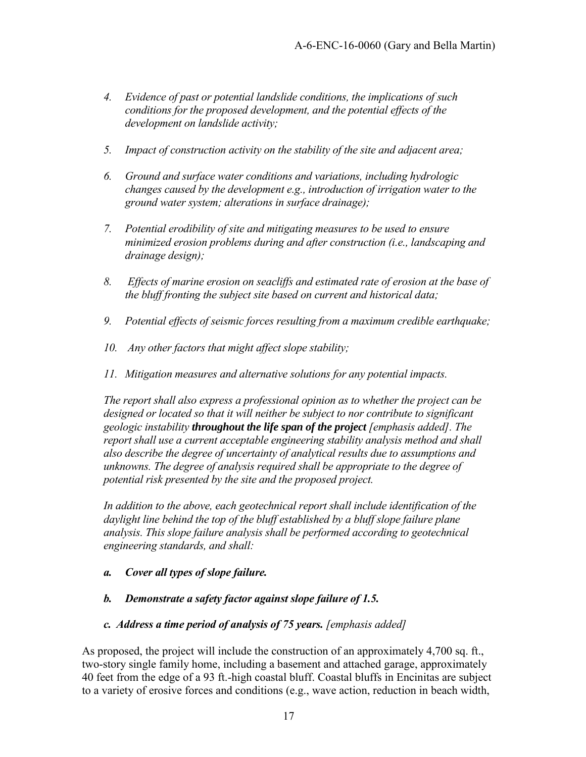*4. Evidence of past or potential landslide conditions, the implications of such conditions for the proposed development, and the potential effects of the development on landslide activity;*

*5. Impact of construction activity on the stability of the site and adjacent area;*

*6. Ground and surface water conditions and variations, including hydrologic changes caused by the development e.g., introduction of irrigation water to the ground water system; alterations in surface drainage);*

*7. Potential erodibility of site and mitigating measures to be used to ensure minimized erosion problems during and after construction (i.e., landscaping and drainage design);*

*8. Effects of marine erosion on seacliffs and estimated rate of erosion at the base of the bluff fronting the subject site based on current and historical data;*

*9. Potential effects of seismic forces resulting from a maximum credible earthquake;*

*10. Any other factors that might affect slope stability;*

*11. Mitigation measures and alternative solutions for any potential impacts.*

*The report shall also express a professional opinion as to whether the project can be designed or located so that it will neither be subject to nor contribute to significant geologic instability* ***throughout the life span of the project*** *[emphasis added]. The report shall use a current acceptable engineering stability analysis method and shall also describe the degree of uncertainty of analytical results due to assumptions and unknowns. The degree of analysis required shall be appropriate to the degree of potential risk presented by the site and the proposed project.*

*In addition to the above, each geotechnical report shall include identification of the daylight line behind the top of the bluff established by a bluff slope failure plane analysis. This slope failure analysis shall be performed according to geotechnical engineering standards, and shall:*

***a. Cover all types of slope failure.***

***b. Demonstrate a safety factor against slope failure of 1.5.***

***c. Address a time period of analysis of 75 years.*** *[emphasis added]*

As proposed, the project will include the construction of an approximately 4,700 sq. ft., two-story single family home, including a basement and attached garage, approximately 40 feet from the edge of a 93 ft.-high coastal bluff. Coastal bluffs in Encinitas are subject to a variety of erosive forces and conditions (e.g., wave action, reduction in beach width,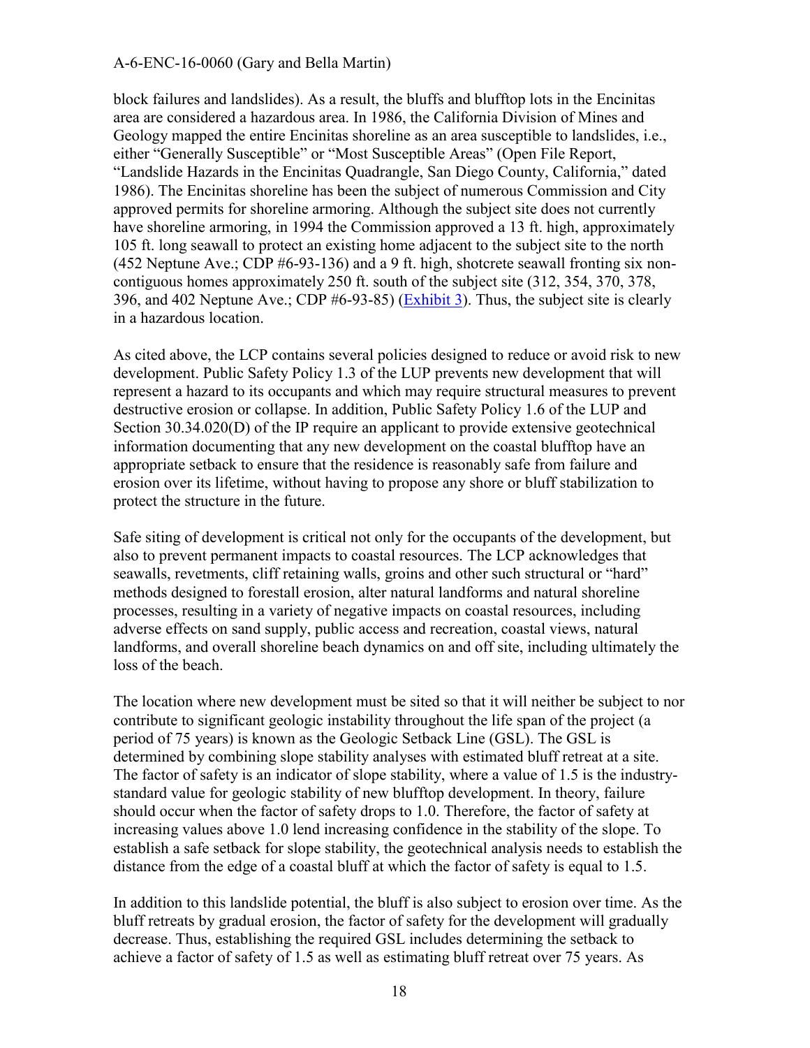block failures and landslides). As a result, the bluffs and blufftop lots in the Encinitas area are considered a hazardous area. In 1986, the California Division of Mines and Geology mapped the entire Encinitas shoreline as an area susceptible to landslides, i.e., either "Generally Susceptible" or "Most Susceptible Areas" (Open File Report, "Landslide Hazards in the Encinitas Quadrangle, San Diego County, California," dated 1986). The Encinitas shoreline has been the subject of numerous Commission and City approved permits for shoreline armoring. Although the subject site does not currently have shoreline armoring, in 1994 the Commission approved a 13 ft. high, approximately 105 ft. long seawall to protect an existing home adjacent to the subject site to the north (452 Neptune Ave.; CDP #6-93-136) and a 9 ft. high, shotcrete seawall fronting six non-contiguous homes approximately 250 ft. south of the subject site (312, 354, 370, 378, 396, and 402 Neptune Ave.; CDP #6-93-85) (Exhibit 3). Thus, the subject site is clearly in a hazardous location.

As cited above, the LCP contains several policies designed to reduce or avoid risk to new development. Public Safety Policy 1.3 of the LUP prevents new development that will represent a hazard to its occupants and which may require structural measures to prevent destructive erosion or collapse. In addition, Public Safety Policy 1.6 of the LUP and Section 30.34.020(D) of the IP require an applicant to provide extensive geotechnical information documenting that any new development on the coastal blufftop have an appropriate setback to ensure that the residence is reasonably safe from failure and erosion over its lifetime, without having to propose any shore or bluff stabilization to protect the structure in the future.

Safe siting of development is critical not only for the occupants of the development, but also to prevent permanent impacts to coastal resources. The LCP acknowledges that seawalls, revetments, cliff retaining walls, groins and other such structural or "hard" methods designed to forestall erosion, alter natural landforms and natural shoreline processes, resulting in a variety of negative impacts on coastal resources, including adverse effects on sand supply, public access and recreation, coastal views, natural landforms, and overall shoreline beach dynamics on and off site, including ultimately the loss of the beach.

The location where new development must be sited so that it will neither be subject to nor contribute to significant geologic instability throughout the life span of the project (a period of 75 years) is known as the Geologic Setback Line (GSL). The GSL is determined by combining slope stability analyses with estimated bluff retreat at a site. The factor of safety is an indicator of slope stability, where a value of 1.5 is the industry-standard value for geologic stability of new blufftop development. In theory, failure should occur when the factor of safety drops to 1.0. Therefore, the factor of safety at increasing values above 1.0 lend increasing confidence in the stability of the slope. To establish a safe setback for slope stability, the geotechnical analysis needs to establish the distance from the edge of a coastal bluff at which the factor of safety is equal to 1.5.

In addition to this landslide potential, the bluff is also subject to erosion over time. As the bluff retreats by gradual erosion, the factor of safety for the development will gradually decrease. Thus, establishing the required GSL includes determining the setback to achieve a factor of safety of 1.5 as well as estimating bluff retreat over 75 years. As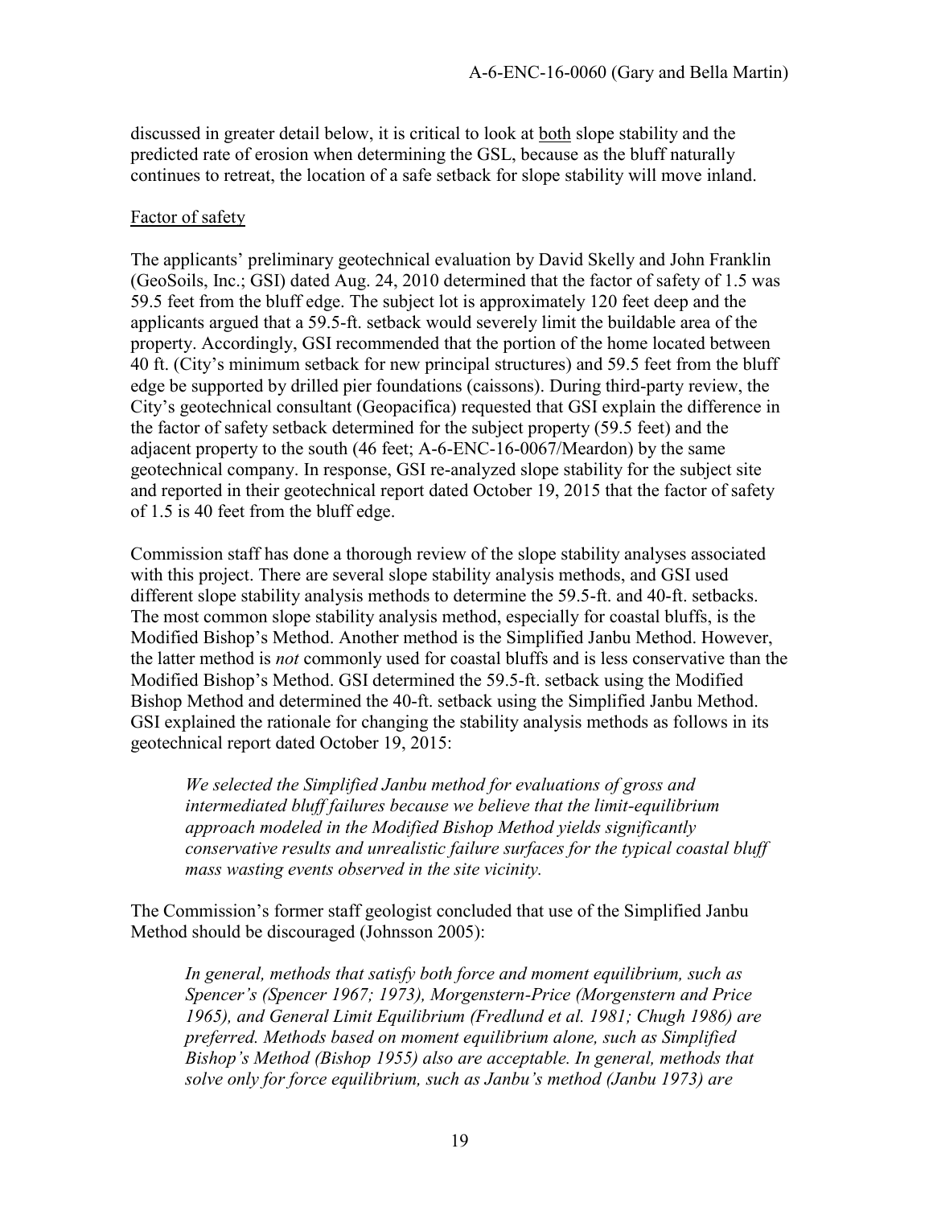discussed in greater detail below, it is critical to look at both slope stability and the predicted rate of erosion when determining the GSL, because as the bluff naturally continues to retreat, the location of a safe setback for slope stability will move inland.

Factor of safety

The applicants' preliminary geotechnical evaluation by David Skelly and John Franklin (GeoSoils, Inc.; GSI) dated Aug. 24, 2010 determined that the factor of safety of 1.5 was 59.5 feet from the bluff edge. The subject lot is approximately 120 feet deep and the applicants argued that a 59.5-ft. setback would severely limit the buildable area of the property. Accordingly, GSI recommended that the portion of the home located between 40 ft. (City's minimum setback for new principal structures) and 59.5 feet from the bluff edge be supported by drilled pier foundations (caissons). During third-party review, the City's geotechnical consultant (Geopacifica) requested that GSI explain the difference in the factor of safety setback determined for the subject property (59.5 feet) and the adjacent property to the south (46 feet; A-6-ENC-16-0067/Meardon) by the same geotechnical company. In response, GSI re-analyzed slope stability for the subject site and reported in their geotechnical report dated October 19, 2015 that the factor of safety of 1.5 is 40 feet from the bluff edge.

Commission staff has done a thorough review of the slope stability analyses associated with this project. There are several slope stability analysis methods, and GSI used different slope stability analysis methods to determine the 59.5-ft. and 40-ft. setbacks. The most common slope stability analysis method, especially for coastal bluffs, is the Modified Bishop's Method. Another method is the Simplified Janbu Method. However, the latter method is *not* commonly used for coastal bluffs and is less conservative than the Modified Bishop's Method. GSI determined the 59.5-ft. setback using the Modified Bishop Method and determined the 40-ft. setback using the Simplified Janbu Method. GSI explained the rationale for changing the stability analysis methods as follows in its geotechnical report dated October 19, 2015:

> *We selected the Simplified Janbu method for evaluations of gross and intermediated bluff failures because we believe that the limit-equilibrium approach modeled in the Modified Bishop Method yields significantly conservative results and unrealistic failure surfaces for the typical coastal bluff mass wasting events observed in the site vicinity.*

The Commission's former staff geologist concluded that use of the Simplified Janbu Method should be discouraged (Johnsson 2005):

> *In general, methods that satisfy both force and moment equilibrium, such as Spencer's (Spencer 1967; 1973), Morgenstern-Price (Morgenstern and Price 1965), and General Limit Equilibrium (Fredlund et al. 1981; Chugh 1986) are preferred. Methods based on moment equilibrium alone, such as Simplified Bishop's Method (Bishop 1955) also are acceptable. In general, methods that solve only for force equilibrium, such as Janbu's method (Janbu 1973) are*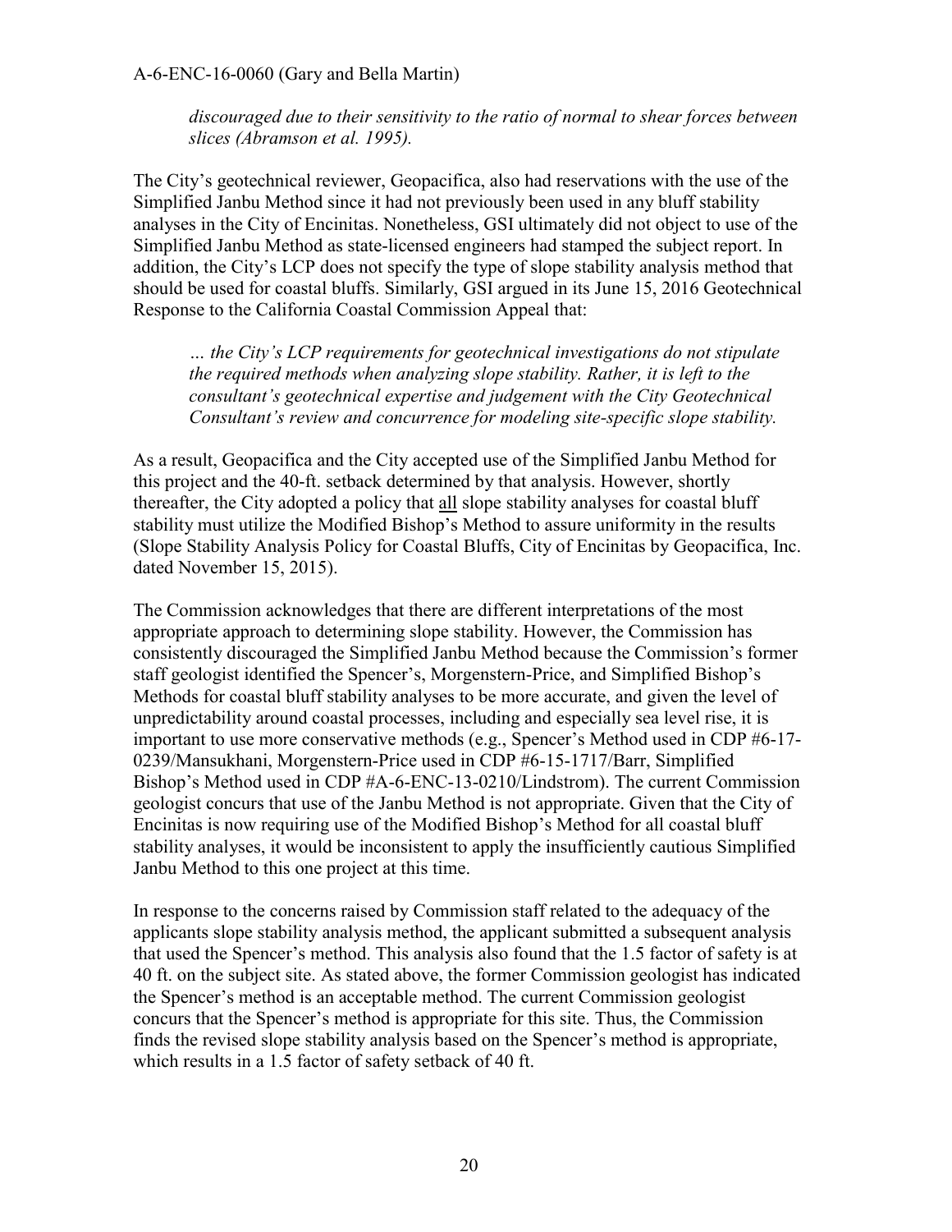*discouraged due to their sensitivity to the ratio of normal to shear forces between slices (Abramson et al. 1995).*

The City's geotechnical reviewer, Geopacifica, also had reservations with the use of the Simplified Janbu Method since it had not previously been used in any bluff stability analyses in the City of Encinitas. Nonetheless, GSI ultimately did not object to use of the Simplified Janbu Method as state-licensed engineers had stamped the subject report. In addition, the City's LCP does not specify the type of slope stability analysis method that should be used for coastal bluffs. Similarly, GSI argued in its June 15, 2016 Geotechnical Response to the California Coastal Commission Appeal that:

> *… the City's LCP requirements for geotechnical investigations do not stipulate the required methods when analyzing slope stability. Rather, it is left to the consultant's geotechnical expertise and judgement with the City Geotechnical Consultant's review and concurrence for modeling site-specific slope stability.*

As a result, Geopacifica and the City accepted use of the Simplified Janbu Method for this project and the 40-ft. setback determined by that analysis. However, shortly thereafter, the City adopted a policy that <u>all</u> slope stability analyses for coastal bluff stability must utilize the Modified Bishop's Method to assure uniformity in the results (Slope Stability Analysis Policy for Coastal Bluffs, City of Encinitas by Geopacifica, Inc. dated November 15, 2015).

The Commission acknowledges that there are different interpretations of the most appropriate approach to determining slope stability. However, the Commission has consistently discouraged the Simplified Janbu Method because the Commission's former staff geologist identified the Spencer's, Morgenstern-Price, and Simplified Bishop's Methods for coastal bluff stability analyses to be more accurate, and given the level of unpredictability around coastal processes, including and especially sea level rise, it is important to use more conservative methods (e.g., Spencer's Method used in CDP #6-17-0239/Mansukhani, Morgenstern-Price used in CDP #6-15-1717/Barr, Simplified Bishop's Method used in CDP #A-6-ENC-13-0210/Lindstrom). The current Commission geologist concurs that use of the Janbu Method is not appropriate. Given that the City of Encinitas is now requiring use of the Modified Bishop's Method for all coastal bluff stability analyses, it would be inconsistent to apply the insufficiently cautious Simplified Janbu Method to this one project at this time.

In response to the concerns raised by Commission staff related to the adequacy of the applicants slope stability analysis method, the applicant submitted a subsequent analysis that used the Spencer's method. This analysis also found that the 1.5 factor of safety is at 40 ft. on the subject site. As stated above, the former Commission geologist has indicated the Spencer's method is an acceptable method. The current Commission geologist concurs that the Spencer's method is appropriate for this site. Thus, the Commission finds the revised slope stability analysis based on the Spencer's method is appropriate, which results in a 1.5 factor of safety setback of 40 ft.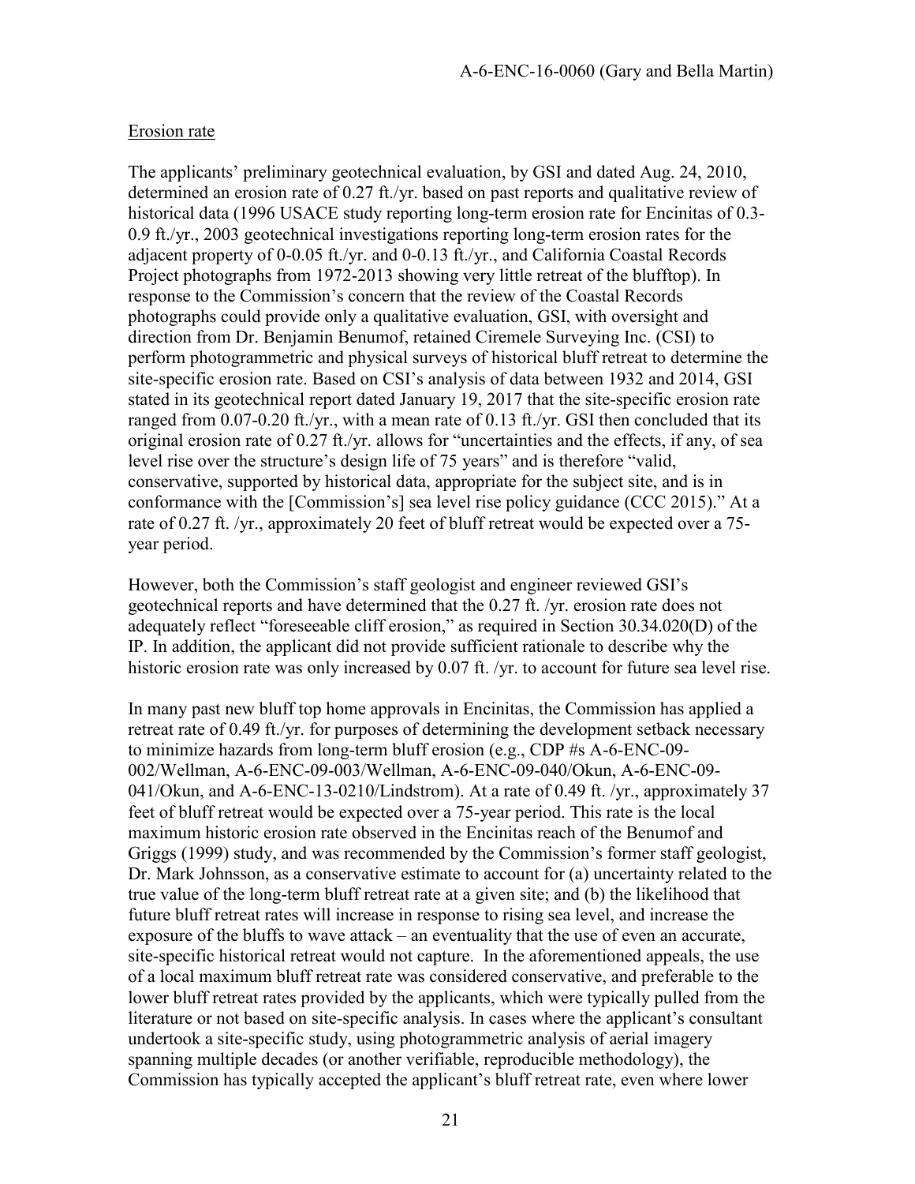Erosion rate

The applicants' preliminary geotechnical evaluation, by GSI and dated Aug. 24, 2010, determined an erosion rate of 0.27 ft./yr. based on past reports and qualitative review of historical data (1996 USACE study reporting long-term erosion rate for Encinitas of 0.3-0.9 ft./yr., 2003 geotechnical investigations reporting long-term erosion rates for the adjacent property of 0-0.05 ft./yr. and 0-0.13 ft./yr., and California Coastal Records Project photographs from 1972-2013 showing very little retreat of the blufftop). In response to the Commission's concern that the review of the Coastal Records photographs could provide only a qualitative evaluation, GSI, with oversight and direction from Dr. Benjamin Benumof, retained Ciremele Surveying Inc. (CSI) to perform photogrammetric and physical surveys of historical bluff retreat to determine the site-specific erosion rate. Based on CSI's analysis of data between 1932 and 2014, GSI stated in its geotechnical report dated January 19, 2017 that the site-specific erosion rate ranged from 0.07-0.20 ft./yr., with a mean rate of 0.13 ft./yr. GSI then concluded that its original erosion rate of 0.27 ft./yr. allows for "uncertainties and the effects, if any, of sea level rise over the structure's design life of 75 years" and is therefore "valid, conservative, supported by historical data, appropriate for the subject site, and is in conformance with the [Commission's] sea level rise policy guidance (CCC 2015)." At a rate of 0.27 ft. /yr., approximately 20 feet of bluff retreat would be expected over a 75-year period.

However, both the Commission's staff geologist and engineer reviewed GSI's geotechnical reports and have determined that the 0.27 ft. /yr. erosion rate does not adequately reflect "foreseeable cliff erosion," as required in Section 30.34.020(D) of the IP. In addition, the applicant did not provide sufficient rationale to describe why the historic erosion rate was only increased by 0.07 ft. /yr. to account for future sea level rise.

In many past new bluff top home approvals in Encinitas, the Commission has applied a retreat rate of 0.49 ft./yr. for purposes of determining the development setback necessary to minimize hazards from long-term bluff erosion (e.g., CDP #s A-6-ENC-09-002/Wellman, A-6-ENC-09-003/Wellman, A-6-ENC-09-040/Okun, A-6-ENC-09-041/Okun, and A-6-ENC-13-0210/Lindstrom). At a rate of 0.49 ft. /yr., approximately 37 feet of bluff retreat would be expected over a 75-year period. This rate is the local maximum historic erosion rate observed in the Encinitas reach of the Benumof and Griggs (1999) study, and was recommended by the Commission's former staff geologist, Dr. Mark Johnsson, as a conservative estimate to account for (a) uncertainty related to the true value of the long-term bluff retreat rate at a given site; and (b) the likelihood that future bluff retreat rates will increase in response to rising sea level, and increase the exposure of the bluffs to wave attack – an eventuality that the use of even an accurate, site-specific historical retreat would not capture. In the aforementioned appeals, the use of a local maximum bluff retreat rate was considered conservative, and preferable to the lower bluff retreat rates provided by the applicants, which were typically pulled from the literature or not based on site-specific analysis. In cases where the applicant's consultant undertook a site-specific study, using photogrammetric analysis of aerial imagery spanning multiple decades (or another verifiable, reproducible methodology), the Commission has typically accepted the applicant's bluff retreat rate, even where lower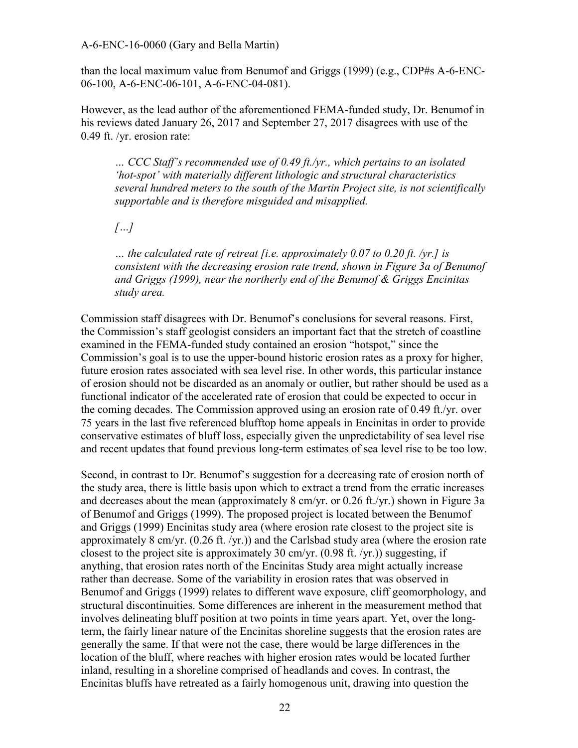than the local maximum value from Benumof and Griggs (1999) (e.g., CDP#s A-6-ENC-06-100, A-6-ENC-06-101, A-6-ENC-04-081).

However, as the lead author of the aforementioned FEMA-funded study, Dr. Benumof in his reviews dated January 26, 2017 and September 27, 2017 disagrees with use of the 0.49 ft. /yr. erosion rate:

> *… CCC Staff's recommended use of 0.49 ft./yr., which pertains to an isolated 'hot-spot' with materially different lithologic and structural characteristics several hundred meters to the south of the Martin Project site, is not scientifically supportable and is therefore misguided and misapplied.*
>
> *[…]*
>
> *… the calculated rate of retreat [i.e. approximately 0.07 to 0.20 ft. /yr.] is consistent with the decreasing erosion rate trend, shown in Figure 3a of Benumof and Griggs (1999), near the northerly end of the Benumof & Griggs Encinitas study area.*

Commission staff disagrees with Dr. Benumof's conclusions for several reasons. First, the Commission's staff geologist considers an important fact that the stretch of coastline examined in the FEMA-funded study contained an erosion "hotspot," since the Commission's goal is to use the upper-bound historic erosion rates as a proxy for higher, future erosion rates associated with sea level rise. In other words, this particular instance of erosion should not be discarded as an anomaly or outlier, but rather should be used as a functional indicator of the accelerated rate of erosion that could be expected to occur in the coming decades. The Commission approved using an erosion rate of 0.49 ft./yr. over 75 years in the last five referenced blufftop home appeals in Encinitas in order to provide conservative estimates of bluff loss, especially given the unpredictability of sea level rise and recent updates that found previous long-term estimates of sea level rise to be too low.

Second, in contrast to Dr. Benumof's suggestion for a decreasing rate of erosion north of the study area, there is little basis upon which to extract a trend from the erratic increases and decreases about the mean (approximately 8 cm/yr. or 0.26 ft./yr.) shown in Figure 3a of Benumof and Griggs (1999). The proposed project is located between the Benumof and Griggs (1999) Encinitas study area (where erosion rate closest to the project site is approximately 8 cm/yr. (0.26 ft. /yr.)) and the Carlsbad study area (where the erosion rate closest to the project site is approximately 30 cm/yr. (0.98 ft. /yr.)) suggesting, if anything, that erosion rates north of the Encinitas Study area might actually increase rather than decrease. Some of the variability in erosion rates that was observed in Benumof and Griggs (1999) relates to different wave exposure, cliff geomorphology, and structural discontinuities. Some differences are inherent in the measurement method that involves delineating bluff position at two points in time years apart. Yet, over the long-term, the fairly linear nature of the Encinitas shoreline suggests that the erosion rates are generally the same. If that were not the case, there would be large differences in the location of the bluff, where reaches with higher erosion rates would be located further inland, resulting in a shoreline comprised of headlands and coves. In contrast, the Encinitas bluffs have retreated as a fairly homogenous unit, drawing into question the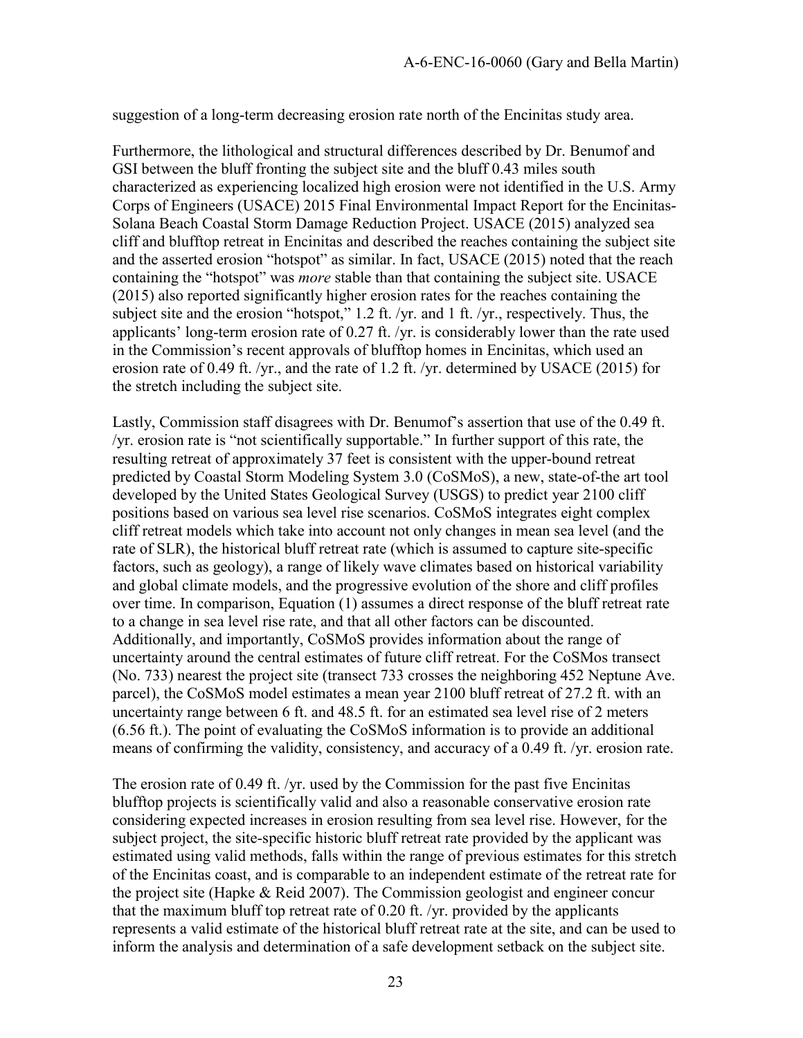suggestion of a long-term decreasing erosion rate north of the Encinitas study area.

Furthermore, the lithological and structural differences described by Dr. Benumof and GSI between the bluff fronting the subject site and the bluff 0.43 miles south characterized as experiencing localized high erosion were not identified in the U.S. Army Corps of Engineers (USACE) 2015 Final Environmental Impact Report for the Encinitas-Solana Beach Coastal Storm Damage Reduction Project. USACE (2015) analyzed sea cliff and blufftop retreat in Encinitas and described the reaches containing the subject site and the asserted erosion "hotspot" as similar. In fact, USACE (2015) noted that the reach containing the "hotspot" was *more* stable than that containing the subject site. USACE (2015) also reported significantly higher erosion rates for the reaches containing the subject site and the erosion "hotspot," 1.2 ft. /yr. and 1 ft. /yr., respectively. Thus, the applicants' long-term erosion rate of 0.27 ft. /yr. is considerably lower than the rate used in the Commission's recent approvals of blufftop homes in Encinitas, which used an erosion rate of 0.49 ft. /yr., and the rate of 1.2 ft. /yr. determined by USACE (2015) for the stretch including the subject site.

Lastly, Commission staff disagrees with Dr. Benumof's assertion that use of the 0.49 ft. /yr. erosion rate is "not scientifically supportable." In further support of this rate, the resulting retreat of approximately 37 feet is consistent with the upper-bound retreat predicted by Coastal Storm Modeling System 3.0 (CoSMoS), a new, state-of-the art tool developed by the United States Geological Survey (USGS) to predict year 2100 cliff positions based on various sea level rise scenarios. CoSMoS integrates eight complex cliff retreat models which take into account not only changes in mean sea level (and the rate of SLR), the historical bluff retreat rate (which is assumed to capture site-specific factors, such as geology), a range of likely wave climates based on historical variability and global climate models, and the progressive evolution of the shore and cliff profiles over time. In comparison, Equation (1) assumes a direct response of the bluff retreat rate to a change in sea level rise rate, and that all other factors can be discounted. Additionally, and importantly, CoSMoS provides information about the range of uncertainty around the central estimates of future cliff retreat. For the CoSMos transect (No. 733) nearest the project site (transect 733 crosses the neighboring 452 Neptune Ave. parcel), the CoSMoS model estimates a mean year 2100 bluff retreat of 27.2 ft. with an uncertainty range between 6 ft. and 48.5 ft. for an estimated sea level rise of 2 meters (6.56 ft.). The point of evaluating the CoSMoS information is to provide an additional means of confirming the validity, consistency, and accuracy of a 0.49 ft. /yr. erosion rate.

The erosion rate of 0.49 ft. /yr. used by the Commission for the past five Encinitas blufftop projects is scientifically valid and also a reasonable conservative erosion rate considering expected increases in erosion resulting from sea level rise. However, for the subject project, the site-specific historic bluff retreat rate provided by the applicant was estimated using valid methods, falls within the range of previous estimates for this stretch of the Encinitas coast, and is comparable to an independent estimate of the retreat rate for the project site (Hapke & Reid 2007). The Commission geologist and engineer concur that the maximum bluff top retreat rate of 0.20 ft. /yr. provided by the applicants represents a valid estimate of the historical bluff retreat rate at the site, and can be used to inform the analysis and determination of a safe development setback on the subject site.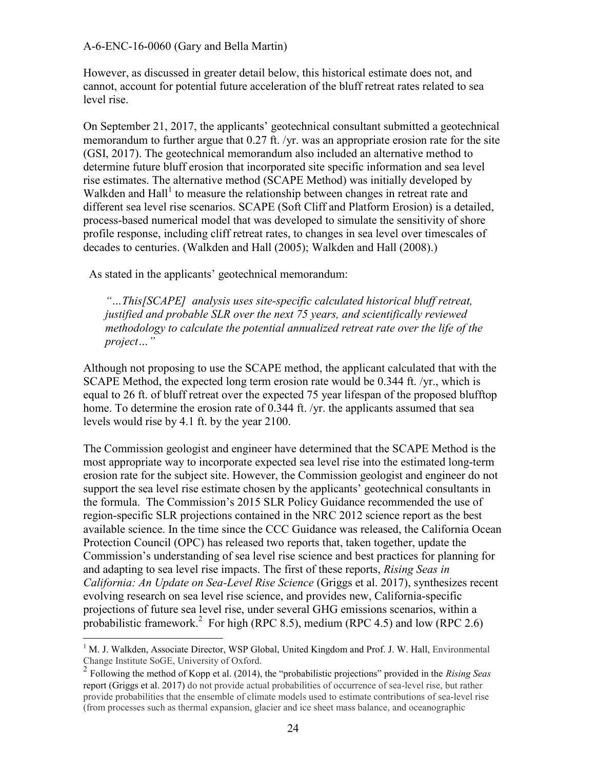However, as discussed in greater detail below, this historical estimate does not, and cannot, account for potential future acceleration of the bluff retreat rates related to sea level rise.

On September 21, 2017, the applicants' geotechnical consultant submitted a geotechnical memorandum to further argue that 0.27 ft. /yr. was an appropriate erosion rate for the site (GSI, 2017). The geotechnical memorandum also included an alternative method to determine future bluff erosion that incorporated site specific information and sea level rise estimates. The alternative method (SCAPE Method) was initially developed by Walkden and Hall[1] to measure the relationship between changes in retreat rate and different sea level rise scenarios. SCAPE (Soft Cliff and Platform Erosion) is a detailed, process-based numerical model that was developed to simulate the sensitivity of shore profile response, including cliff retreat rates, to changes in sea level over timescales of decades to centuries. (Walkden and Hall (2005); Walkden and Hall (2008).)

As stated in the applicants' geotechnical memorandum:

> *"…This[SCAPE] analysis uses site-specific calculated historical bluff retreat, justified and probable SLR over the next 75 years, and scientifically reviewed methodology to calculate the potential annualized retreat rate over the life of the project…"*

Although not proposing to use the SCAPE method, the applicant calculated that with the SCAPE Method, the expected long term erosion rate would be 0.344 ft. /yr., which is equal to 26 ft. of bluff retreat over the expected 75 year lifespan of the proposed blufftop home. To determine the erosion rate of 0.344 ft. /yr. the applicants assumed that sea levels would rise by 4.1 ft. by the year 2100.

The Commission geologist and engineer have determined that the SCAPE Method is the most appropriate way to incorporate expected sea level rise into the estimated long-term erosion rate for the subject site. However, the Commission geologist and engineer do not support the sea level rise estimate chosen by the applicants' geotechnical consultants in the formula. The Commission's 2015 SLR Policy Guidance recommended the use of region-specific SLR projections contained in the NRC 2012 science report as the best available science. In the time since the CCC Guidance was released, the California Ocean Protection Council (OPC) has released two reports that, taken together, update the Commission's understanding of sea level rise science and best practices for planning for and adapting to sea level rise impacts. The first of these reports, *Rising Seas in California: An Update on Sea-Level Rise Science* (Griggs et al. 2017), synthesizes recent evolving research on sea level rise science, and provides new, California-specific projections of future sea level rise, under several GHG emissions scenarios, within a probabilistic framework.[2] For high (RPC 8.5), medium (RPC 4.5) and low (RPC 2.6)

---

[1] M. J. Walkden, Associate Director, WSP Global, United Kingdom and Prof. J. W. Hall, Environmental Change Institute SoGE, University of Oxford.

[2] Following the method of Kopp et al. (2014), the "probabilistic projections" provided in the *Rising Seas* report (Griggs et al. 2017) do not provide actual probabilities of occurrence of sea-level rise, but rather provide probabilities that the ensemble of climate models used to estimate contributions of sea-level rise (from processes such as thermal expansion, glacier and ice sheet mass balance, and oceanographic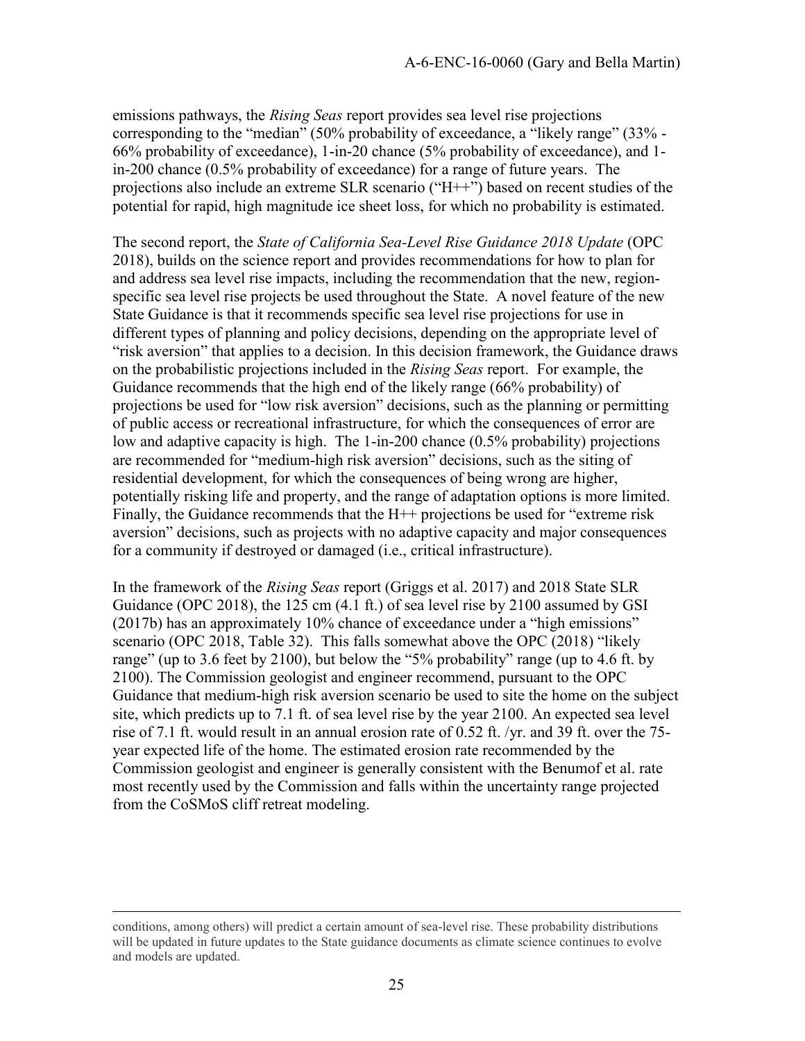emissions pathways, the *Rising Seas* report provides sea level rise projections corresponding to the "median" (50% probability of exceedance, a "likely range" (33% - 66% probability of exceedance), 1-in-20 chance (5% probability of exceedance), and 1-in-200 chance (0.5% probability of exceedance) for a range of future years. The projections also include an extreme SLR scenario ("H++") based on recent studies of the potential for rapid, high magnitude ice sheet loss, for which no probability is estimated.

The second report, the *State of California Sea-Level Rise Guidance 2018 Update* (OPC 2018), builds on the science report and provides recommendations for how to plan for and address sea level rise impacts, including the recommendation that the new, region-specific sea level rise projects be used throughout the State. A novel feature of the new State Guidance is that it recommends specific sea level rise projections for use in different types of planning and policy decisions, depending on the appropriate level of "risk aversion" that applies to a decision. In this decision framework, the Guidance draws on the probabilistic projections included in the *Rising Seas* report. For example, the Guidance recommends that the high end of the likely range (66% probability) of projections be used for "low risk aversion" decisions, such as the planning or permitting of public access or recreational infrastructure, for which the consequences of error are low and adaptive capacity is high. The 1-in-200 chance (0.5% probability) projections are recommended for "medium-high risk aversion" decisions, such as the siting of residential development, for which the consequences of being wrong are higher, potentially risking life and property, and the range of adaptation options is more limited. Finally, the Guidance recommends that the H++ projections be used for "extreme risk aversion" decisions, such as projects with no adaptive capacity and major consequences for a community if destroyed or damaged (i.e., critical infrastructure).

In the framework of the *Rising Seas* report (Griggs et al. 2017) and 2018 State SLR Guidance (OPC 2018), the 125 cm (4.1 ft.) of sea level rise by 2100 assumed by GSI (2017b) has an approximately 10% chance of exceedance under a "high emissions" scenario (OPC 2018, Table 32). This falls somewhat above the OPC (2018) "likely range" (up to 3.6 feet by 2100), but below the "5% probability" range (up to 4.6 ft. by 2100). The Commission geologist and engineer recommend, pursuant to the OPC Guidance that medium-high risk aversion scenario be used to site the home on the subject site, which predicts up to 7.1 ft. of sea level rise by the year 2100. An expected sea level rise of 7.1 ft. would result in an annual erosion rate of 0.52 ft. /yr. and 39 ft. over the 75-year expected life of the home. The estimated erosion rate recommended by the Commission geologist and engineer is generally consistent with the Benumof et al. rate most recently used by the Commission and falls within the uncertainty range projected from the CoSMoS cliff retreat modeling.

---

conditions, among others) will predict a certain amount of sea-level rise. These probability distributions will be updated in future updates to the State guidance documents as climate science continues to evolve and models are updated.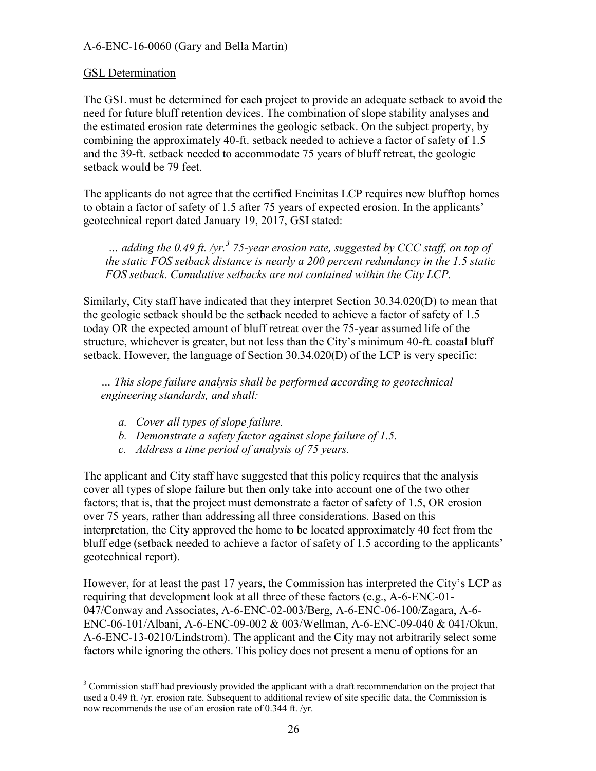## GSL Determination

The GSL must be determined for each project to provide an adequate setback to avoid the need for future bluff retention devices. The combination of slope stability analyses and the estimated erosion rate determines the geologic setback. On the subject property, by combining the approximately 40-ft. setback needed to achieve a factor of safety of 1.5 and the 39-ft. setback needed to accommodate 75 years of bluff retreat, the geologic setback would be 79 feet.

The applicants do not agree that the certified Encinitas LCP requires new blufftop homes to obtain a factor of safety of 1.5 after 75 years of expected erosion. In the applicants' geotechnical report dated January 19, 2017, GSI stated:

> *… adding the 0.49 ft. /yr.*[3] *75-year erosion rate, suggested by CCC staff, on top of the static FOS setback distance is nearly a 200 percent redundancy in the 1.5 static FOS setback. Cumulative setbacks are not contained within the City LCP.*

Similarly, City staff have indicated that they interpret Section 30.34.020(D) to mean that the geologic setback should be the setback needed to achieve a factor of safety of 1.5 today OR the expected amount of bluff retreat over the 75-year assumed life of the structure, whichever is greater, but not less than the City's minimum 40-ft. coastal bluff setback. However, the language of Section 30.34.020(D) of the LCP is very specific:

> *… This slope failure analysis shall be performed according to geotechnical engineering standards, and shall:*
>
> *a. Cover all types of slope failure.*
> *b. Demonstrate a safety factor against slope failure of 1.5.*
> *c. Address a time period of analysis of 75 years.*

The applicant and City staff have suggested that this policy requires that the analysis cover all types of slope failure but then only take into account one of the two other factors; that is, that the project must demonstrate a factor of safety of 1.5, OR erosion over 75 years, rather than addressing all three considerations. Based on this interpretation, the City approved the home to be located approximately 40 feet from the bluff edge (setback needed to achieve a factor of safety of 1.5 according to the applicants' geotechnical report).

However, for at least the past 17 years, the Commission has interpreted the City's LCP as requiring that development look at all three of these factors (e.g., A-6-ENC-01-047/Conway and Associates, A-6-ENC-02-003/Berg, A-6-ENC-06-100/Zagara, A-6-ENC-06-101/Albani, A-6-ENC-09-002 & 003/Wellman, A-6-ENC-09-040 & 041/Okun, A-6-ENC-13-0210/Lindstrom). The applicant and the City may not arbitrarily select some factors while ignoring the others. This policy does not present a menu of options for an

---

[3] Commission staff had previously provided the applicant with a draft recommendation on the project that used a 0.49 ft. /yr. erosion rate. Subsequent to additional review of site specific data, the Commission is now recommends the use of an erosion rate of 0.344 ft. /yr.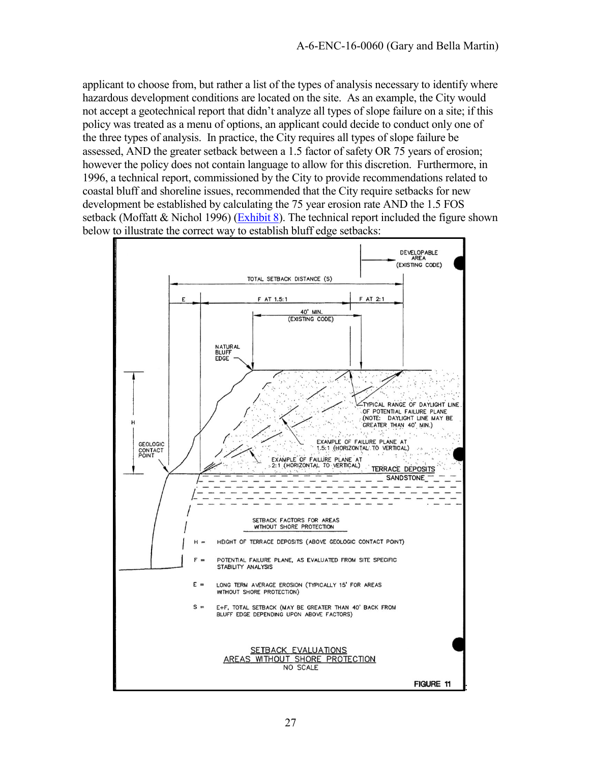applicant to choose from, but rather a list of the types of analysis necessary to identify where hazardous development conditions are located on the site. As an example, the City would not accept a geotechnical report that didn't analyze all types of slope failure on a site; if this policy was treated as a menu of options, an applicant could decide to conduct only one of the three types of analysis. In practice, the City requires all types of slope failure be assessed, AND the greater setback between a 1.5 factor of safety OR 75 years of erosion; however the policy does not contain language to allow for this discretion. Furthermore, in 1996, a technical report, commissioned by the City to provide recommendations related to coastal bluff and shoreline issues, recommended that the City require setbacks for new development be established by calculating the 75 year erosion rate AND the 1.5 FOS setback (Moffatt & Nichol 1996) (Exhibit 8). The technical report included the figure shown below to illustrate the correct way to establish bluff edge setbacks:

DEVELOPABLE AREA (EXISTING CODE)

TOTAL SETBACK DISTANCE (S)

E | F AT 1.5:1 | F AT 2:1

40' MIN. (EXISTING CODE)

NATURAL BLUFF EDGE

H

GEOLOGIC CONTACT POINT

TYPICAL RANGE OF DAYLIGHT LINE OF POTENTIAL FAILURE PLANE (NOTE: DAYLIGHT LINE MAY BE GREATER THAN 40' MIN.)

EXAMPLE OF FAILURE PLANE AT 1.5:1 (HORIZONTAL TO VERTICAL)

EXAMPLE OF FAILURE PLANE AT 2:1 (HORIZONTAL TO VERTICAL)

TERRACE DEPOSITS

SANDSTONE

SETBACK FACTORS FOR AREAS WITHOUT SHORE PROTECTION

H = HEIGHT OF TERRACE DEPOSITS (ABOVE GEOLOGIC CONTACT POINT)

F = POTENTIAL FAILURE PLANE, AS EVALUATED FROM SITE SPECIFIC STABILITY ANALYSIS

E = LONG TERM AVERAGE EROSION (TYPICALLY 15' FOR AREAS WITHOUT SHORE PROTECTION)

S = E+F, TOTAL SETBACK (MAY BE GREATER THAN 40' BACK FROM BLUFF EDGE DEPENDING UPON ABOVE FACTORS)

SETBACK EVALUATIONS
AREAS WITHOUT SHORE PROTECTION
NO SCALE

FIGURE 11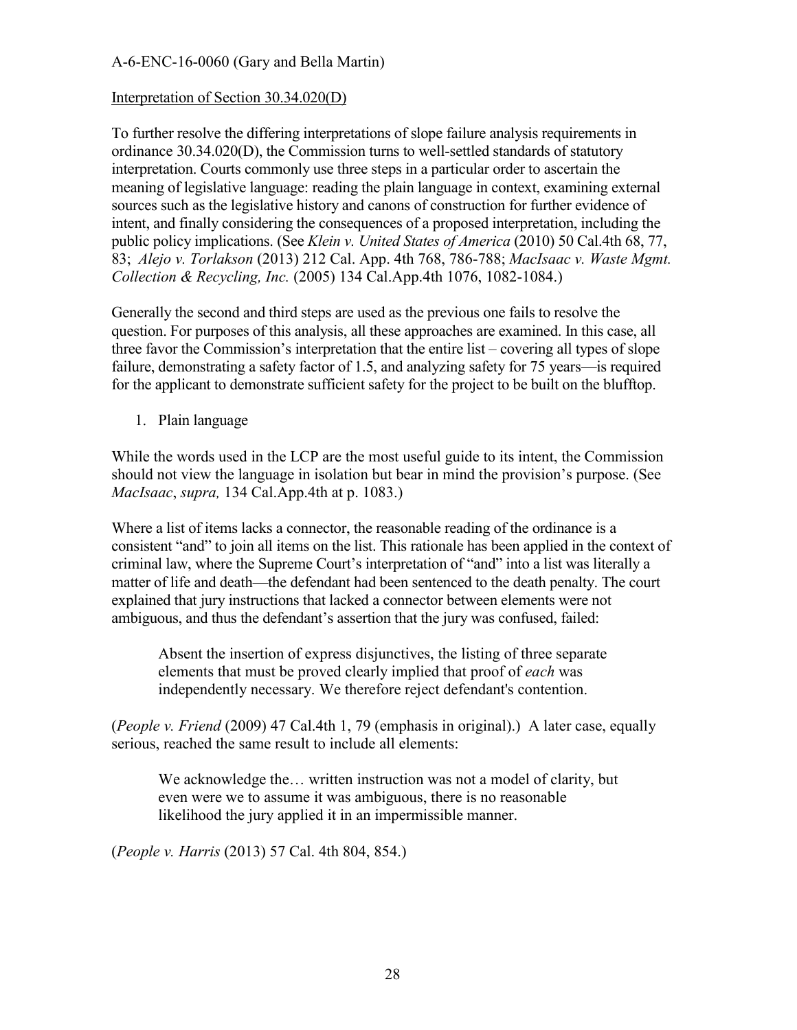Interpretation of Section 30.34.020(D)

To further resolve the differing interpretations of slope failure analysis requirements in ordinance 30.34.020(D), the Commission turns to well-settled standards of statutory interpretation. Courts commonly use three steps in a particular order to ascertain the meaning of legislative language: reading the plain language in context, examining external sources such as the legislative history and canons of construction for further evidence of intent, and finally considering the consequences of a proposed interpretation, including the public policy implications. (See *Klein v. United States of America* (2010) 50 Cal.4th 68, 77, 83; *Alejo v. Torlakson* (2013) 212 Cal. App. 4th 768, 786-788; *MacIsaac v. Waste Mgmt. Collection & Recycling, Inc.* (2005) 134 Cal.App.4th 1076, 1082-1084.)

Generally the second and third steps are used as the previous one fails to resolve the question. For purposes of this analysis, all these approaches are examined. In this case, all three favor the Commission's interpretation that the entire list – covering all types of slope failure, demonstrating a safety factor of 1.5, and analyzing safety for 75 years—is required for the applicant to demonstrate sufficient safety for the project to be built on the blufftop.

1. Plain language

While the words used in the LCP are the most useful guide to its intent, the Commission should not view the language in isolation but bear in mind the provision's purpose. (See *MacIsaac*, *supra,* 134 Cal.App.4th at p. 1083.)

Where a list of items lacks a connector, the reasonable reading of the ordinance is a consistent "and" to join all items on the list. This rationale has been applied in the context of criminal law, where the Supreme Court's interpretation of "and" into a list was literally a matter of life and death—the defendant had been sentenced to the death penalty. The court explained that jury instructions that lacked a connector between elements were not ambiguous, and thus the defendant's assertion that the jury was confused, failed:

> Absent the insertion of express disjunctives, the listing of three separate elements that must be proved clearly implied that proof of *each* was independently necessary. We therefore reject defendant's contention.

(*People v. Friend* (2009) 47 Cal.4th 1, 79 (emphasis in original).) A later case, equally serious, reached the same result to include all elements:

> We acknowledge the… written instruction was not a model of clarity, but even were we to assume it was ambiguous, there is no reasonable likelihood the jury applied it in an impermissible manner.

(*People v. Harris* (2013) 57 Cal. 4th 804, 854.)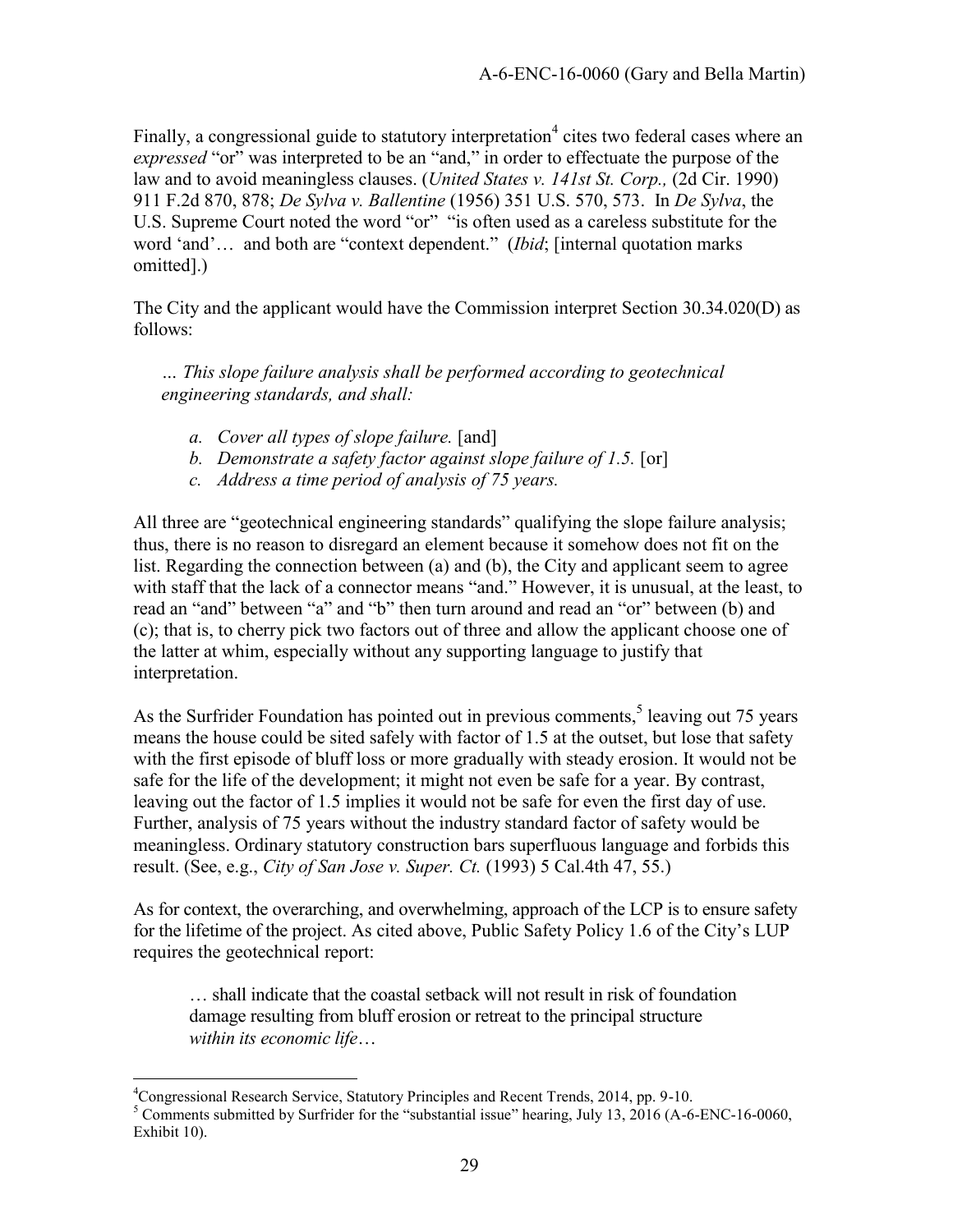Finally, a congressional guide to statutory interpretation[4] cites two federal cases where an *expressed* "or" was interpreted to be an "and," in order to effectuate the purpose of the law and to avoid meaningless clauses. (*United States v. 141st St. Corp.,* (2d Cir. 1990) 911 F.2d 870, 878; *De Sylva v. Ballentine* (1956) 351 U.S. 570, 573. In *De Sylva*, the U.S. Supreme Court noted the word "or" "is often used as a careless substitute for the word 'and'… and both are "context dependent." (*Ibid*; [internal quotation marks omitted].)

The City and the applicant would have the Commission interpret Section 30.34.020(D) as follows:

> *… This slope failure analysis shall be performed according to geotechnical engineering standards, and shall:*
>
> *a. Cover all types of slope failure.* [and]
> *b. Demonstrate a safety factor against slope failure of 1.5.* [or]
> *c. Address a time period of analysis of 75 years.*

All three are "geotechnical engineering standards" qualifying the slope failure analysis; thus, there is no reason to disregard an element because it somehow does not fit on the list. Regarding the connection between (a) and (b), the City and applicant seem to agree with staff that the lack of a connector means "and." However, it is unusual, at the least, to read an "and" between "a" and "b" then turn around and read an "or" between (b) and (c); that is, to cherry pick two factors out of three and allow the applicant choose one of the latter at whim, especially without any supporting language to justify that interpretation.

As the Surfrider Foundation has pointed out in previous comments,[5] leaving out 75 years means the house could be sited safely with factor of 1.5 at the outset, but lose that safety with the first episode of bluff loss or more gradually with steady erosion. It would not be safe for the life of the development; it might not even be safe for a year. By contrast, leaving out the factor of 1.5 implies it would not be safe for even the first day of use. Further, analysis of 75 years without the industry standard factor of safety would be meaningless. Ordinary statutory construction bars superfluous language and forbids this result. (See, e.g., *City of San Jose v. Super. Ct.* (1993) 5 Cal.4th 47, 55.)

As for context, the overarching, and overwhelming, approach of the LCP is to ensure safety for the lifetime of the project. As cited above, Public Safety Policy 1.6 of the City's LUP requires the geotechnical report:

> … shall indicate that the coastal setback will not result in risk of foundation damage resulting from bluff erosion or retreat to the principal structure *within its economic life*…

---

[4] Congressional Research Service, Statutory Principles and Recent Trends, 2014, pp. 9-10.

[5] Comments submitted by Surfrider for the "substantial issue" hearing, July 13, 2016 (A-6-ENC-16-0060, Exhibit 10).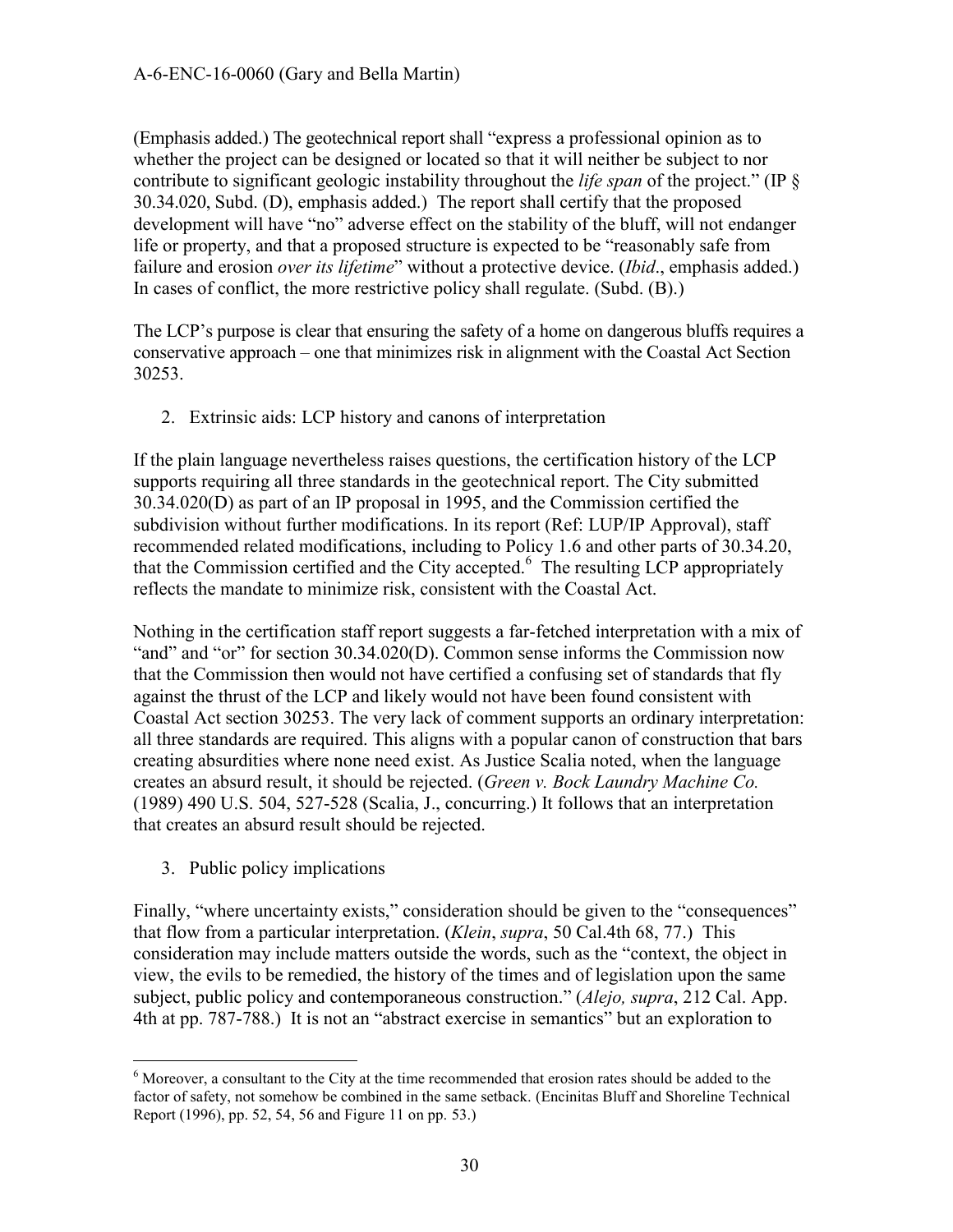(Emphasis added.) The geotechnical report shall "express a professional opinion as to whether the project can be designed or located so that it will neither be subject to nor contribute to significant geologic instability throughout the *life span* of the project." (IP § 30.34.020, Subd. (D), emphasis added.) The report shall certify that the proposed development will have "no" adverse effect on the stability of the bluff, will not endanger life or property, and that a proposed structure is expected to be "reasonably safe from failure and erosion *over its lifetime*" without a protective device. (*Ibid*., emphasis added.) In cases of conflict, the more restrictive policy shall regulate. (Subd. (B).)

The LCP's purpose is clear that ensuring the safety of a home on dangerous bluffs requires a conservative approach – one that minimizes risk in alignment with the Coastal Act Section 30253.

2. Extrinsic aids: LCP history and canons of interpretation

If the plain language nevertheless raises questions, the certification history of the LCP supports requiring all three standards in the geotechnical report. The City submitted 30.34.020(D) as part of an IP proposal in 1995, and the Commission certified the subdivision without further modifications. In its report (Ref: LUP/IP Approval), staff recommended related modifications, including to Policy 1.6 and other parts of 30.34.20, that the Commission certified and the City accepted.[6] The resulting LCP appropriately reflects the mandate to minimize risk, consistent with the Coastal Act.

Nothing in the certification staff report suggests a far-fetched interpretation with a mix of "and" and "or" for section 30.34.020(D). Common sense informs the Commission now that the Commission then would not have certified a confusing set of standards that fly against the thrust of the LCP and likely would not have been found consistent with Coastal Act section 30253. The very lack of comment supports an ordinary interpretation: all three standards are required. This aligns with a popular canon of construction that bars creating absurdities where none need exist. As Justice Scalia noted, when the language creates an absurd result, it should be rejected. (*Green v. Bock Laundry Machine Co.* (1989) 490 U.S. 504, 527-528 (Scalia, J., concurring.) It follows that an interpretation that creates an absurd result should be rejected.

3. Public policy implications

Finally, "where uncertainty exists," consideration should be given to the "consequences" that flow from a particular interpretation. (*Klein*, *supra*, 50 Cal.4th 68, 77.) This consideration may include matters outside the words, such as the "context, the object in view, the evils to be remedied, the history of the times and of legislation upon the same subject, public policy and contemporaneous construction." (*Alejo, supra*, 212 Cal. App. 4th at pp. 787-788.) It is not an "abstract exercise in semantics" but an exploration to

---

[6] Moreover, a consultant to the City at the time recommended that erosion rates should be added to the factor of safety, not somehow be combined in the same setback. (Encinitas Bluff and Shoreline Technical Report (1996), pp. 52, 54, 56 and Figure 11 on pp. 53.)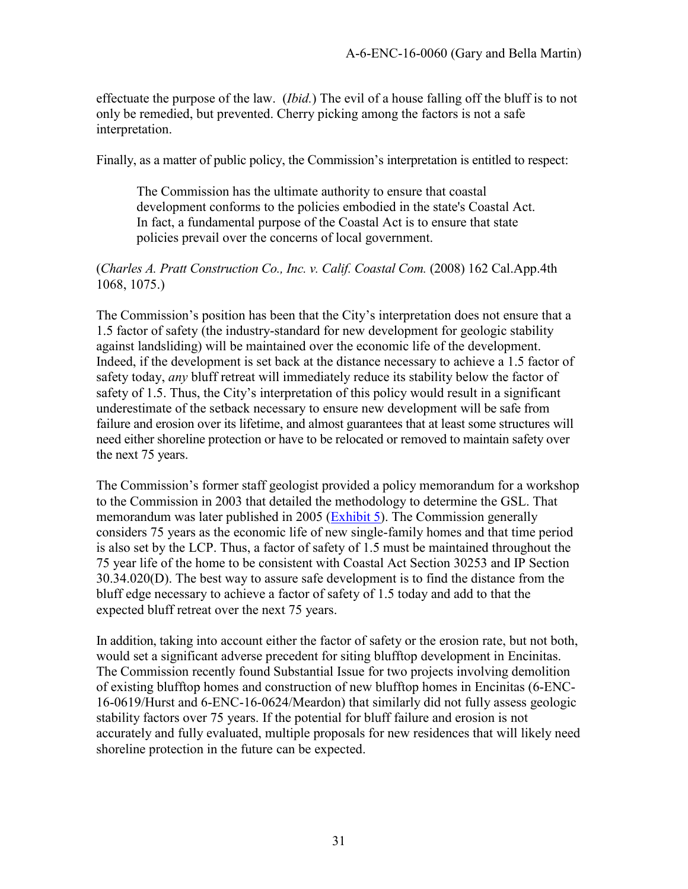effectuate the purpose of the law. (*Ibid.*) The evil of a house falling off the bluff is to not only be remedied, but prevented. Cherry picking among the factors is not a safe interpretation.

Finally, as a matter of public policy, the Commission's interpretation is entitled to respect:

> The Commission has the ultimate authority to ensure that coastal development conforms to the policies embodied in the state's Coastal Act. In fact, a fundamental purpose of the Coastal Act is to ensure that state policies prevail over the concerns of local government.

(*Charles A. Pratt Construction Co., Inc. v. Calif. Coastal Com.* (2008) 162 Cal.App.4th 1068, 1075.)

The Commission's position has been that the City's interpretation does not ensure that a 1.5 factor of safety (the industry-standard for new development for geologic stability against landsliding) will be maintained over the economic life of the development. Indeed, if the development is set back at the distance necessary to achieve a 1.5 factor of safety today, *any* bluff retreat will immediately reduce its stability below the factor of safety of 1.5. Thus, the City's interpretation of this policy would result in a significant underestimate of the setback necessary to ensure new development will be safe from failure and erosion over its lifetime, and almost guarantees that at least some structures will need either shoreline protection or have to be relocated or removed to maintain safety over the next 75 years.

The Commission's former staff geologist provided a policy memorandum for a workshop to the Commission in 2003 that detailed the methodology to determine the GSL. That memorandum was later published in 2005 (Exhibit 5). The Commission generally considers 75 years as the economic life of new single-family homes and that time period is also set by the LCP. Thus, a factor of safety of 1.5 must be maintained throughout the 75 year life of the home to be consistent with Coastal Act Section 30253 and IP Section 30.34.020(D). The best way to assure safe development is to find the distance from the bluff edge necessary to achieve a factor of safety of 1.5 today and add to that the expected bluff retreat over the next 75 years.

In addition, taking into account either the factor of safety or the erosion rate, but not both, would set a significant adverse precedent for siting blufftop development in Encinitas. The Commission recently found Substantial Issue for two projects involving demolition of existing blufftop homes and construction of new blufftop homes in Encinitas (6-ENC-16-0619/Hurst and 6-ENC-16-0624/Meardon) that similarly did not fully assess geologic stability factors over 75 years. If the potential for bluff failure and erosion is not accurately and fully evaluated, multiple proposals for new residences that will likely need shoreline protection in the future can be expected.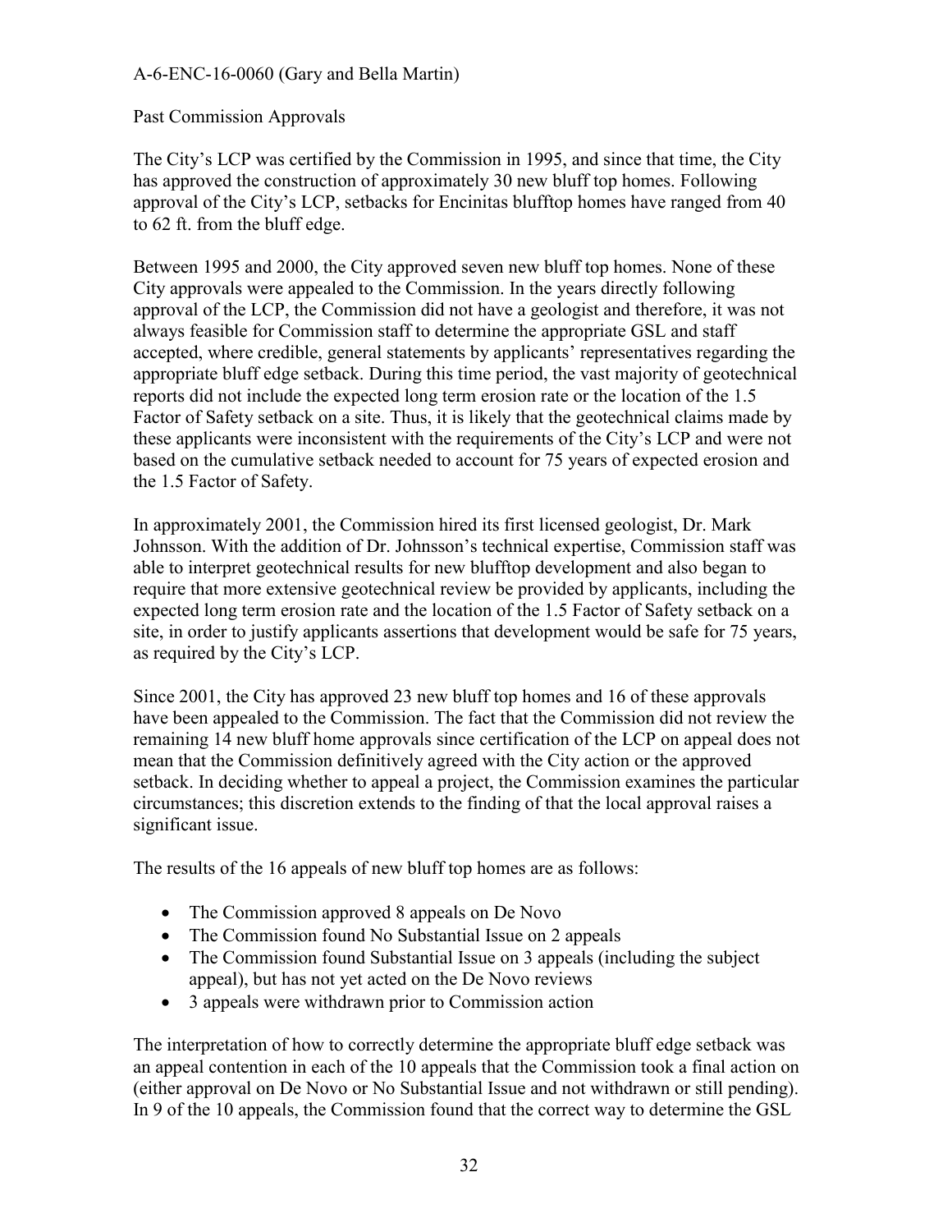Past Commission Approvals

The City's LCP was certified by the Commission in 1995, and since that time, the City has approved the construction of approximately 30 new bluff top homes. Following approval of the City's LCP, setbacks for Encinitas blufftop homes have ranged from 40 to 62 ft. from the bluff edge.

Between 1995 and 2000, the City approved seven new bluff top homes. None of these City approvals were appealed to the Commission. In the years directly following approval of the LCP, the Commission did not have a geologist and therefore, it was not always feasible for Commission staff to determine the appropriate GSL and staff accepted, where credible, general statements by applicants' representatives regarding the appropriate bluff edge setback. During this time period, the vast majority of geotechnical reports did not include the expected long term erosion rate or the location of the 1.5 Factor of Safety setback on a site. Thus, it is likely that the geotechnical claims made by these applicants were inconsistent with the requirements of the City's LCP and were not based on the cumulative setback needed to account for 75 years of expected erosion and the 1.5 Factor of Safety.

In approximately 2001, the Commission hired its first licensed geologist, Dr. Mark Johnsson. With the addition of Dr. Johnsson's technical expertise, Commission staff was able to interpret geotechnical results for new blufftop development and also began to require that more extensive geotechnical review be provided by applicants, including the expected long term erosion rate and the location of the 1.5 Factor of Safety setback on a site, in order to justify applicants assertions that development would be safe for 75 years, as required by the City's LCP.

Since 2001, the City has approved 23 new bluff top homes and 16 of these approvals have been appealed to the Commission. The fact that the Commission did not review the remaining 14 new bluff home approvals since certification of the LCP on appeal does not mean that the Commission definitively agreed with the City action or the approved setback. In deciding whether to appeal a project, the Commission examines the particular circumstances; this discretion extends to the finding of that the local approval raises a significant issue.

The results of the 16 appeals of new bluff top homes are as follows:

- The Commission approved 8 appeals on De Novo
- The Commission found No Substantial Issue on 2 appeals
- The Commission found Substantial Issue on 3 appeals (including the subject appeal), but has not yet acted on the De Novo reviews
- 3 appeals were withdrawn prior to Commission action

The interpretation of how to correctly determine the appropriate bluff edge setback was an appeal contention in each of the 10 appeals that the Commission took a final action on (either approval on De Novo or No Substantial Issue and not withdrawn or still pending). In 9 of the 10 appeals, the Commission found that the correct way to determine the GSL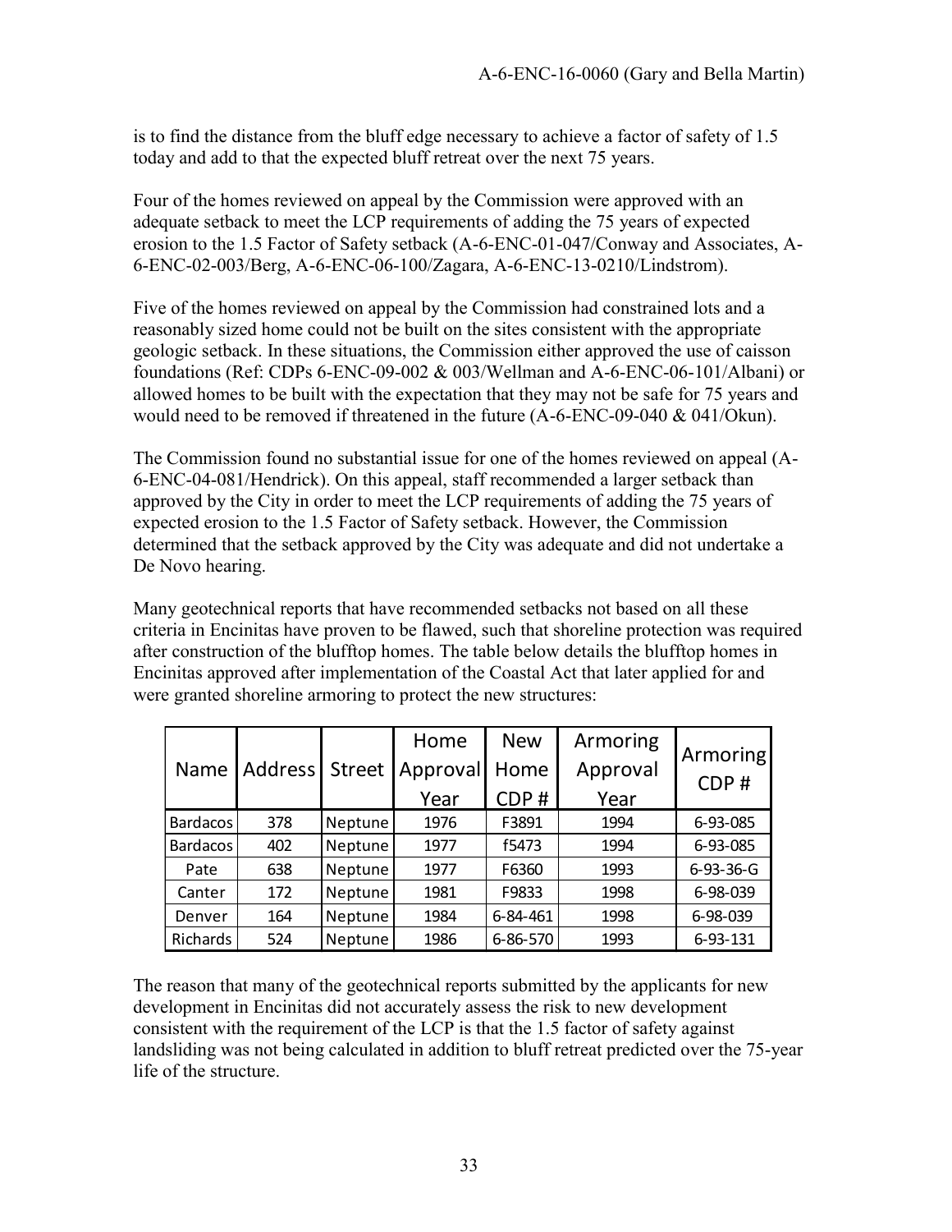is to find the distance from the bluff edge necessary to achieve a factor of safety of 1.5 today and add to that the expected bluff retreat over the next 75 years.

Four of the homes reviewed on appeal by the Commission were approved with an adequate setback to meet the LCP requirements of adding the 75 years of expected erosion to the 1.5 Factor of Safety setback (A-6-ENC-01-047/Conway and Associates, A-6-ENC-02-003/Berg, A-6-ENC-06-100/Zagara, A-6-ENC-13-0210/Lindstrom).

Five of the homes reviewed on appeal by the Commission had constrained lots and a reasonably sized home could not be built on the sites consistent with the appropriate geologic setback. In these situations, the Commission either approved the use of caisson foundations (Ref: CDPs 6-ENC-09-002 & 003/Wellman and A-6-ENC-06-101/Albani) or allowed homes to be built with the expectation that they may not be safe for 75 years and would need to be removed if threatened in the future (A-6-ENC-09-040 & 041/Okun).

The Commission found no substantial issue for one of the homes reviewed on appeal (A-6-ENC-04-081/Hendrick). On this appeal, staff recommended a larger setback than approved by the City in order to meet the LCP requirements of adding the 75 years of expected erosion to the 1.5 Factor of Safety setback. However, the Commission determined that the setback approved by the City was adequate and did not undertake a De Novo hearing.

Many geotechnical reports that have recommended setbacks not based on all these criteria in Encinitas have proven to be flawed, such that shoreline protection was required after construction of the blufftop homes. The table below details the blufftop homes in Encinitas approved after implementation of the Coastal Act that later applied for and were granted shoreline armoring to protect the new structures:

| Name | Address | Street | Home Approval Year | New Home CDP # | Armoring Approval Year | Armoring CDP # |
|---|---|---|---|---|---|---|
| Bardacos | 378 | Neptune | 1976 | F3891 | 1994 | 6-93-085 |
| Bardacos | 402 | Neptune | 1977 | f5473 | 1994 | 6-93-085 |
| Pate | 638 | Neptune | 1977 | F6360 | 1993 | 6-93-36-G |
| Canter | 172 | Neptune | 1981 | F9833 | 1998 | 6-98-039 |
| Denver | 164 | Neptune | 1984 | 6-84-461 | 1998 | 6-98-039 |
| Richards | 524 | Neptune | 1986 | 6-86-570 | 1993 | 6-93-131 |

The reason that many of the geotechnical reports submitted by the applicants for new development in Encinitas did not accurately assess the risk to new development consistent with the requirement of the LCP is that the 1.5 factor of safety against landsliding was not being calculated in addition to bluff retreat predicted over the 75-year life of the structure.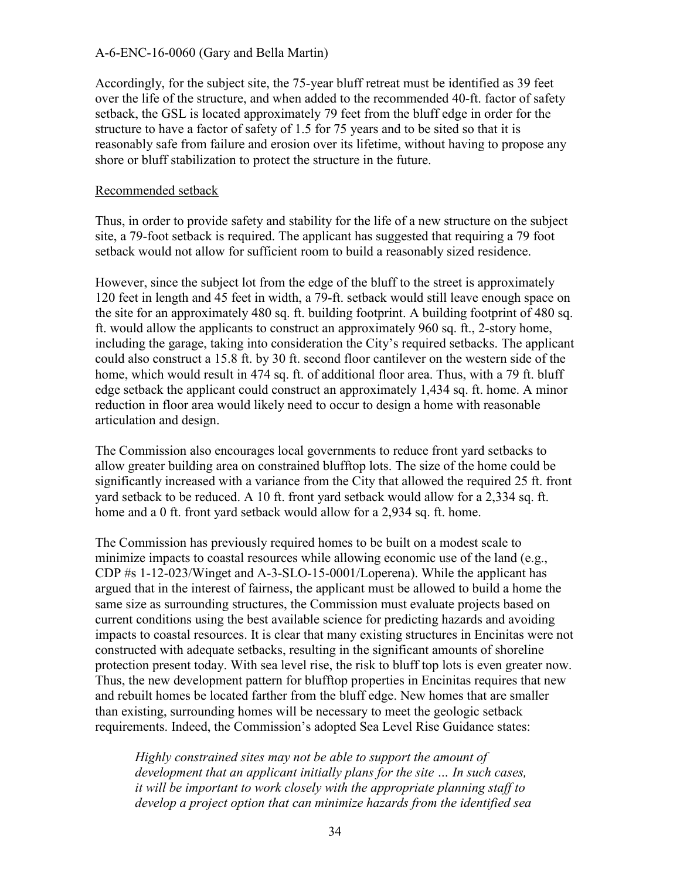Accordingly, for the subject site, the 75-year bluff retreat must be identified as 39 feet over the life of the structure, and when added to the recommended 40-ft. factor of safety setback, the GSL is located approximately 79 feet from the bluff edge in order for the structure to have a factor of safety of 1.5 for 75 years and to be sited so that it is reasonably safe from failure and erosion over its lifetime, without having to propose any shore or bluff stabilization to protect the structure in the future.

Recommended setback

Thus, in order to provide safety and stability for the life of a new structure on the subject site, a 79-foot setback is required. The applicant has suggested that requiring a 79 foot setback would not allow for sufficient room to build a reasonably sized residence.

However, since the subject lot from the edge of the bluff to the street is approximately 120 feet in length and 45 feet in width, a 79-ft. setback would still leave enough space on the site for an approximately 480 sq. ft. building footprint. A building footprint of 480 sq. ft. would allow the applicants to construct an approximately 960 sq. ft., 2-story home, including the garage, taking into consideration the City's required setbacks. The applicant could also construct a 15.8 ft. by 30 ft. second floor cantilever on the western side of the home, which would result in 474 sq. ft. of additional floor area. Thus, with a 79 ft. bluff edge setback the applicant could construct an approximately 1,434 sq. ft. home. A minor reduction in floor area would likely need to occur to design a home with reasonable articulation and design.

The Commission also encourages local governments to reduce front yard setbacks to allow greater building area on constrained blufftop lots. The size of the home could be significantly increased with a variance from the City that allowed the required 25 ft. front yard setback to be reduced. A 10 ft. front yard setback would allow for a 2,334 sq. ft. home and a 0 ft. front yard setback would allow for a 2,934 sq. ft. home.

The Commission has previously required homes to be built on a modest scale to minimize impacts to coastal resources while allowing economic use of the land (e.g., CDP #s 1-12-023/Winget and A-3-SLO-15-0001/Loperena). While the applicant has argued that in the interest of fairness, the applicant must be allowed to build a home the same size as surrounding structures, the Commission must evaluate projects based on current conditions using the best available science for predicting hazards and avoiding impacts to coastal resources. It is clear that many existing structures in Encinitas were not constructed with adequate setbacks, resulting in the significant amounts of shoreline protection present today. With sea level rise, the risk to bluff top lots is even greater now. Thus, the new development pattern for blufftop properties in Encinitas requires that new and rebuilt homes be located farther from the bluff edge. New homes that are smaller than existing, surrounding homes will be necessary to meet the geologic setback requirements. Indeed, the Commission's adopted Sea Level Rise Guidance states:

> *Highly constrained sites may not be able to support the amount of development that an applicant initially plans for the site … In such cases, it will be important to work closely with the appropriate planning staff to develop a project option that can minimize hazards from the identified sea*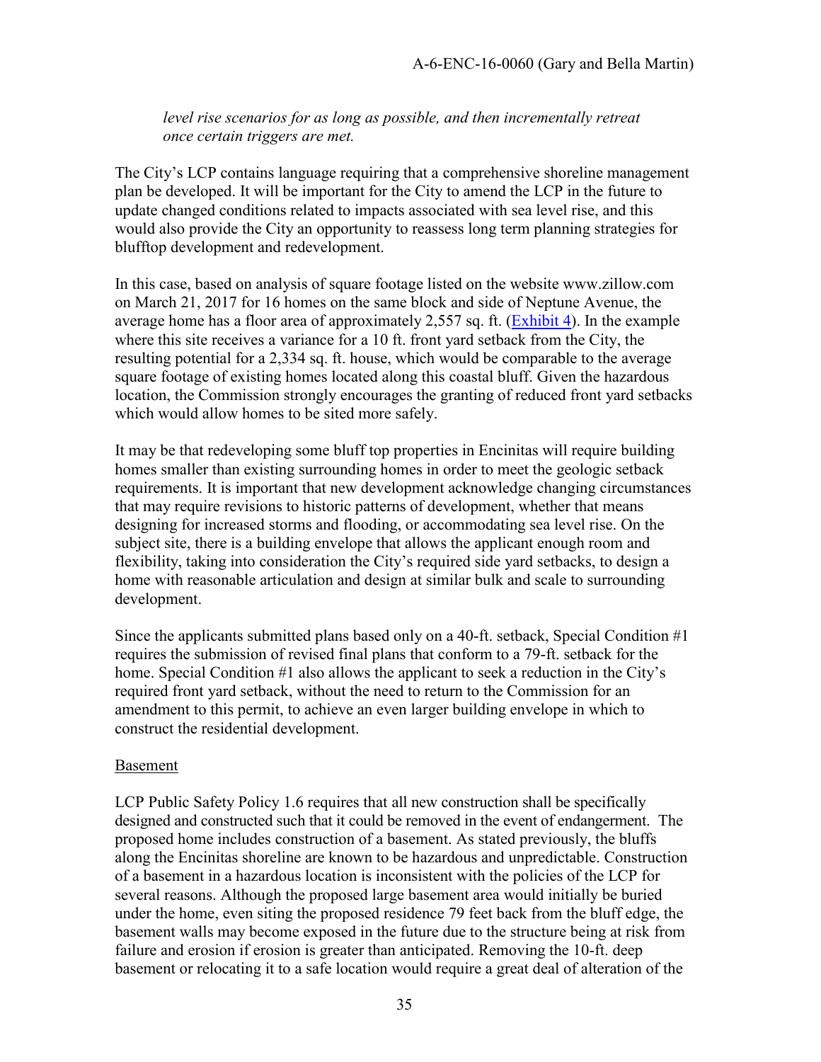*level rise scenarios for as long as possible, and then incrementally retreat once certain triggers are met.*

The City's LCP contains language requiring that a comprehensive shoreline management plan be developed. It will be important for the City to amend the LCP in the future to update changed conditions related to impacts associated with sea level rise, and this would also provide the City an opportunity to reassess long term planning strategies for blufftop development and redevelopment.

In this case, based on analysis of square footage listed on the website www.zillow.com on March 21, 2017 for 16 homes on the same block and side of Neptune Avenue, the average home has a floor area of approximately 2,557 sq. ft. (Exhibit 4). In the example where this site receives a variance for a 10 ft. front yard setback from the City, the resulting potential for a 2,334 sq. ft. house, which would be comparable to the average square footage of existing homes located along this coastal bluff. Given the hazardous location, the Commission strongly encourages the granting of reduced front yard setbacks which would allow homes to be sited more safely.

It may be that redeveloping some bluff top properties in Encinitas will require building homes smaller than existing surrounding homes in order to meet the geologic setback requirements. It is important that new development acknowledge changing circumstances that may require revisions to historic patterns of development, whether that means designing for increased storms and flooding, or accommodating sea level rise. On the subject site, there is a building envelope that allows the applicant enough room and flexibility, taking into consideration the City's required side yard setbacks, to design a home with reasonable articulation and design at similar bulk and scale to surrounding development.

Since the applicants submitted plans based only on a 40-ft. setback, Special Condition #1 requires the submission of revised final plans that conform to a 79-ft. setback for the home. Special Condition #1 also allows the applicant to seek a reduction in the City's required front yard setback, without the need to return to the Commission for an amendment to this permit, to achieve an even larger building envelope in which to construct the residential development.

Basement

LCP Public Safety Policy 1.6 requires that all new construction shall be specifically designed and constructed such that it could be removed in the event of endangerment. The proposed home includes construction of a basement. As stated previously, the bluffs along the Encinitas shoreline are known to be hazardous and unpredictable. Construction of a basement in a hazardous location is inconsistent with the policies of the LCP for several reasons. Although the proposed large basement area would initially be buried under the home, even siting the proposed residence 79 feet back from the bluff edge, the basement walls may become exposed in the future due to the structure being at risk from failure and erosion if erosion is greater than anticipated. Removing the 10-ft. deep basement or relocating it to a safe location would require a great deal of alteration of the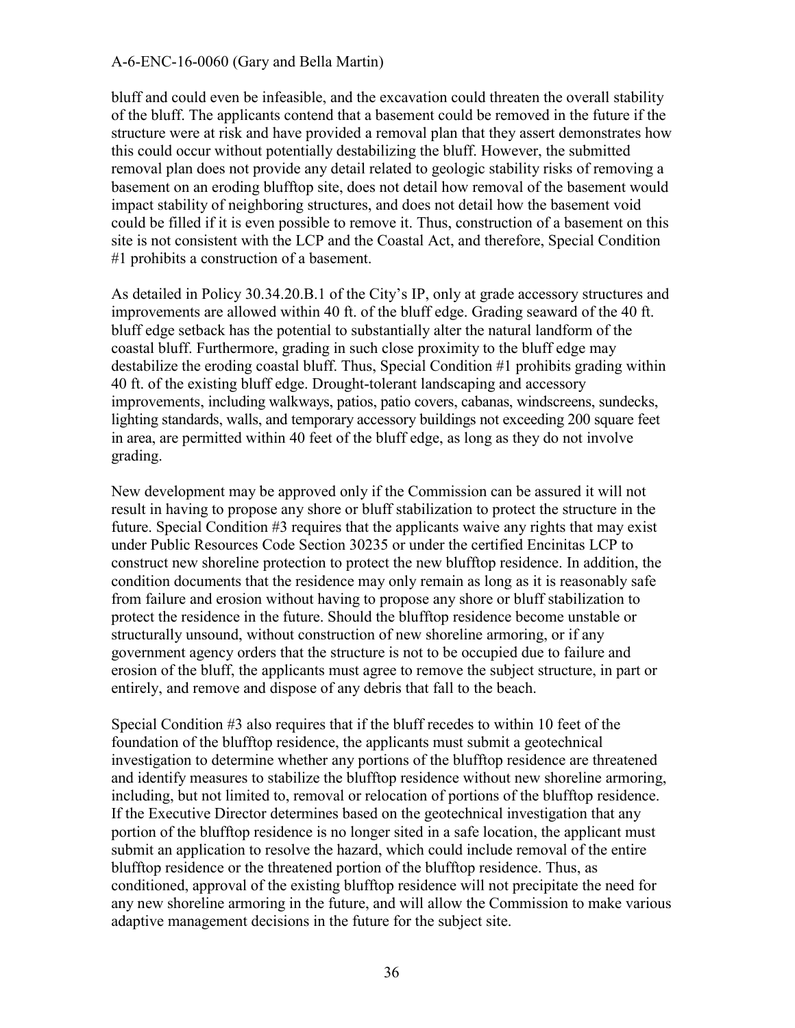bluff and could even be infeasible, and the excavation could threaten the overall stability of the bluff. The applicants contend that a basement could be removed in the future if the structure were at risk and have provided a removal plan that they assert demonstrates how this could occur without potentially destabilizing the bluff. However, the submitted removal plan does not provide any detail related to geologic stability risks of removing a basement on an eroding blufftop site, does not detail how removal of the basement would impact stability of neighboring structures, and does not detail how the basement void could be filled if it is even possible to remove it. Thus, construction of a basement on this site is not consistent with the LCP and the Coastal Act, and therefore, Special Condition #1 prohibits a construction of a basement.

As detailed in Policy 30.34.20.B.1 of the City's IP, only at grade accessory structures and improvements are allowed within 40 ft. of the bluff edge. Grading seaward of the 40 ft. bluff edge setback has the potential to substantially alter the natural landform of the coastal bluff. Furthermore, grading in such close proximity to the bluff edge may destabilize the eroding coastal bluff. Thus, Special Condition #1 prohibits grading within 40 ft. of the existing bluff edge. Drought-tolerant landscaping and accessory improvements, including walkways, patios, patio covers, cabanas, windscreens, sundecks, lighting standards, walls, and temporary accessory buildings not exceeding 200 square feet in area, are permitted within 40 feet of the bluff edge, as long as they do not involve grading.

New development may be approved only if the Commission can be assured it will not result in having to propose any shore or bluff stabilization to protect the structure in the future. Special Condition #3 requires that the applicants waive any rights that may exist under Public Resources Code Section 30235 or under the certified Encinitas LCP to construct new shoreline protection to protect the new blufftop residence. In addition, the condition documents that the residence may only remain as long as it is reasonably safe from failure and erosion without having to propose any shore or bluff stabilization to protect the residence in the future. Should the blufftop residence become unstable or structurally unsound, without construction of new shoreline armoring, or if any government agency orders that the structure is not to be occupied due to failure and erosion of the bluff, the applicants must agree to remove the subject structure, in part or entirely, and remove and dispose of any debris that fall to the beach.

Special Condition #3 also requires that if the bluff recedes to within 10 feet of the foundation of the blufftop residence, the applicants must submit a geotechnical investigation to determine whether any portions of the blufftop residence are threatened and identify measures to stabilize the blufftop residence without new shoreline armoring, including, but not limited to, removal or relocation of portions of the blufftop residence. If the Executive Director determines based on the geotechnical investigation that any portion of the blufftop residence is no longer sited in a safe location, the applicant must submit an application to resolve the hazard, which could include removal of the entire blufftop residence or the threatened portion of the blufftop residence. Thus, as conditioned, approval of the existing blufftop residence will not precipitate the need for any new shoreline armoring in the future, and will allow the Commission to make various adaptive management decisions in the future for the subject site.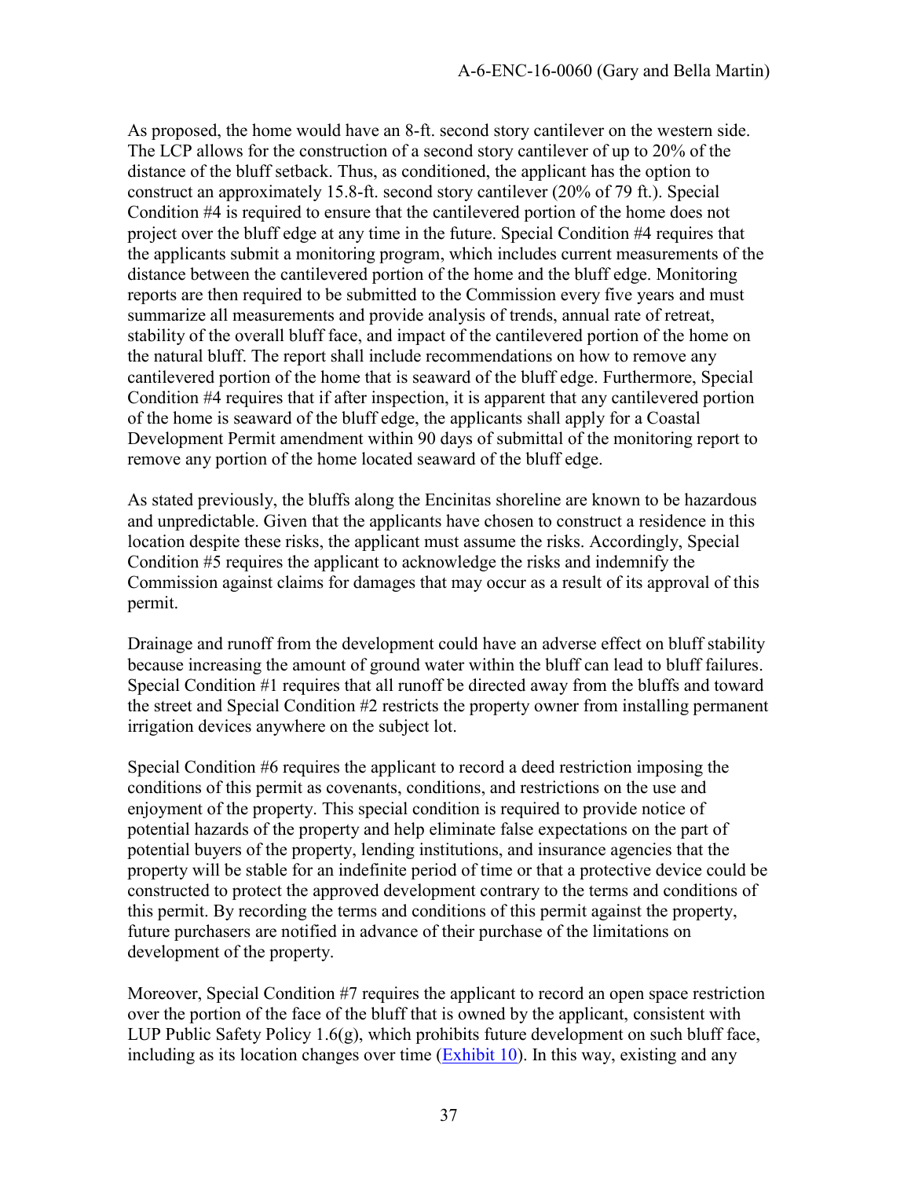As proposed, the home would have an 8-ft. second story cantilever on the western side. The LCP allows for the construction of a second story cantilever of up to 20% of the distance of the bluff setback. Thus, as conditioned, the applicant has the option to construct an approximately 15.8-ft. second story cantilever (20% of 79 ft.). Special Condition #4 is required to ensure that the cantilevered portion of the home does not project over the bluff edge at any time in the future. Special Condition #4 requires that the applicants submit a monitoring program, which includes current measurements of the distance between the cantilevered portion of the home and the bluff edge. Monitoring reports are then required to be submitted to the Commission every five years and must summarize all measurements and provide analysis of trends, annual rate of retreat, stability of the overall bluff face, and impact of the cantilevered portion of the home on the natural bluff. The report shall include recommendations on how to remove any cantilevered portion of the home that is seaward of the bluff edge. Furthermore, Special Condition #4 requires that if after inspection, it is apparent that any cantilevered portion of the home is seaward of the bluff edge, the applicants shall apply for a Coastal Development Permit amendment within 90 days of submittal of the monitoring report to remove any portion of the home located seaward of the bluff edge.

As stated previously, the bluffs along the Encinitas shoreline are known to be hazardous and unpredictable. Given that the applicants have chosen to construct a residence in this location despite these risks, the applicant must assume the risks. Accordingly, Special Condition #5 requires the applicant to acknowledge the risks and indemnify the Commission against claims for damages that may occur as a result of its approval of this permit.

Drainage and runoff from the development could have an adverse effect on bluff stability because increasing the amount of ground water within the bluff can lead to bluff failures. Special Condition #1 requires that all runoff be directed away from the bluffs and toward the street and Special Condition #2 restricts the property owner from installing permanent irrigation devices anywhere on the subject lot.

Special Condition #6 requires the applicant to record a deed restriction imposing the conditions of this permit as covenants, conditions, and restrictions on the use and enjoyment of the property. This special condition is required to provide notice of potential hazards of the property and help eliminate false expectations on the part of potential buyers of the property, lending institutions, and insurance agencies that the property will be stable for an indefinite period of time or that a protective device could be constructed to protect the approved development contrary to the terms and conditions of this permit. By recording the terms and conditions of this permit against the property, future purchasers are notified in advance of their purchase of the limitations on development of the property.

Moreover, Special Condition #7 requires the applicant to record an open space restriction over the portion of the face of the bluff that is owned by the applicant, consistent with LUP Public Safety Policy 1.6(g), which prohibits future development on such bluff face, including as its location changes over time (Exhibit 10). In this way, existing and any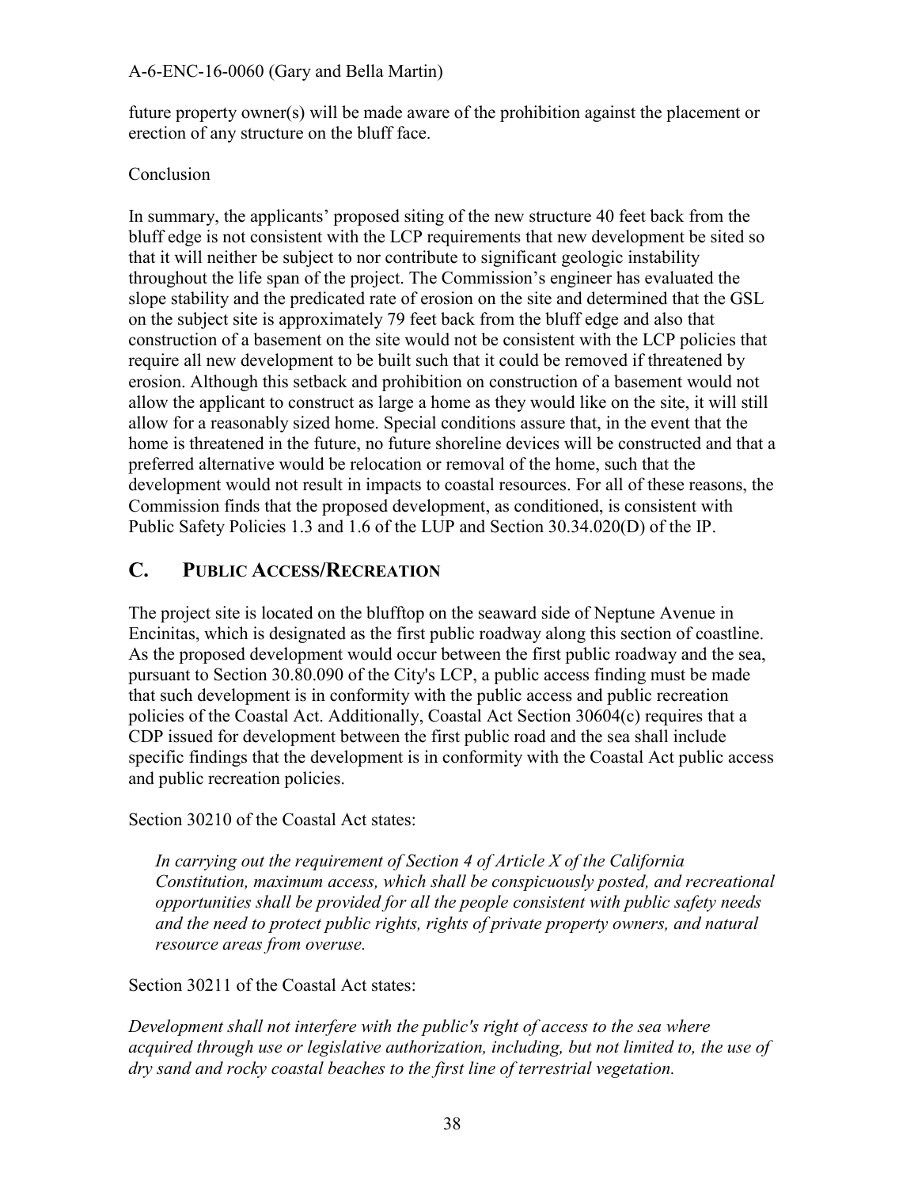future property owner(s) will be made aware of the prohibition against the placement or erection of any structure on the bluff face.

Conclusion

In summary, the applicants' proposed siting of the new structure 40 feet back from the bluff edge is not consistent with the LCP requirements that new development be sited so that it will neither be subject to nor contribute to significant geologic instability throughout the life span of the project. The Commission's engineer has evaluated the slope stability and the predicated rate of erosion on the site and determined that the GSL on the subject site is approximately 79 feet back from the bluff edge and also that construction of a basement on the site would not be consistent with the LCP policies that require all new development to be built such that it could be removed if threatened by erosion. Although this setback and prohibition on construction of a basement would not allow the applicant to construct as large a home as they would like on the site, it will still allow for a reasonably sized home. Special conditions assure that, in the event that the home is threatened in the future, no future shoreline devices will be constructed and that a preferred alternative would be relocation or removal of the home, such that the development would not result in impacts to coastal resources. For all of these reasons, the Commission finds that the proposed development, as conditioned, is consistent with Public Safety Policies 1.3 and 1.6 of the LUP and Section 30.34.020(D) of the IP.

## C. PUBLIC ACCESS/RECREATION

The project site is located on the blufftop on the seaward side of Neptune Avenue in Encinitas, which is designated as the first public roadway along this section of coastline. As the proposed development would occur between the first public roadway and the sea, pursuant to Section 30.80.090 of the City's LCP, a public access finding must be made that such development is in conformity with the public access and public recreation policies of the Coastal Act. Additionally, Coastal Act Section 30604(c) requires that a CDP issued for development between the first public road and the sea shall include specific findings that the development is in conformity with the Coastal Act public access and public recreation policies.

Section 30210 of the Coastal Act states:

> *In carrying out the requirement of Section 4 of Article X of the California Constitution, maximum access, which shall be conspicuously posted, and recreational opportunities shall be provided for all the people consistent with public safety needs and the need to protect public rights, rights of private property owners, and natural resource areas from overuse.*

Section 30211 of the Coastal Act states:

*Development shall not interfere with the public's right of access to the sea where acquired through use or legislative authorization, including, but not limited to, the use of dry sand and rocky coastal beaches to the first line of terrestrial vegetation.*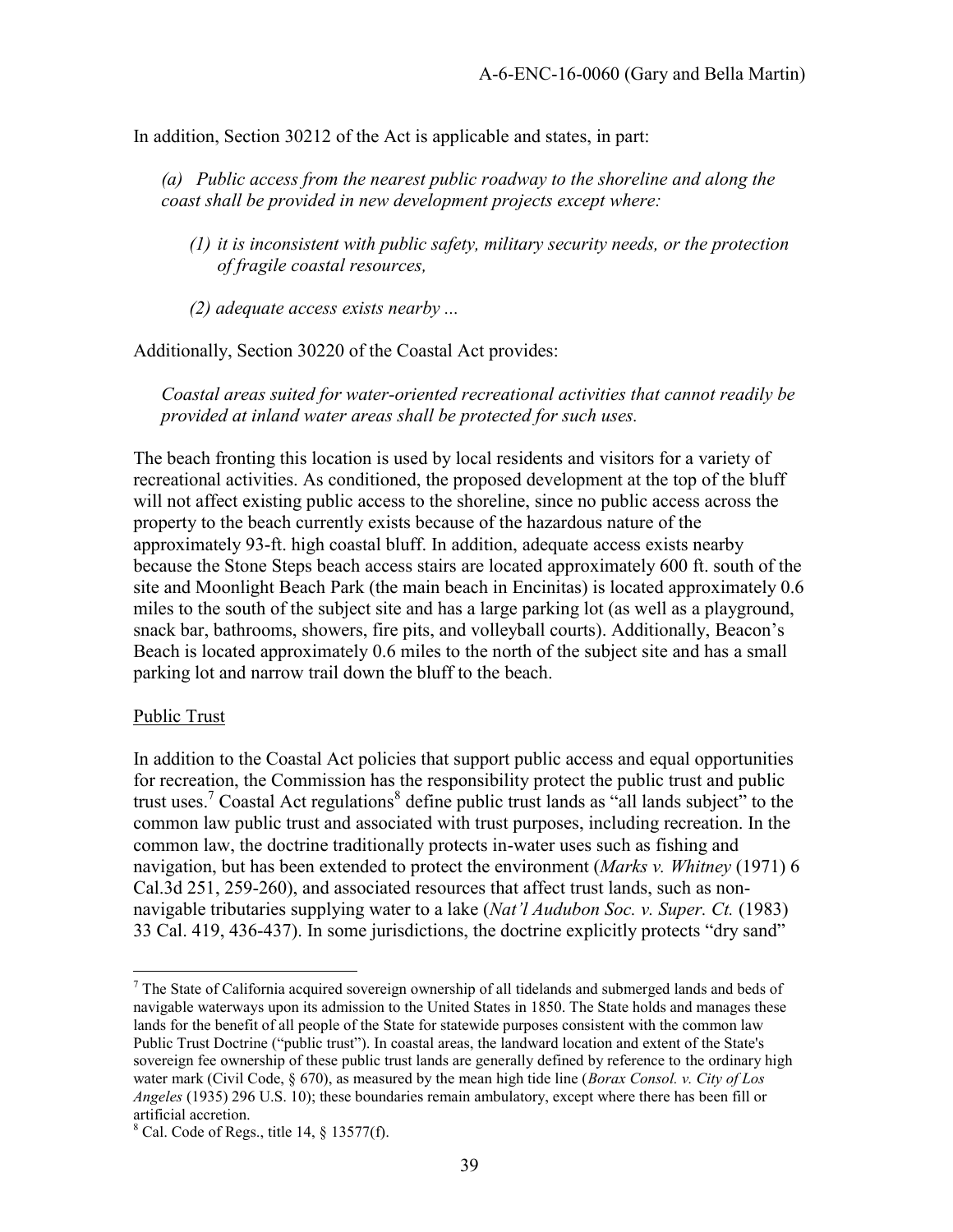In addition, Section 30212 of the Act is applicable and states, in part:

> *(a) Public access from the nearest public roadway to the shoreline and along the coast shall be provided in new development projects except where:*
>
> *(1) it is inconsistent with public safety, military security needs, or the protection of fragile coastal resources,*
>
> *(2) adequate access exists nearby ...*

Additionally, Section 30220 of the Coastal Act provides:

> *Coastal areas suited for water-oriented recreational activities that cannot readily be provided at inland water areas shall be protected for such uses.*

The beach fronting this location is used by local residents and visitors for a variety of recreational activities. As conditioned, the proposed development at the top of the bluff will not affect existing public access to the shoreline, since no public access across the property to the beach currently exists because of the hazardous nature of the approximately 93-ft. high coastal bluff. In addition, adequate access exists nearby because the Stone Steps beach access stairs are located approximately 600 ft. south of the site and Moonlight Beach Park (the main beach in Encinitas) is located approximately 0.6 miles to the south of the subject site and has a large parking lot (as well as a playground, snack bar, bathrooms, showers, fire pits, and volleyball courts). Additionally, Beacon's Beach is located approximately 0.6 miles to the north of the subject site and has a small parking lot and narrow trail down the bluff to the beach.

<u>Public Trust</u>

In addition to the Coastal Act policies that support public access and equal opportunities for recreation, the Commission has the responsibility protect the public trust and public trust uses.[7] Coastal Act regulations[8] define public trust lands as "all lands subject" to the common law public trust and associated with trust purposes, including recreation. In the common law, the doctrine traditionally protects in-water uses such as fishing and navigation, but has been extended to protect the environment (*Marks v. Whitney* (1971) 6 Cal.3d 251, 259-260), and associated resources that affect trust lands, such as non-navigable tributaries supplying water to a lake (*Nat'l Audubon Soc. v. Super. Ct.* (1983) 33 Cal. 419, 436-437). In some jurisdictions, the doctrine explicitly protects "dry sand"

---

[7] The State of California acquired sovereign ownership of all tidelands and submerged lands and beds of navigable waterways upon its admission to the United States in 1850. The State holds and manages these lands for the benefit of all people of the State for statewide purposes consistent with the common law Public Trust Doctrine ("public trust"). In coastal areas, the landward location and extent of the State's sovereign fee ownership of these public trust lands are generally defined by reference to the ordinary high water mark (Civil Code, § 670), as measured by the mean high tide line (*Borax Consol. v. City of Los Angeles* (1935) 296 U.S. 10); these boundaries remain ambulatory, except where there has been fill or artificial accretion.

[8] Cal. Code of Regs., title 14, § 13577(f).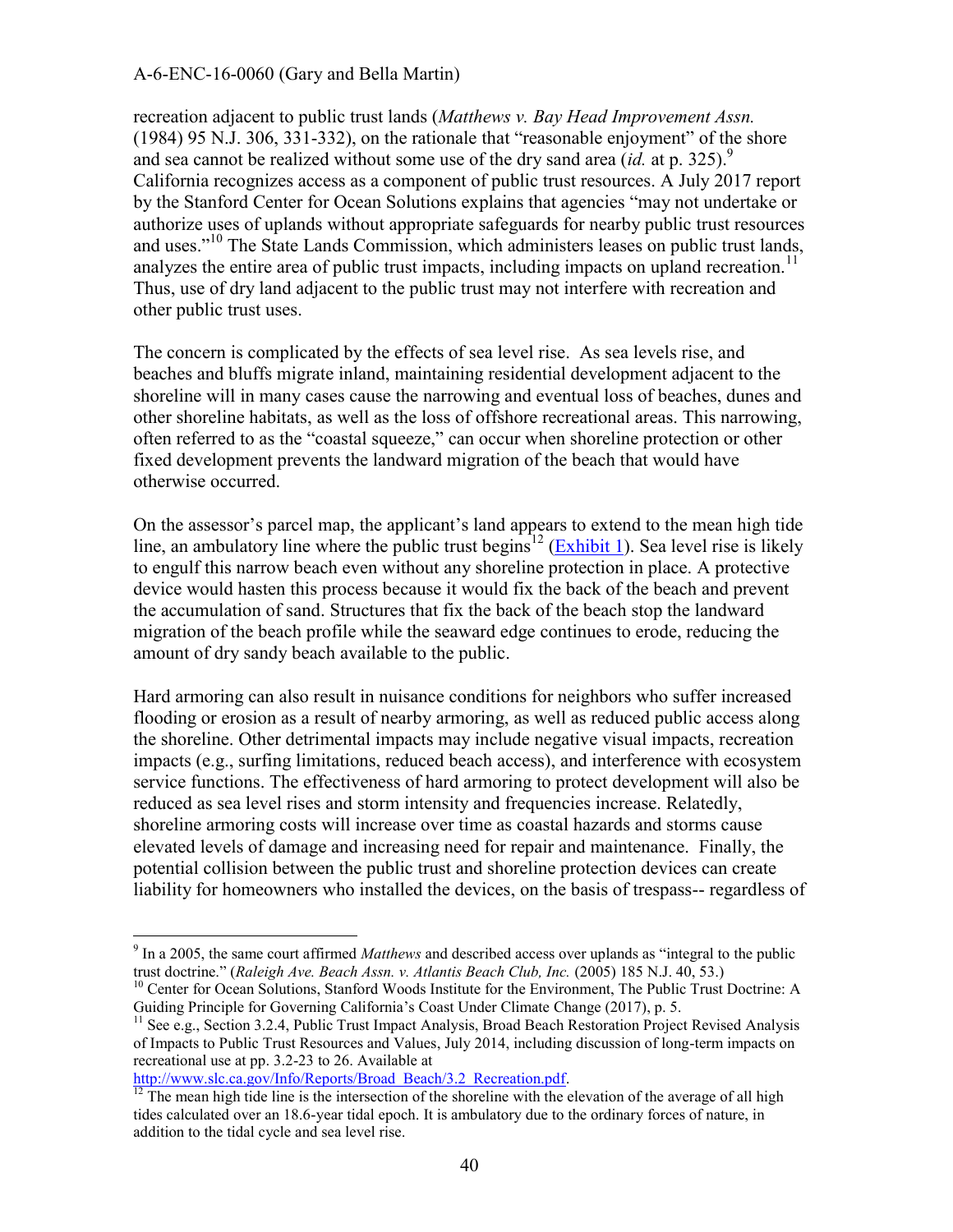recreation adjacent to public trust lands (*Matthews v. Bay Head Improvement Assn.* (1984) 95 N.J. 306, 331-332), on the rationale that "reasonable enjoyment" of the shore and sea cannot be realized without some use of the dry sand area (*id.* at p. 325).[9] California recognizes access as a component of public trust resources. A July 2017 report by the Stanford Center for Ocean Solutions explains that agencies "may not undertake or authorize uses of uplands without appropriate safeguards for nearby public trust resources and uses."[10] The State Lands Commission, which administers leases on public trust lands, analyzes the entire area of public trust impacts, including impacts on upland recreation.[11] Thus, use of dry land adjacent to the public trust may not interfere with recreation and other public trust uses.

The concern is complicated by the effects of sea level rise. As sea levels rise, and beaches and bluffs migrate inland, maintaining residential development adjacent to the shoreline will in many cases cause the narrowing and eventual loss of beaches, dunes and other shoreline habitats, as well as the loss of offshore recreational areas. This narrowing, often referred to as the "coastal squeeze," can occur when shoreline protection or other fixed development prevents the landward migration of the beach that would have otherwise occurred.

On the assessor's parcel map, the applicant's land appears to extend to the mean high tide line, an ambulatory line where the public trust begins[12] (Exhibit 1). Sea level rise is likely to engulf this narrow beach even without any shoreline protection in place. A protective device would hasten this process because it would fix the back of the beach and prevent the accumulation of sand. Structures that fix the back of the beach stop the landward migration of the beach profile while the seaward edge continues to erode, reducing the amount of dry sandy beach available to the public.

Hard armoring can also result in nuisance conditions for neighbors who suffer increased flooding or erosion as a result of nearby armoring, as well as reduced public access along the shoreline. Other detrimental impacts may include negative visual impacts, recreation impacts (e.g., surfing limitations, reduced beach access), and interference with ecosystem service functions. The effectiveness of hard armoring to protect development will also be reduced as sea level rises and storm intensity and frequencies increase. Relatedly, shoreline armoring costs will increase over time as coastal hazards and storms cause elevated levels of damage and increasing need for repair and maintenance. Finally, the potential collision between the public trust and shoreline protection devices can create liability for homeowners who installed the devices, on the basis of trespass-- regardless of

---

[9] In a 2005, the same court affirmed *Matthews* and described access over uplands as "integral to the public trust doctrine." (*Raleigh Ave. Beach Assn. v. Atlantis Beach Club, Inc.* (2005) 185 N.J. 40, 53.)

[10] Center for Ocean Solutions, Stanford Woods Institute for the Environment, The Public Trust Doctrine: A Guiding Principle for Governing California's Coast Under Climate Change (2017), p. 5.

[11] See e.g., Section 3.2.4, Public Trust Impact Analysis, Broad Beach Restoration Project Revised Analysis of Impacts to Public Trust Resources and Values, July 2014, including discussion of long-term impacts on recreational use at pp. 3.2-23 to 26. Available at http://www.slc.ca.gov/Info/Reports/Broad_Beach/3.2_Recreation.pdf.

[12] The mean high tide line is the intersection of the shoreline with the elevation of the average of all high tides calculated over an 18.6-year tidal epoch. It is ambulatory due to the ordinary forces of nature, in addition to the tidal cycle and sea level rise.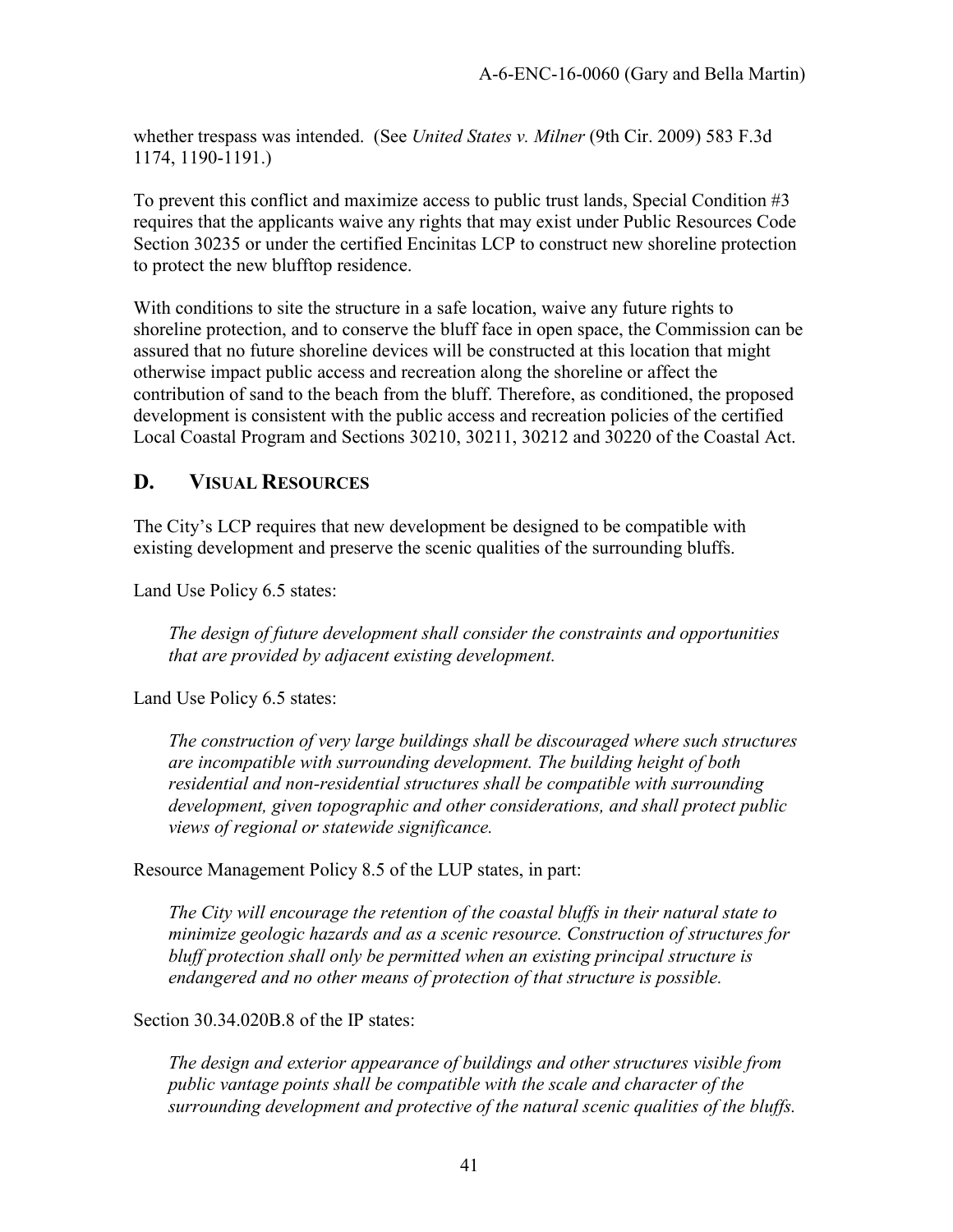whether trespass was intended. (See *United States v. Milner* (9th Cir. 2009) 583 F.3d 1174, 1190-1191.)

To prevent this conflict and maximize access to public trust lands, Special Condition #3 requires that the applicants waive any rights that may exist under Public Resources Code Section 30235 or under the certified Encinitas LCP to construct new shoreline protection to protect the new blufftop residence.

With conditions to site the structure in a safe location, waive any future rights to shoreline protection, and to conserve the bluff face in open space, the Commission can be assured that no future shoreline devices will be constructed at this location that might otherwise impact public access and recreation along the shoreline or affect the contribution of sand to the beach from the bluff. Therefore, as conditioned, the proposed development is consistent with the public access and recreation policies of the certified Local Coastal Program and Sections 30210, 30211, 30212 and 30220 of the Coastal Act.

## D. VISUAL RESOURCES

The City's LCP requires that new development be designed to be compatible with existing development and preserve the scenic qualities of the surrounding bluffs.

Land Use Policy 6.5 states:

> *The design of future development shall consider the constraints and opportunities that are provided by adjacent existing development.*

Land Use Policy 6.5 states:

> *The construction of very large buildings shall be discouraged where such structures are incompatible with surrounding development. The building height of both residential and non-residential structures shall be compatible with surrounding development, given topographic and other considerations, and shall protect public views of regional or statewide significance.*

Resource Management Policy 8.5 of the LUP states, in part:

> *The City will encourage the retention of the coastal bluffs in their natural state to minimize geologic hazards and as a scenic resource. Construction of structures for bluff protection shall only be permitted when an existing principal structure is endangered and no other means of protection of that structure is possible.*

Section 30.34.020B.8 of the IP states:

> *The design and exterior appearance of buildings and other structures visible from public vantage points shall be compatible with the scale and character of the surrounding development and protective of the natural scenic qualities of the bluffs.*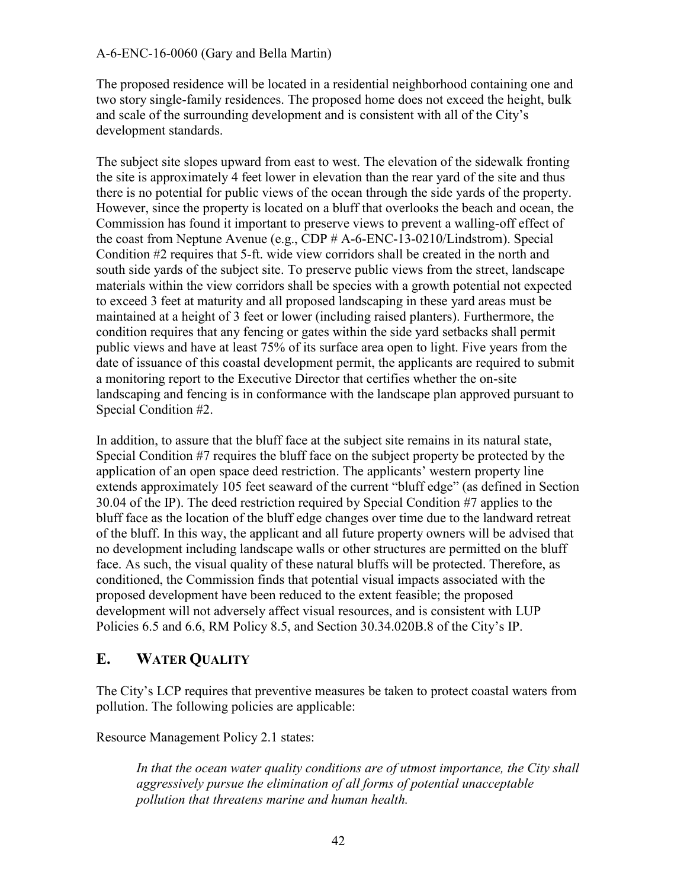The proposed residence will be located in a residential neighborhood containing one and two story single-family residences. The proposed home does not exceed the height, bulk and scale of the surrounding development and is consistent with all of the City's development standards.

The subject site slopes upward from east to west. The elevation of the sidewalk fronting the site is approximately 4 feet lower in elevation than the rear yard of the site and thus there is no potential for public views of the ocean through the side yards of the property. However, since the property is located on a bluff that overlooks the beach and ocean, the Commission has found it important to preserve views to prevent a walling-off effect of the coast from Neptune Avenue (e.g., CDP # A-6-ENC-13-0210/Lindstrom). Special Condition #2 requires that 5-ft. wide view corridors shall be created in the north and south side yards of the subject site. To preserve public views from the street, landscape materials within the view corridors shall be species with a growth potential not expected to exceed 3 feet at maturity and all proposed landscaping in these yard areas must be maintained at a height of 3 feet or lower (including raised planters). Furthermore, the condition requires that any fencing or gates within the side yard setbacks shall permit public views and have at least 75% of its surface area open to light. Five years from the date of issuance of this coastal development permit, the applicants are required to submit a monitoring report to the Executive Director that certifies whether the on-site landscaping and fencing is in conformance with the landscape plan approved pursuant to Special Condition #2.

In addition, to assure that the bluff face at the subject site remains in its natural state, Special Condition #7 requires the bluff face on the subject property be protected by the application of an open space deed restriction. The applicants' western property line extends approximately 105 feet seaward of the current "bluff edge" (as defined in Section 30.04 of the IP). The deed restriction required by Special Condition #7 applies to the bluff face as the location of the bluff edge changes over time due to the landward retreat of the bluff. In this way, the applicant and all future property owners will be advised that no development including landscape walls or other structures are permitted on the bluff face. As such, the visual quality of these natural bluffs will be protected. Therefore, as conditioned, the Commission finds that potential visual impacts associated with the proposed development have been reduced to the extent feasible; the proposed development will not adversely affect visual resources, and is consistent with LUP Policies 6.5 and 6.6, RM Policy 8.5, and Section 30.34.020B.8 of the City's IP.

## E. WATER QUALITY

The City's LCP requires that preventive measures be taken to protect coastal waters from pollution. The following policies are applicable:

Resource Management Policy 2.1 states:

> *In that the ocean water quality conditions are of utmost importance, the City shall aggressively pursue the elimination of all forms of potential unacceptable pollution that threatens marine and human health.*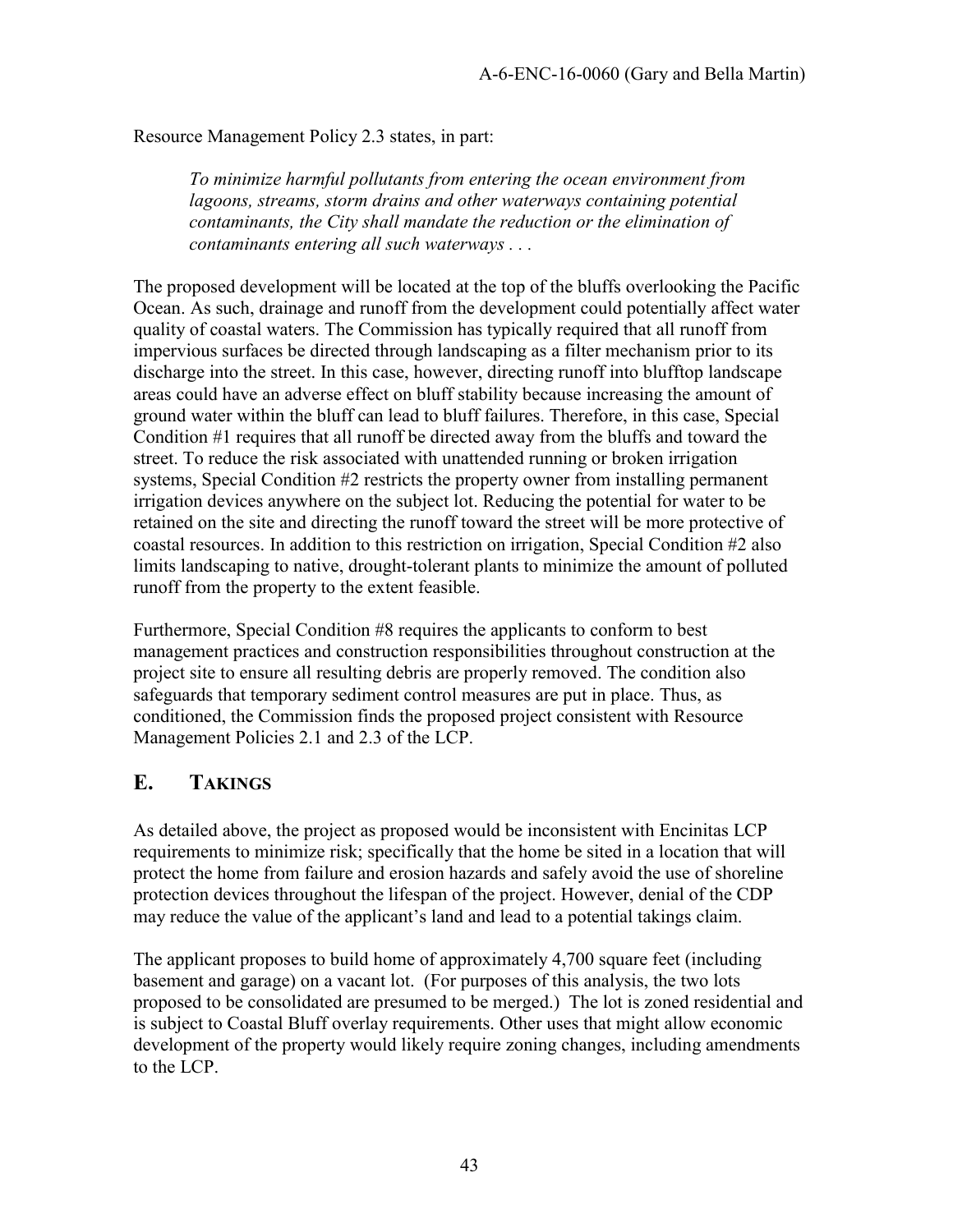Resource Management Policy 2.3 states, in part:

> *To minimize harmful pollutants from entering the ocean environment from lagoons, streams, storm drains and other waterways containing potential contaminants, the City shall mandate the reduction or the elimination of contaminants entering all such waterways . . .*

The proposed development will be located at the top of the bluffs overlooking the Pacific Ocean. As such, drainage and runoff from the development could potentially affect water quality of coastal waters. The Commission has typically required that all runoff from impervious surfaces be directed through landscaping as a filter mechanism prior to its discharge into the street. In this case, however, directing runoff into blufftop landscape areas could have an adverse effect on bluff stability because increasing the amount of ground water within the bluff can lead to bluff failures. Therefore, in this case, Special Condition #1 requires that all runoff be directed away from the bluffs and toward the street. To reduce the risk associated with unattended running or broken irrigation systems, Special Condition #2 restricts the property owner from installing permanent irrigation devices anywhere on the subject lot. Reducing the potential for water to be retained on the site and directing the runoff toward the street will be more protective of coastal resources. In addition to this restriction on irrigation, Special Condition #2 also limits landscaping to native, drought-tolerant plants to minimize the amount of polluted runoff from the property to the extent feasible.

Furthermore, Special Condition #8 requires the applicants to conform to best management practices and construction responsibilities throughout construction at the project site to ensure all resulting debris are properly removed. The condition also safeguards that temporary sediment control measures are put in place. Thus, as conditioned, the Commission finds the proposed project consistent with Resource Management Policies 2.1 and 2.3 of the LCP.

## E. TAKINGS

As detailed above, the project as proposed would be inconsistent with Encinitas LCP requirements to minimize risk; specifically that the home be sited in a location that will protect the home from failure and erosion hazards and safely avoid the use of shoreline protection devices throughout the lifespan of the project. However, denial of the CDP may reduce the value of the applicant's land and lead to a potential takings claim.

The applicant proposes to build home of approximately 4,700 square feet (including basement and garage) on a vacant lot. (For purposes of this analysis, the two lots proposed to be consolidated are presumed to be merged.) The lot is zoned residential and is subject to Coastal Bluff overlay requirements. Other uses that might allow economic development of the property would likely require zoning changes, including amendments to the LCP.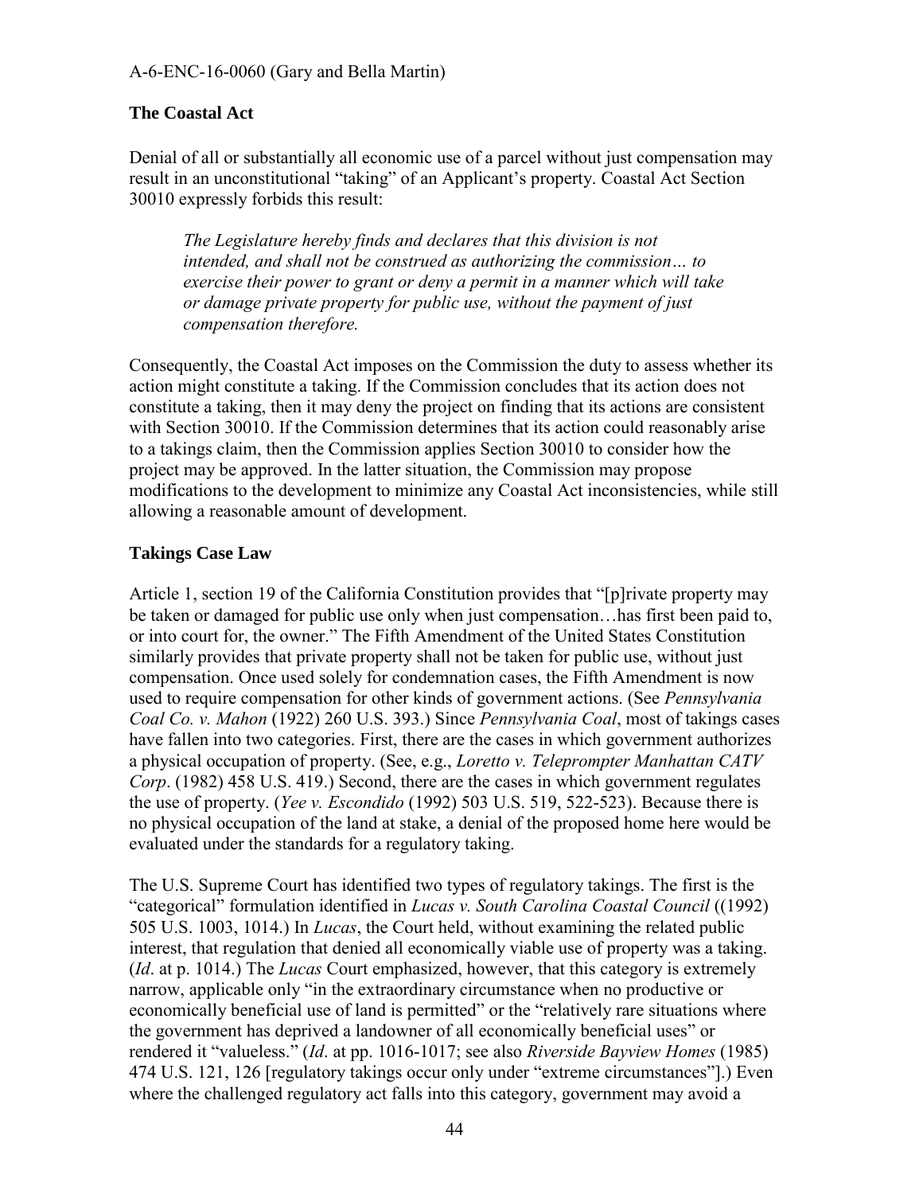**The Coastal Act**

Denial of all or substantially all economic use of a parcel without just compensation may result in an unconstitutional "taking" of an Applicant's property. Coastal Act Section 30010 expressly forbids this result:

> *The Legislature hereby finds and declares that this division is not intended, and shall not be construed as authorizing the commission… to exercise their power to grant or deny a permit in a manner which will take or damage private property for public use, without the payment of just compensation therefore.*

Consequently, the Coastal Act imposes on the Commission the duty to assess whether its action might constitute a taking. If the Commission concludes that its action does not constitute a taking, then it may deny the project on finding that its actions are consistent with Section 30010. If the Commission determines that its action could reasonably arise to a takings claim, then the Commission applies Section 30010 to consider how the project may be approved. In the latter situation, the Commission may propose modifications to the development to minimize any Coastal Act inconsistencies, while still allowing a reasonable amount of development.

**Takings Case Law**

Article 1, section 19 of the California Constitution provides that "[p]rivate property may be taken or damaged for public use only when just compensation…has first been paid to, or into court for, the owner." The Fifth Amendment of the United States Constitution similarly provides that private property shall not be taken for public use, without just compensation. Once used solely for condemnation cases, the Fifth Amendment is now used to require compensation for other kinds of government actions. (See *Pennsylvania Coal Co. v. Mahon* (1922) 260 U.S. 393.) Since *Pennsylvania Coal*, most of takings cases have fallen into two categories. First, there are the cases in which government authorizes a physical occupation of property. (See, e.g., *Loretto v. Teleprompter Manhattan CATV Corp*. (1982) 458 U.S. 419.) Second, there are the cases in which government regulates the use of property. (*Yee v. Escondido* (1992) 503 U.S. 519, 522-523). Because there is no physical occupation of the land at stake, a denial of the proposed home here would be evaluated under the standards for a regulatory taking.

The U.S. Supreme Court has identified two types of regulatory takings. The first is the "categorical" formulation identified in *Lucas v. South Carolina Coastal Council* ((1992) 505 U.S. 1003, 1014.) In *Lucas*, the Court held, without examining the related public interest, that regulation that denied all economically viable use of property was a taking. (*Id*. at p. 1014.) The *Lucas* Court emphasized, however, that this category is extremely narrow, applicable only "in the extraordinary circumstance when no productive or economically beneficial use of land is permitted" or the "relatively rare situations where the government has deprived a landowner of all economically beneficial uses" or rendered it "valueless." (*Id*. at pp. 1016-1017; see also *Riverside Bayview Homes* (1985) 474 U.S. 121, 126 [regulatory takings occur only under "extreme circumstances"].) Even where the challenged regulatory act falls into this category, government may avoid a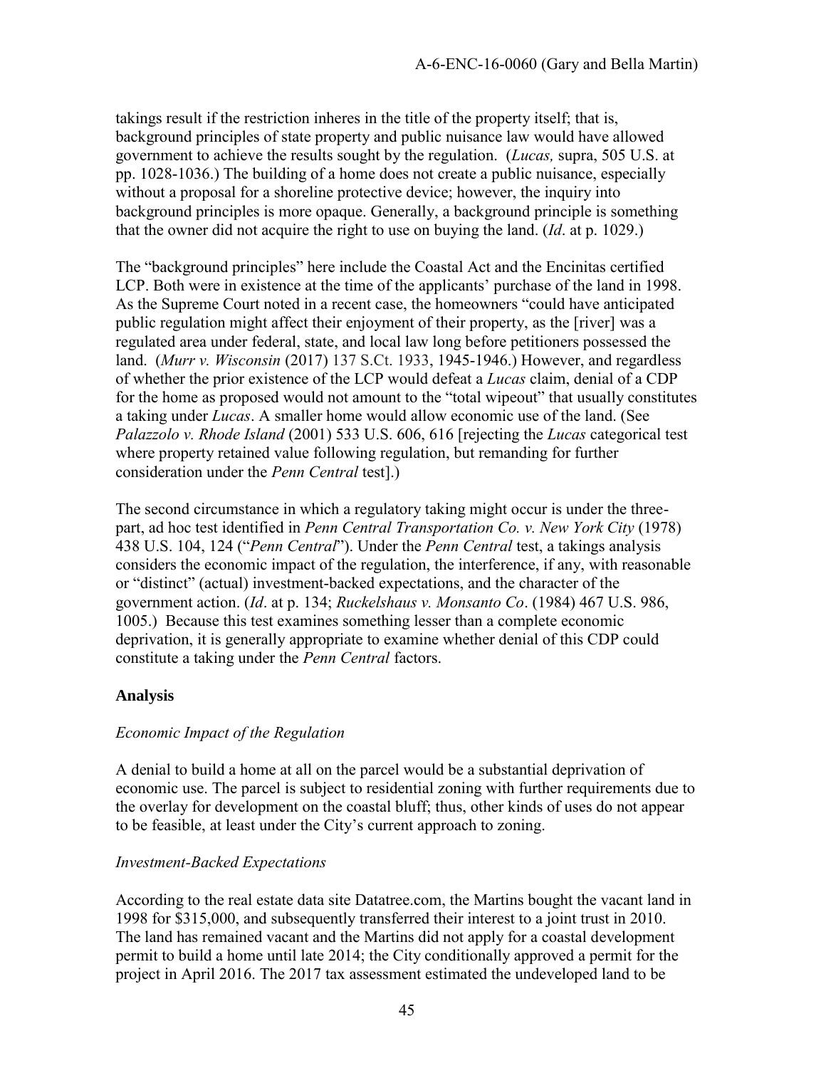takings result if the restriction inheres in the title of the property itself; that is, background principles of state property and public nuisance law would have allowed government to achieve the results sought by the regulation. (*Lucas,* supra, 505 U.S. at pp. 1028-1036.) The building of a home does not create a public nuisance, especially without a proposal for a shoreline protective device; however, the inquiry into background principles is more opaque. Generally, a background principle is something that the owner did not acquire the right to use on buying the land. (*Id*. at p. 1029.)

The "background principles" here include the Coastal Act and the Encinitas certified LCP. Both were in existence at the time of the applicants' purchase of the land in 1998. As the Supreme Court noted in a recent case, the homeowners "could have anticipated public regulation might affect their enjoyment of their property, as the [river] was a regulated area under federal, state, and local law long before petitioners possessed the land. (*Murr v. Wisconsin* (2017) 137 S.Ct. 1933, 1945-1946.) However, and regardless of whether the prior existence of the LCP would defeat a *Lucas* claim, denial of a CDP for the home as proposed would not amount to the "total wipeout" that usually constitutes a taking under *Lucas*. A smaller home would allow economic use of the land. (See *Palazzolo v. Rhode Island* (2001) 533 U.S. 606, 616 [rejecting the *Lucas* categorical test where property retained value following regulation, but remanding for further consideration under the *Penn Central* test].)

The second circumstance in which a regulatory taking might occur is under the three-part, ad hoc test identified in *Penn Central Transportation Co. v. New York City* (1978) 438 U.S. 104, 124 ("*Penn Central*"). Under the *Penn Central* test, a takings analysis considers the economic impact of the regulation, the interference, if any, with reasonable or "distinct" (actual) investment-backed expectations, and the character of the government action. (*Id*. at p. 134; *Ruckelshaus v. Monsanto Co*. (1984) 467 U.S. 986, 1005.) Because this test examines something lesser than a complete economic deprivation, it is generally appropriate to examine whether denial of this CDP could constitute a taking under the *Penn Central* factors.

**Analysis**

*Economic Impact of the Regulation*

A denial to build a home at all on the parcel would be a substantial deprivation of economic use. The parcel is subject to residential zoning with further requirements due to the overlay for development on the coastal bluff; thus, other kinds of uses do not appear to be feasible, at least under the City's current approach to zoning.

*Investment-Backed Expectations*

According to the real estate data site Datatree.com, the Martins bought the vacant land in 1998 for $315,000, and subsequently transferred their interest to a joint trust in 2010. The land has remained vacant and the Martins did not apply for a coastal development permit to build a home until late 2014; the City conditionally approved a permit for the project in April 2016. The 2017 tax assessment estimated the undeveloped land to be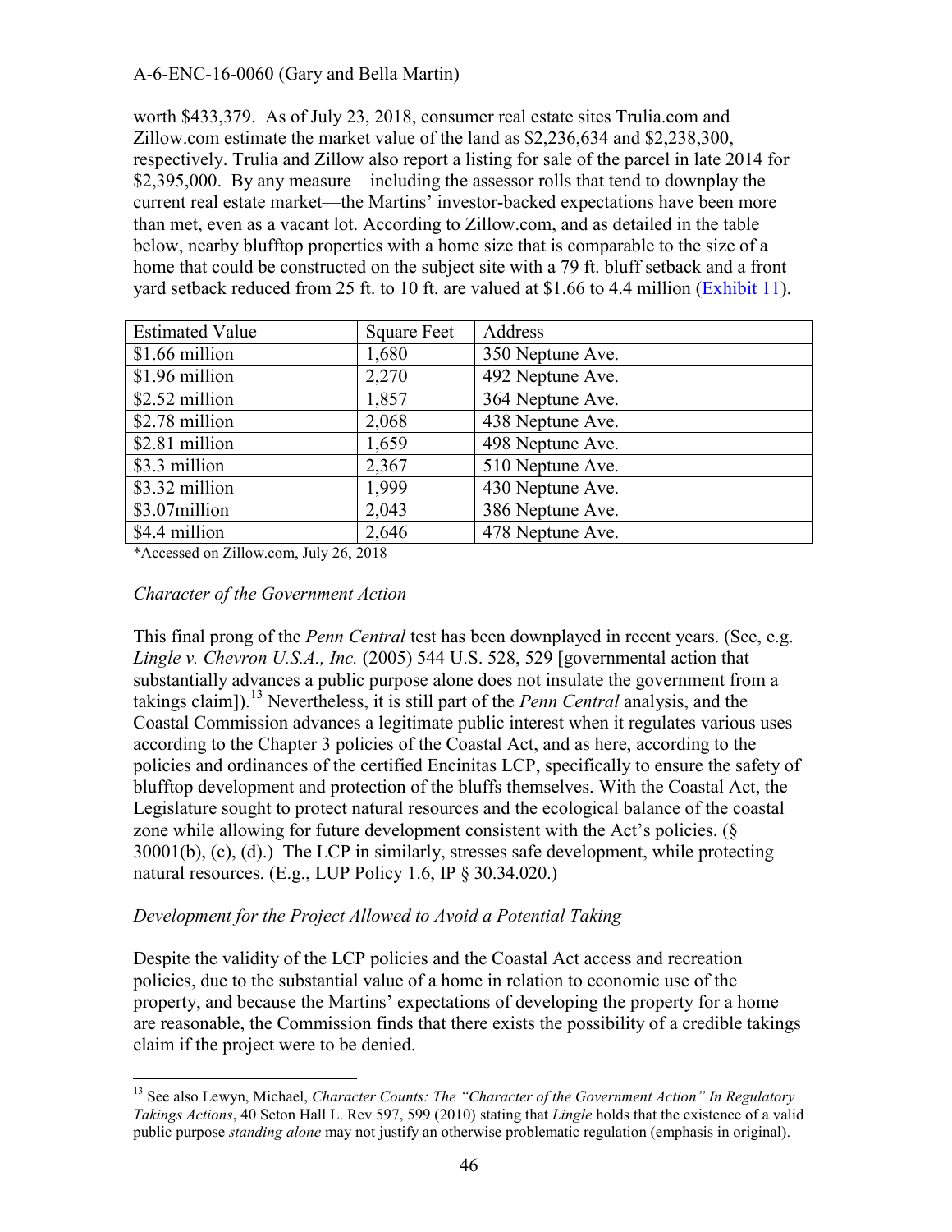worth $433,379. As of July 23, 2018, consumer real estate sites Trulia.com and Zillow.com estimate the market value of the land as $2,236,634 and $2,238,300, respectively. Trulia and Zillow also report a listing for sale of the parcel in late 2014 for $2,395,000. By any measure – including the assessor rolls that tend to downplay the current real estate market—the Martins' investor-backed expectations have been more than met, even as a vacant lot. According to Zillow.com, and as detailed in the table below, nearby blufftop properties with a home size that is comparable to the size of a home that could be constructed on the subject site with a 79 ft. bluff setback and a front yard setback reduced from 25 ft. to 10 ft. are valued at $1.66 to 4.4 million (Exhibit 11).

| Estimated Value | Square Feet | Address |
|---|---|---|
| $1.66 million | 1,680 | 350 Neptune Ave. |
| $1.96 million | 2,270 | 492 Neptune Ave. |
| $2.52 million | 1,857 | 364 Neptune Ave. |
| $2.78 million | 2,068 | 438 Neptune Ave. |
| $2.81 million | 1,659 | 498 Neptune Ave. |
| $3.3 million | 2,367 | 510 Neptune Ave. |
| $3.32 million | 1,999 | 430 Neptune Ave. |
| $3.07million | 2,043 | 386 Neptune Ave. |
| $4.4 million | 2,646 | 478 Neptune Ave. |

*Accessed on Zillow.com, July 26, 2018

*Character of the Government Action*

This final prong of the *Penn Central* test has been downplayed in recent years. (See, e.g. *Lingle v. Chevron U.S.A., Inc.* (2005) 544 U.S. 528, 529 [governmental action that substantially advances a public purpose alone does not insulate the government from a takings claim]).[13] Nevertheless, it is still part of the *Penn Central* analysis, and the Coastal Commission advances a legitimate public interest when it regulates various uses according to the Chapter 3 policies of the Coastal Act, and as here, according to the policies and ordinances of the certified Encinitas LCP, specifically to ensure the safety of blufftop development and protection of the bluffs themselves. With the Coastal Act, the Legislature sought to protect natural resources and the ecological balance of the coastal zone while allowing for future development consistent with the Act's policies. (§ 30001(b), (c), (d).) The LCP in similarly, stresses safe development, while protecting natural resources. (E.g., LUP Policy 1.6, IP § 30.34.020.)

*Development for the Project Allowed to Avoid a Potential Taking*

Despite the validity of the LCP policies and the Coastal Act access and recreation policies, due to the substantial value of a home in relation to economic use of the property, and because the Martins' expectations of developing the property for a home are reasonable, the Commission finds that there exists the possibility of a credible takings claim if the project were to be denied.

[13] See also Lewyn, Michael, *Character Counts: The "Character of the Government Action" In Regulatory Takings Actions*, 40 Seton Hall L. Rev 597, 599 (2010) stating that *Lingle* holds that the existence of a valid public purpose *standing alone* may not justify an otherwise problematic regulation (emphasis in original).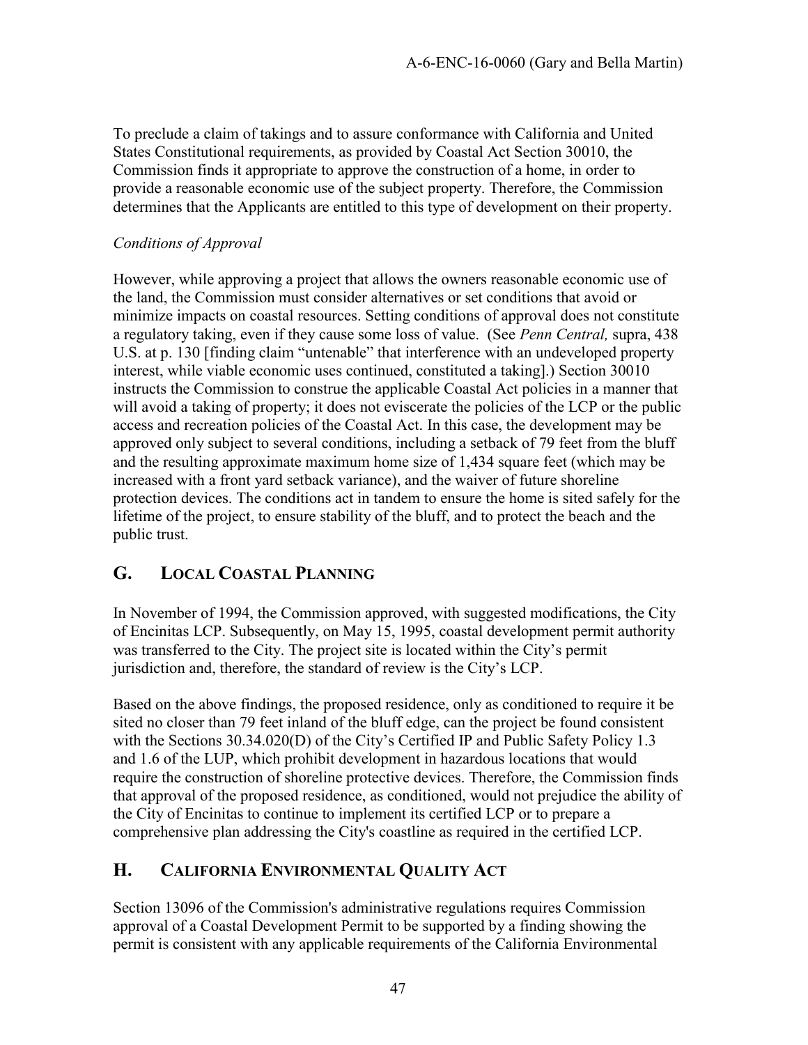To preclude a claim of takings and to assure conformance with California and United States Constitutional requirements, as provided by Coastal Act Section 30010, the Commission finds it appropriate to approve the construction of a home, in order to provide a reasonable economic use of the subject property. Therefore, the Commission determines that the Applicants are entitled to this type of development on their property.

*Conditions of Approval*

However, while approving a project that allows the owners reasonable economic use of the land, the Commission must consider alternatives or set conditions that avoid or minimize impacts on coastal resources. Setting conditions of approval does not constitute a regulatory taking, even if they cause some loss of value. (See *Penn Central,* supra, 438 U.S. at p. 130 [finding claim "untenable" that interference with an undeveloped property interest, while viable economic uses continued, constituted a taking].) Section 30010 instructs the Commission to construe the applicable Coastal Act policies in a manner that will avoid a taking of property; it does not eviscerate the policies of the LCP or the public access and recreation policies of the Coastal Act. In this case, the development may be approved only subject to several conditions, including a setback of 79 feet from the bluff and the resulting approximate maximum home size of 1,434 square feet (which may be increased with a front yard setback variance), and the waiver of future shoreline protection devices. The conditions act in tandem to ensure the home is sited safely for the lifetime of the project, to ensure stability of the bluff, and to protect the beach and the public trust.

## G. Local Coastal Planning

In November of 1994, the Commission approved, with suggested modifications, the City of Encinitas LCP. Subsequently, on May 15, 1995, coastal development permit authority was transferred to the City. The project site is located within the City's permit jurisdiction and, therefore, the standard of review is the City's LCP.

Based on the above findings, the proposed residence, only as conditioned to require it be sited no closer than 79 feet inland of the bluff edge, can the project be found consistent with the Sections 30.34.020(D) of the City's Certified IP and Public Safety Policy 1.3 and 1.6 of the LUP, which prohibit development in hazardous locations that would require the construction of shoreline protective devices. Therefore, the Commission finds that approval of the proposed residence, as conditioned, would not prejudice the ability of the City of Encinitas to continue to implement its certified LCP or to prepare a comprehensive plan addressing the City's coastline as required in the certified LCP.

## H. California Environmental Quality Act

Section 13096 of the Commission's administrative regulations requires Commission approval of a Coastal Development Permit to be supported by a finding showing the permit is consistent with any applicable requirements of the California Environmental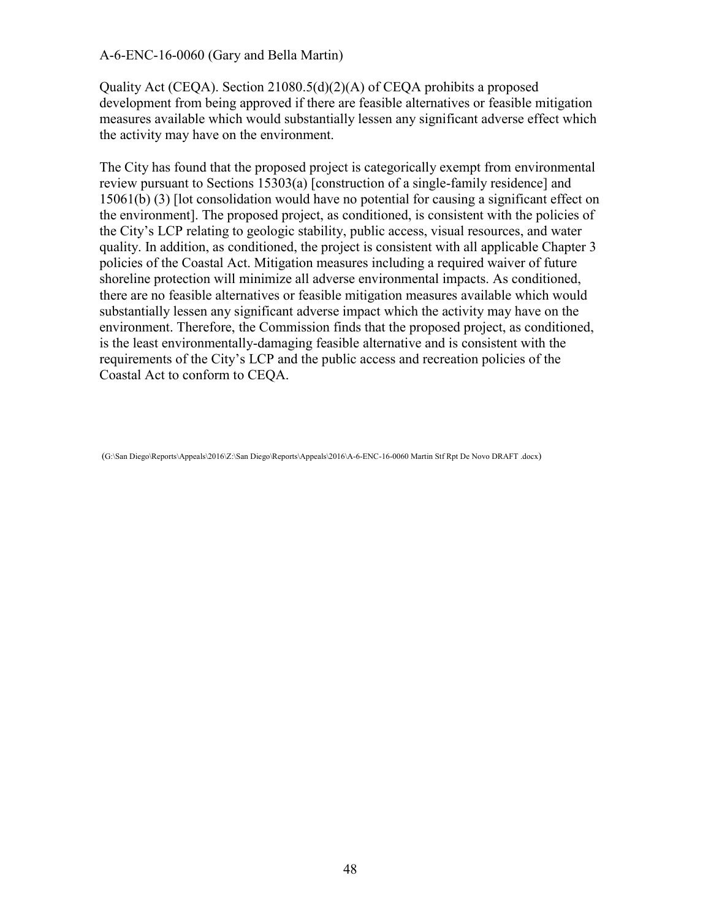Quality Act (CEQA). Section 21080.5(d)(2)(A) of CEQA prohibits a proposed development from being approved if there are feasible alternatives or feasible mitigation measures available which would substantially lessen any significant adverse effect which the activity may have on the environment.

The City has found that the proposed project is categorically exempt from environmental review pursuant to Sections 15303(a) [construction of a single-family residence] and 15061(b) (3) [lot consolidation would have no potential for causing a significant effect on the environment]. The proposed project, as conditioned, is consistent with the policies of the City's LCP relating to geologic stability, public access, visual resources, and water quality. In addition, as conditioned, the project is consistent with all applicable Chapter 3 policies of the Coastal Act. Mitigation measures including a required waiver of future shoreline protection will minimize all adverse environmental impacts. As conditioned, there are no feasible alternatives or feasible mitigation measures available which would substantially lessen any significant adverse impact which the activity may have on the environment. Therefore, the Commission finds that the proposed project, as conditioned, is the least environmentally-damaging feasible alternative and is consistent with the requirements of the City's LCP and the public access and recreation policies of the Coastal Act to conform to CEQA.

(G:\San Diego\Reports\Appeals\2016\Z:\San Diego\Reports\Appeals\2016\A-6-ENC-16-0060 Martin Stf Rpt De Novo DRAFT .docx)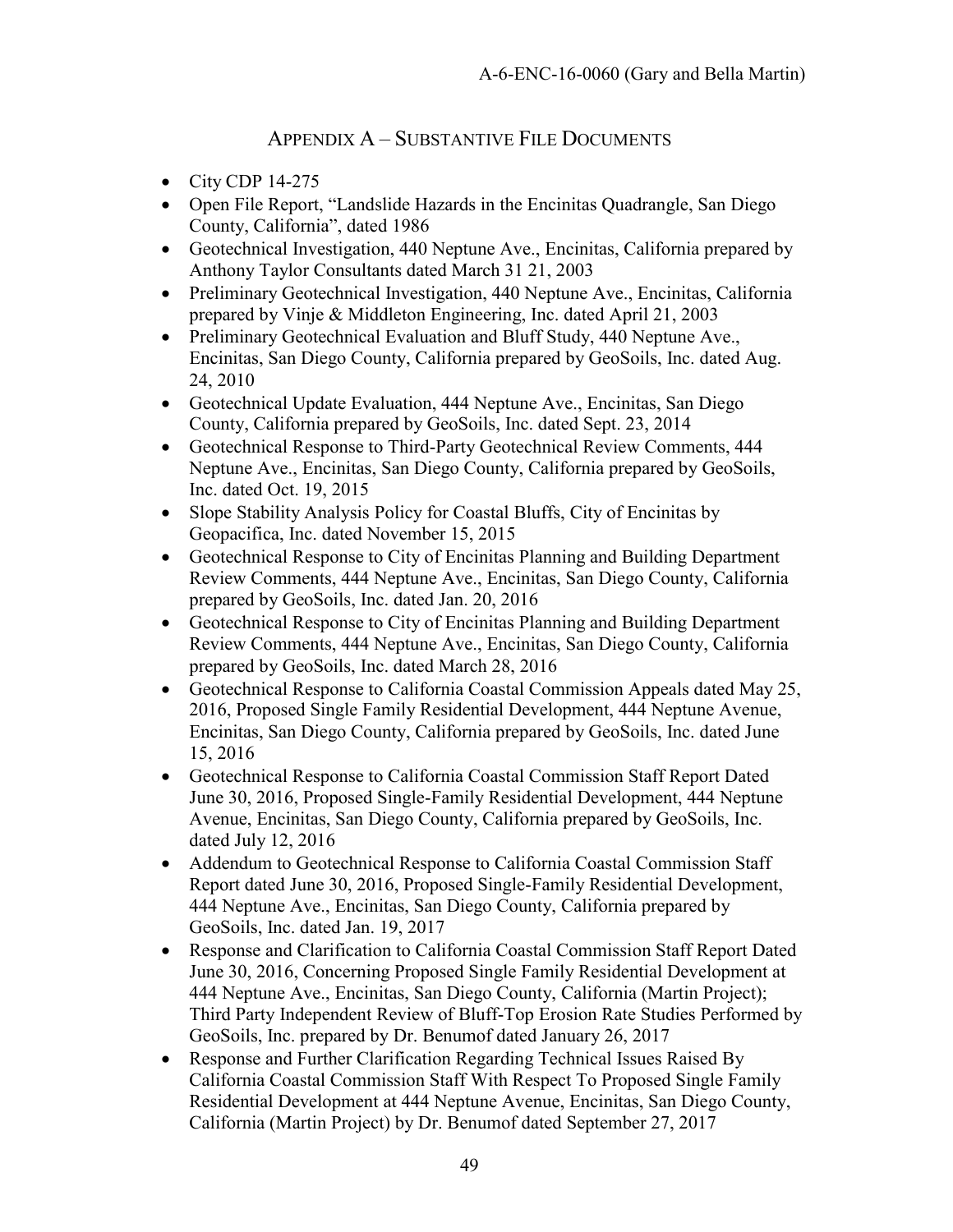## Appendix A – Substantive File Documents

- City CDP 14-275
- Open File Report, "Landslide Hazards in the Encinitas Quadrangle, San Diego County, California", dated 1986
- Geotechnical Investigation, 440 Neptune Ave., Encinitas, California prepared by Anthony Taylor Consultants dated March 31 21, 2003
- Preliminary Geotechnical Investigation, 440 Neptune Ave., Encinitas, California prepared by Vinje & Middleton Engineering, Inc. dated April 21, 2003
- Preliminary Geotechnical Evaluation and Bluff Study, 440 Neptune Ave., Encinitas, San Diego County, California prepared by GeoSoils, Inc. dated Aug. 24, 2010
- Geotechnical Update Evaluation, 444 Neptune Ave., Encinitas, San Diego County, California prepared by GeoSoils, Inc. dated Sept. 23, 2014
- Geotechnical Response to Third-Party Geotechnical Review Comments, 444 Neptune Ave., Encinitas, San Diego County, California prepared by GeoSoils, Inc. dated Oct. 19, 2015
- Slope Stability Analysis Policy for Coastal Bluffs, City of Encinitas by Geopacifica, Inc. dated November 15, 2015
- Geotechnical Response to City of Encinitas Planning and Building Department Review Comments, 444 Neptune Ave., Encinitas, San Diego County, California prepared by GeoSoils, Inc. dated Jan. 20, 2016
- Geotechnical Response to City of Encinitas Planning and Building Department Review Comments, 444 Neptune Ave., Encinitas, San Diego County, California prepared by GeoSoils, Inc. dated March 28, 2016
- Geotechnical Response to California Coastal Commission Appeals dated May 25, 2016, Proposed Single Family Residential Development, 444 Neptune Avenue, Encinitas, San Diego County, California prepared by GeoSoils, Inc. dated June 15, 2016
- Geotechnical Response to California Coastal Commission Staff Report Dated June 30, 2016, Proposed Single-Family Residential Development, 444 Neptune Avenue, Encinitas, San Diego County, California prepared by GeoSoils, Inc. dated July 12, 2016
- Addendum to Geotechnical Response to California Coastal Commission Staff Report dated June 30, 2016, Proposed Single-Family Residential Development, 444 Neptune Ave., Encinitas, San Diego County, California prepared by GeoSoils, Inc. dated Jan. 19, 2017
- Response and Clarification to California Coastal Commission Staff Report Dated June 30, 2016, Concerning Proposed Single Family Residential Development at 444 Neptune Ave., Encinitas, San Diego County, California (Martin Project); Third Party Independent Review of Bluff-Top Erosion Rate Studies Performed by GeoSoils, Inc. prepared by Dr. Benumof dated January 26, 2017
- Response and Further Clarification Regarding Technical Issues Raised By California Coastal Commission Staff With Respect To Proposed Single Family Residential Development at 444 Neptune Avenue, Encinitas, San Diego County, California (Martin Project) by Dr. Benumof dated September 27, 2017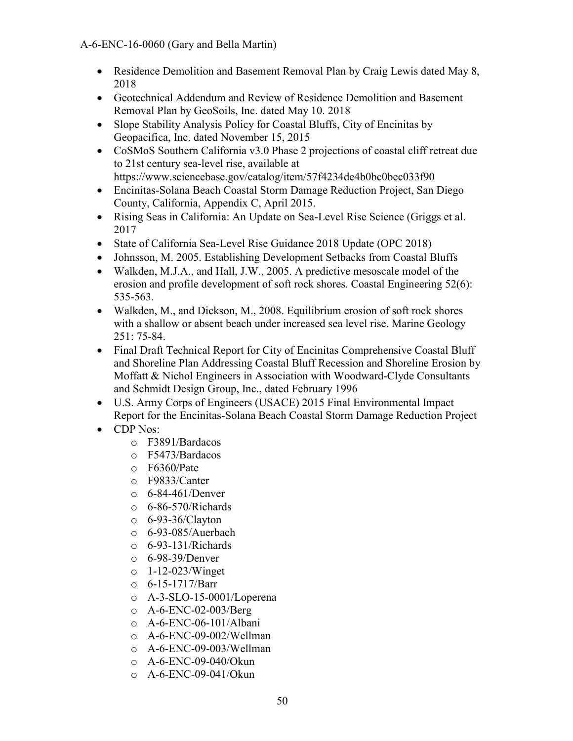- Residence Demolition and Basement Removal Plan by Craig Lewis dated May 8, 2018
- Geotechnical Addendum and Review of Residence Demolition and Basement Removal Plan by GeoSoils, Inc. dated May 10. 2018
- Slope Stability Analysis Policy for Coastal Bluffs, City of Encinitas by Geopacifica, Inc. dated November 15, 2015
- CoSMoS Southern California v3.0 Phase 2 projections of coastal cliff retreat due to 21st century sea-level rise, available at https://www.sciencebase.gov/catalog/item/57f4234de4b0bc0bec033f90
- Encinitas-Solana Beach Coastal Storm Damage Reduction Project, San Diego County, California, Appendix C, April 2015.
- Rising Seas in California: An Update on Sea-Level Rise Science (Griggs et al. 2017
- State of California Sea-Level Rise Guidance 2018 Update (OPC 2018)
- Johnsson, M. 2005. Establishing Development Setbacks from Coastal Bluffs
- Walkden, M.J.A., and Hall, J.W., 2005. A predictive mesoscale model of the erosion and profile development of soft rock shores. Coastal Engineering 52(6): 535-563.
- Walkden, M., and Dickson, M., 2008. Equilibrium erosion of soft rock shores with a shallow or absent beach under increased sea level rise. Marine Geology 251: 75-84.
- Final Draft Technical Report for City of Encinitas Comprehensive Coastal Bluff and Shoreline Plan Addressing Coastal Bluff Recession and Shoreline Erosion by Moffatt & Nichol Engineers in Association with Woodward-Clyde Consultants and Schmidt Design Group, Inc., dated February 1996
- U.S. Army Corps of Engineers (USACE) 2015 Final Environmental Impact Report for the Encinitas-Solana Beach Coastal Storm Damage Reduction Project
- CDP Nos:
  - F3891/Bardacos
  - F5473/Bardacos
  - F6360/Pate
  - F9833/Canter
  - 6-84-461/Denver
  - 6-86-570/Richards
  - 6-93-36/Clayton
  - 6-93-085/Auerbach
  - 6-93-131/Richards
  - 6-98-39/Denver
  - 1-12-023/Winget
  - 6-15-1717/Barr
  - A-3-SLO-15-0001/Loperena
  - A-6-ENC-02-003/Berg
  - A-6-ENC-06-101/Albani
  - A-6-ENC-09-002/Wellman
  - A-6-ENC-09-003/Wellman
  - A-6-ENC-09-040/Okun
  - A-6-ENC-09-041/Okun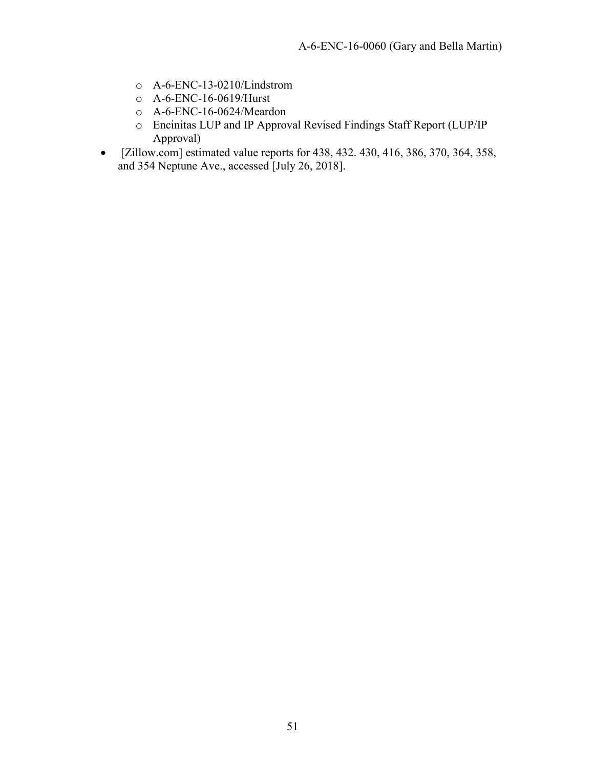- A-6-ENC-13-0210/Lindstrom
  - A-6-ENC-16-0619/Hurst
  - A-6-ENC-16-0624/Meardon
  - Encinitas LUP and IP Approval Revised Findings Staff Report (LUP/IP Approval)
- [Zillow.com] estimated value reports for 438, 432. 430, 416, 386, 370, 364, 358, and 354 Neptune Ave., accessed [July 26, 2018].